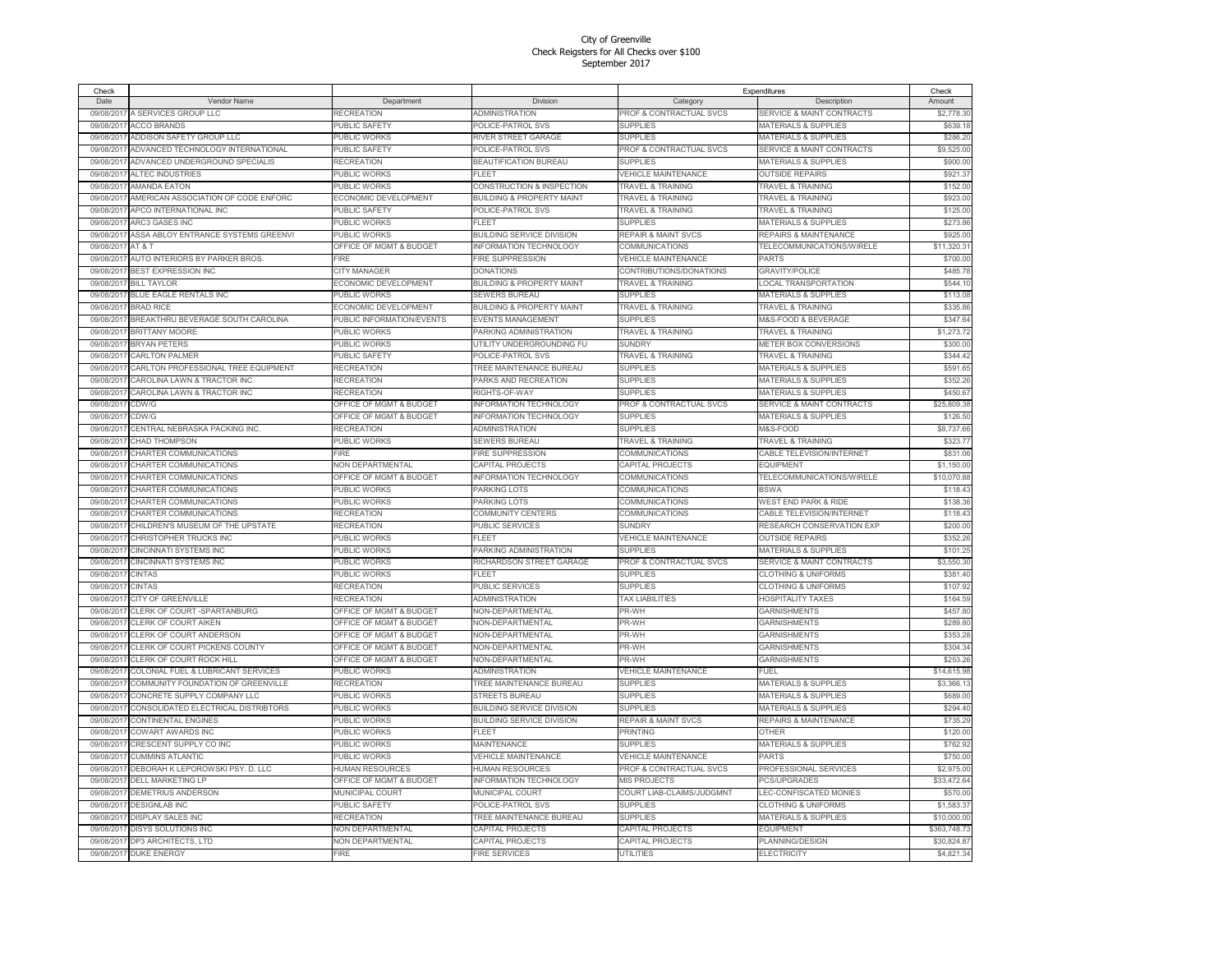# City of Greenville
## Check Reigsters for All Checks over $100
### September 2017

| Check Date | Vendor Name | Department | Division | Expenditures Category | Expenditures Description | Check Amount |
|---|---|---|---|---|---|---|
| 09/08/2017 | A SERVICES GROUP LLC | RECREATION | ADMINISTRATION | PROF & CONTRACTUAL SVCS | SERVICE & MAINT CONTRACTS | $2,778.30 |
| 09/08/2017 | ACCO BRANDS | PUBLIC SAFETY | POLICE-PATROL SVS | SUPPLIES | MATERIALS & SUPPLIES | $639.18 |
| 09/08/2017 | ADDISON SAFETY GROUP LLC | PUBLIC WORKS | RIVER STREET GARAGE | SUPPLIES | MATERIALS & SUPPLIES | $286.20 |
| 09/08/2017 | ADVANCED TECHNOLOGY INTERNATIONAL | PUBLIC SAFETY | POLICE-PATROL SVS | PROF & CONTRACTUAL SVCS | SERVICE & MAINT CONTRACTS | $9,525.00 |
| 09/08/2017 | ADVANCED UNDERGROUND SPECIALIS | RECREATION | BEAUTIFICATION BUREAU | SUPPLIES | MATERIALS & SUPPLIES | $900.00 |
| 09/08/2017 | ALTEC INDUSTRIES | PUBLIC WORKS | FLEET | VEHICLE MAINTENANCE | OUTSIDE REPAIRS | $921.37 |
| 09/08/2017 | AMANDA EATON | PUBLIC WORKS | CONSTRUCTION & INSPECTION | TRAVEL & TRAINING | TRAVEL & TRAINING | $152.00 |
| 09/08/2017 | AMERICAN ASSOCIATION OF CODE ENFORC | ECONOMIC DEVELOPMENT | BUILDING & PROPERTY MAINT | TRAVEL & TRAINING | TRAVEL & TRAINING | $923.00 |
| 09/08/2017 | APCO INTERNATIONAL INC | PUBLIC SAFETY | POLICE-PATROL SVS | TRAVEL & TRAINING | TRAVEL & TRAINING | $125.00 |
| 09/08/2017 | ARC3 GASES INC | PUBLIC WORKS | FLEET | SUPPLIES | MATERIALS & SUPPLIES | $273.86 |
| 09/08/2017 | ASSA ABLOY ENTRANCE SYSTEMS GREENVI | PUBLIC WORKS | BUILDING SERVICE DIVISION | REPAIR & MAINT SVCS | REPAIRS & MAINTENANCE | $925.00 |
| 09/08/2017 | AT & T | OFFICE OF MGMT & BUDGET | INFORMATION TECHNOLOGY | COMMUNICATIONS | TELECOMMUNICATIONS/WIRELE | $11,320.31 |
| 09/08/2017 | AUTO INTERIORS BY PARKER BROS. | FIRE | FIRE SUPPRESSION | VEHICLE MAINTENANCE | PARTS | $700.00 |
| 09/08/2017 | BEST EXPRESSION INC | CITY MANAGER | DONATIONS | CONTRIBUTIONS/DONATIONS | GRAVITY/POLICE | $485.78 |
| 09/08/2017 | BILL TAYLOR | ECONOMIC DEVELOPMENT | BUILDING & PROPERTY MAINT | TRAVEL & TRAINING | LOCAL TRANSPORTATION | $544.10 |
| 09/08/2017 | BLUE EAGLE RENTALS INC | PUBLIC WORKS | SEWERS BUREAU | SUPPLIES | MATERIALS & SUPPLIES | $113.08 |
| 09/08/2017 | BRAD RICE | ECONOMIC DEVELOPMENT | BUILDING & PROPERTY MAINT | TRAVEL & TRAINING | TRAVEL & TRAINING | $335.86 |
| 09/08/2017 | BREAKTHRU BEVERAGE SOUTH CAROLINA | PUBLIC INFORMATION/EVENTS | EVENTS MANAGEMENT | SUPPLIES | M&S-FOOD & BEVERAGE | $347.64 |
| 09/08/2017 | BRITTANY MOORE | PUBLIC WORKS | PARKING ADMINISTRATION | TRAVEL & TRAINING | TRAVEL & TRAINING | $1,273.72 |
| 09/08/2017 | BRYAN PETERS | PUBLIC WORKS | UTILITY UNDERGROUNDING FU | SUNDRY | METER BOX CONVERSIONS | $300.00 |
| 09/08/2017 | CARLTON PALMER | PUBLIC SAFETY | POLICE-PATROL SVS | TRAVEL & TRAINING | TRAVEL & TRAINING | $344.42 |
| 09/08/2017 | CARLTON PROFESSIONAL TREE EQUIPMENT | RECREATION | TREE MAINTENANCE BUREAU | SUPPLIES | MATERIALS & SUPPLIES | $591.65 |
| 09/08/2017 | CAROLINA LAWN & TRACTOR INC | RECREATION | PARKS AND RECREATION | SUPPLIES | MATERIALS & SUPPLIES | $352.26 |
| 09/08/2017 | CAROLINA LAWN & TRACTOR INC | RECREATION | RIGHTS-OF-WAY | SUPPLIES | MATERIALS & SUPPLIES | $450.67 |
| 09/08/2017 | CDW/G | OFFICE OF MGMT & BUDGET | INFORMATION TECHNOLOGY | PROF & CONTRACTUAL SVCS | SERVICE & MAINT CONTRACTS | $25,809.38 |
| 09/08/2017 | CDW/G | OFFICE OF MGMT & BUDGET | INFORMATION TECHNOLOGY | SUPPLIES | MATERIALS & SUPPLIES | $126.50 |
| 09/08/2017 | CENTRAL NEBRASKA PACKING INC. | RECREATION | ADMINISTRATION | SUPPLIES | M&S-FOOD | $8,737.66 |
| 09/08/2017 | CHAD THOMPSON | PUBLIC WORKS | SEWERS BUREAU | TRAVEL & TRAINING | TRAVEL & TRAINING | $323.77 |
| 09/08/2017 | CHARTER COMMUNICATIONS | FIRE | FIRE SUPPRESSION | COMMUNICATIONS | CABLE TELEVISION/INTERNET | $831.06 |
| 09/08/2017 | CHARTER COMMUNICATIONS | NON DEPARTMENTAL | CAPITAL PROJECTS | CAPITAL PROJECTS | EQUIPMENT | $1,150.00 |
| 09/08/2017 | CHARTER COMMUNICATIONS | OFFICE OF MGMT & BUDGET | INFORMATION TECHNOLOGY | COMMUNICATIONS | TELECOMMUNICATIONS/WIRELE | $10,070.88 |
| 09/08/2017 | CHARTER COMMUNICATIONS | PUBLIC WORKS | PARKING LOTS | COMMUNICATIONS | BSWA | $118.43 |
| 09/08/2017 | CHARTER COMMUNICATIONS | PUBLIC WORKS | PARKING LOTS | COMMUNICATIONS | WEST END PARK & RIDE | $138.36 |
| 09/08/2017 | CHARTER COMMUNICATIONS | RECREATION | COMMUNITY CENTERS | COMMUNICATIONS | CABLE TELEVISION/INTERNET | $118.43 |
| 09/08/2017 | CHILDREN'S MUSEUM OF THE UPSTATE | RECREATION | PUBLIC SERVICES | SUNDRY | RESEARCH CONSERVATION EXP | $200.00 |
| 09/08/2017 | CHRISTOPHER TRUCKS INC | PUBLIC WORKS | FLEET | VEHICLE MAINTENANCE | OUTSIDE REPAIRS | $352.26 |
| 09/08/2017 | CINCINNATI SYSTEMS INC | PUBLIC WORKS | PARKING ADMINISTRATION | SUPPLIES | MATERIALS & SUPPLIES | $101.25 |
| 09/08/2017 | CINCINNATI SYSTEMS INC | PUBLIC WORKS | RICHARDSON STREET GARAGE | PROF & CONTRACTUAL SVCS | SERVICE & MAINT CONTRACTS | $3,550.30 |
| 09/08/2017 | CINTAS | PUBLIC WORKS | FLEET | SUPPLIES | CLOTHING & UNIFORMS | $381.40 |
| 09/08/2017 | CINTAS | RECREATION | PUBLIC SERVICES | SUPPLIES | CLOTHING & UNIFORMS | $107.92 |
| 09/08/2017 | CITY OF GREENVILLE | RECREATION | ADMINISTRATION | TAX LIABILITIES | HOSPITALITY TAXES | $164.59 |
| 09/08/2017 | CLERK OF COURT -SPARTANBURG | OFFICE OF MGMT & BUDGET | NON-DEPARTMENTAL | PR-WH | GARNISHMENTS | $457.80 |
| 09/08/2017 | CLERK OF COURT AIKEN | OFFICE OF MGMT & BUDGET | NON-DEPARTMENTAL | PR-WH | GARNISHMENTS | $289.80 |
| 09/08/2017 | CLERK OF COURT ANDERSON | OFFICE OF MGMT & BUDGET | NON-DEPARTMENTAL | PR-WH | GARNISHMENTS | $353.28 |
| 09/08/2017 | CLERK OF COURT PICKENS COUNTY | OFFICE OF MGMT & BUDGET | NON-DEPARTMENTAL | PR-WH | GARNISHMENTS | $304.34 |
| 09/08/2017 | CLERK OF COURT ROCK HILL | OFFICE OF MGMT & BUDGET | NON-DEPARTMENTAL | PR-WH | GARNISHMENTS | $253.26 |
| 09/08/2017 | COLONIAL FUEL & LUBRICANT SERVICES | PUBLIC WORKS | ADMINISTRATION | VEHICLE MAINTENANCE | FUEL | $14,615.98 |
| 09/08/2017 | COMMUNITY FOUNDATION OF GREENVILLE | RECREATION | TREE MAINTENANCE BUREAU | SUPPLIES | MATERIALS & SUPPLIES | $3,366.13 |
| 09/08/2017 | CONCRETE SUPPLY COMPANY LLC | PUBLIC WORKS | STREETS BUREAU | SUPPLIES | MATERIALS & SUPPLIES | $689.00 |
| 09/08/2017 | CONSOLIDATED ELECTRICAL DISTRIBTORS | PUBLIC WORKS | BUILDING SERVICE DIVISION | SUPPLIES | MATERIALS & SUPPLIES | $294.40 |
| 09/08/2017 | CONTINENTAL ENGINES | PUBLIC WORKS | BUILDING SERVICE DIVISION | REPAIR & MAINT SVCS | REPAIRS & MAINTENANCE | $735.29 |
| 09/08/2017 | COWART AWARDS INC | PUBLIC WORKS | FLEET | PRINTING | OTHER | $120.00 |
| 09/08/2017 | CRESCENT SUPPLY CO INC | PUBLIC WORKS | MAINTENANCE | SUPPLIES | MATERIALS & SUPPLIES | $762.92 |
| 09/08/2017 | CUMMINS ATLANTIC | PUBLIC WORKS | VEHICLE MAINTENANCE | VEHICLE MAINTENANCE | PARTS | $750.00 |
| 09/08/2017 | DEBORAH K LEPOROWSKI PSY. D. LLC | HUMAN RESOURCES | HUMAN RESOURCES | PROF & CONTRACTUAL SVCS | PROFESSIONAL SERVICES | $2,975.00 |
| 09/08/2017 | DELL MARKETING LP | OFFICE OF MGMT & BUDGET | INFORMATION TECHNOLOGY | MIS PROJECTS | PCS/UPGRADES | $33,472.64 |
| 09/08/2017 | DEMETRIUS ANDERSON | MUNICIPAL COURT | MUNICIPAL COURT | COURT LIAB-CLAIMS/JUDGMNT | LEC-CONFISCATED MONIES | $570.00 |
| 09/08/2017 | DESIGNLAB INC | PUBLIC SAFETY | POLICE-PATROL SVS | SUPPLIES | CLOTHING & UNIFORMS | $1,583.37 |
| 09/08/2017 | DISPLAY SALES INC | RECREATION | TREE MAINTENANCE BUREAU | SUPPLIES | MATERIALS & SUPPLIES | $10,000.00 |
| 09/08/2017 | DISYS SOLUTIONS INC | NON DEPARTMENTAL | CAPITAL PROJECTS | CAPITAL PROJECTS | EQUIPMENT | $363,748.73 |
| 09/08/2017 | DP3 ARCHITECTS, LTD | NON DEPARTMENTAL | CAPITAL PROJECTS | CAPITAL PROJECTS | PLANNING/DESIGN | $30,824.87 |
| 09/08/2017 | DUKE ENERGY | FIRE | FIRE SERVICES | UTILITIES | ELECTRICITY | $4,821.34 |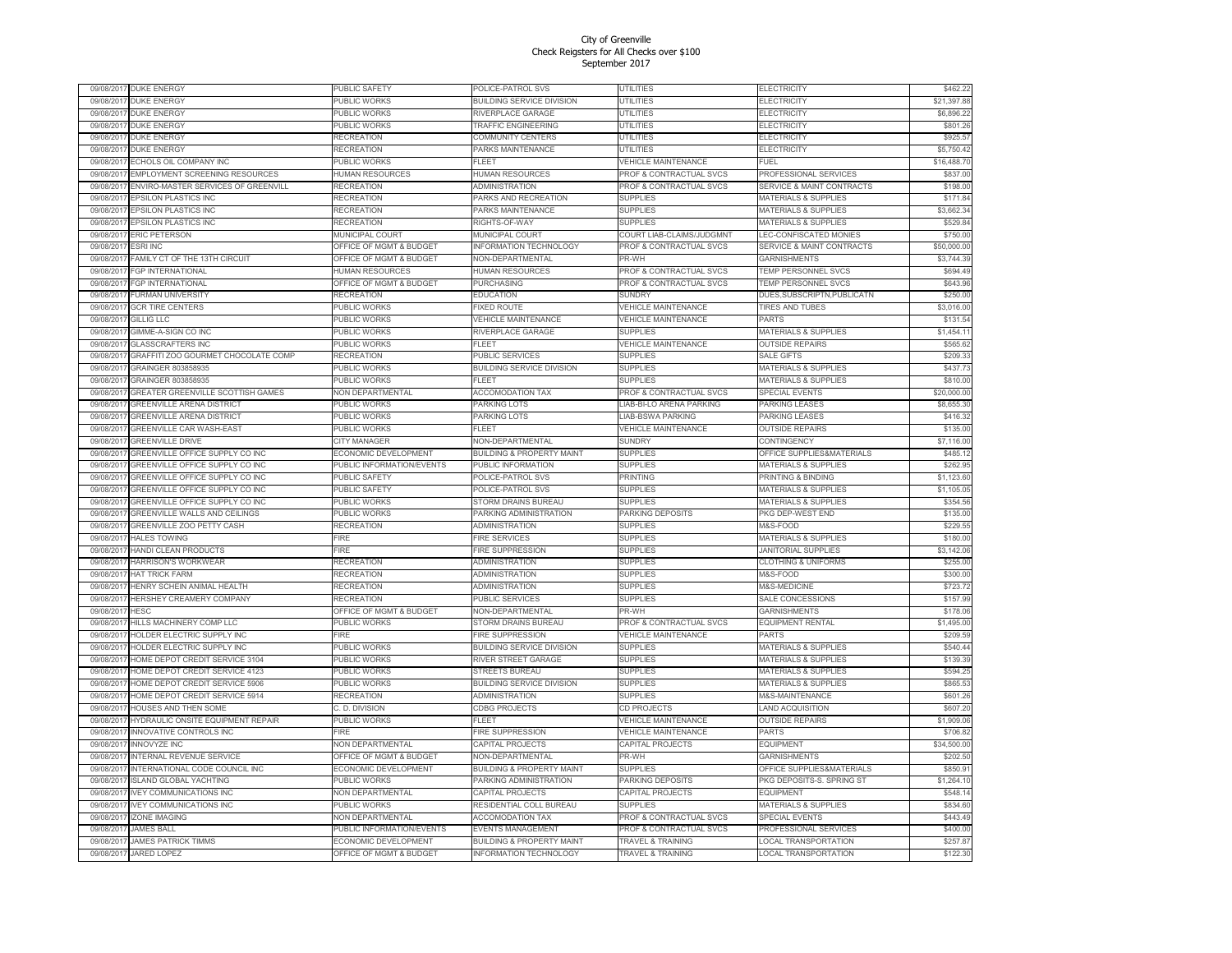# City of Greenville
## Check Reigsters for All Checks over $100
### September 2017

| | | | | | | |
|---|---|---|---|---|---|---|
| 09/08/2017 | DUKE ENERGY | PUBLIC SAFETY | POLICE-PATROL SVS | UTILITIES | ELECTRICITY | $462.22 |
| 09/08/2017 | DUKE ENERGY | PUBLIC WORKS | BUILDING SERVICE DIVISION | UTILITIES | ELECTRICITY | $21,397.88 |
| 09/08/2017 | DUKE ENERGY | PUBLIC WORKS | RIVERPLACE GARAGE | UTILITIES | ELECTRICITY | $6,896.22 |
| 09/08/2017 | DUKE ENERGY | PUBLIC WORKS | TRAFFIC ENGINEERING | UTILITIES | ELECTRICITY | $801.26 |
| 09/08/2017 | DUKE ENERGY | RECREATION | COMMUNITY CENTERS | UTILITIES | ELECTRICITY | $925.57 |
| 09/08/2017 | DUKE ENERGY | RECREATION | PARKS MAINTENANCE | UTILITIES | ELECTRICITY | $5,750.42 |
| 09/08/2017 | ECHOLS OIL COMPANY INC | PUBLIC WORKS | FLEET | VEHICLE MAINTENANCE | FUEL | $16,488.70 |
| 09/08/2017 | EMPLOYMENT SCREENING RESOURCES | HUMAN RESOURCES | HUMAN RESOURCES | PROF & CONTRACTUAL SVCS | PROFESSIONAL SERVICES | $837.00 |
| 09/08/2017 | ENVIRO-MASTER SERVICES OF GREENVILL | RECREATION | ADMINISTRATION | PROF & CONTRACTUAL SVCS | SERVICE & MAINT CONTRACTS | $198.00 |
| 09/08/2017 | EPSILON PLASTICS INC | RECREATION | PARKS AND RECREATION | SUPPLIES | MATERIALS & SUPPLIES | $171.84 |
| 09/08/2017 | EPSILON PLASTICS INC | RECREATION | PARKS MAINTENANCE | SUPPLIES | MATERIALS & SUPPLIES | $3,662.34 |
| 09/08/2017 | EPSILON PLASTICS INC | RECREATION | RIGHTS-OF-WAY | SUPPLIES | MATERIALS & SUPPLIES | $529.84 |
| 09/08/2017 | ERIC PETERSON | MUNICIPAL COURT | MUNICIPAL COURT | COURT LIAB-CLAIMS/JUDGMNT | LEC-CONFISCATED MONIES | $750.00 |
| 09/08/2017 | ESRI INC | OFFICE OF MGMT & BUDGET | INFORMATION TECHNOLOGY | PROF & CONTRACTUAL SVCS | SERVICE & MAINT CONTRACTS | $50,000.00 |
| 09/08/2017 | FAMILY CT OF THE 13TH CIRCUIT | OFFICE OF MGMT & BUDGET | NON-DEPARTMENTAL | PR-WH | GARNISHMENTS | $3,744.39 |
| 09/08/2017 | FGP INTERNATIONAL | HUMAN RESOURCES | HUMAN RESOURCES | PROF & CONTRACTUAL SVCS | TEMP PERSONNEL SVCS | $694.49 |
| 09/08/2017 | FGP INTERNATIONAL | OFFICE OF MGMT & BUDGET | PURCHASING | PROF & CONTRACTUAL SVCS | TEMP PERSONNEL SVCS | $643.96 |
| 09/08/2017 | FURMAN UNIVERSITY | RECREATION | EDUCATION | SUNDRY | DUES,SUBSCRIPTN,PUBLICATN | $250.00 |
| 09/08/2017 | GCR TIRE CENTERS | PUBLIC WORKS | FIXED ROUTE | VEHICLE MAINTENANCE | TIRES AND TUBES | $3,016.00 |
| 09/08/2017 | GILLIG LLC | PUBLIC WORKS | VEHICLE MAINTENANCE | VEHICLE MAINTENANCE | PARTS | $131.54 |
| 09/08/2017 | GIMME-A-SIGN CO INC | PUBLIC WORKS | RIVERPLACE GARAGE | SUPPLIES | MATERIALS & SUPPLIES | $1,454.11 |
| 09/08/2017 | GLASSCRAFTERS INC | PUBLIC WORKS | FLEET | VEHICLE MAINTENANCE | OUTSIDE REPAIRS | $565.62 |
| 09/08/2017 | GRAFFITI ZOO GOURMET CHOCOLATE COMP | RECREATION | PUBLIC SERVICES | SUPPLIES | SALE GIFTS | $209.33 |
| 09/08/2017 | GRAINGER 803858935 | PUBLIC WORKS | BUILDING SERVICE DIVISION | SUPPLIES | MATERIALS & SUPPLIES | $437.73 |
| 09/08/2017 | GRAINGER 803858935 | PUBLIC WORKS | FLEET | SUPPLIES | MATERIALS & SUPPLIES | $810.00 |
| 09/08/2017 | GREATER GREENVILLE SCOTTISH GAMES | NON DEPARTMENTAL | ACCOMODATION TAX | PROF & CONTRACTUAL SVCS | SPECIAL EVENTS | $20,000.00 |
| 09/08/2017 | GREENVILLE ARENA DISTRICT | PUBLIC WORKS | PARKING LOTS | LIAB-BI-LO ARENA PARKING | PARKING LEASES | $8,655.30 |
| 09/08/2017 | GREENVILLE ARENA DISTRICT | PUBLIC WORKS | PARKING LOTS | LIAB-BSWA PARKING | PARKING LEASES | $416.32 |
| 09/08/2017 | GREENVILLE CAR WASH-EAST | PUBLIC WORKS | FLEET | VEHICLE MAINTENANCE | OUTSIDE REPAIRS | $135.00 |
| 09/08/2017 | GREENVILLE DRIVE | CITY MANAGER | NON-DEPARTMENTAL | SUNDRY | CONTINGENCY | $7,116.00 |
| 09/08/2017 | GREENVILLE OFFICE SUPPLY CO INC | ECONOMIC DEVELOPMENT | BUILDING & PROPERTY MAINT | SUPPLIES | OFFICE SUPPLIES&MATERIALS | $485.12 |
| 09/08/2017 | GREENVILLE OFFICE SUPPLY CO INC | PUBLIC INFORMATION/EVENTS | PUBLIC INFORMATION | SUPPLIES | MATERIALS & SUPPLIES | $262.95 |
| 09/08/2017 | GREENVILLE OFFICE SUPPLY CO INC | PUBLIC SAFETY | POLICE-PATROL SVS | PRINTING | PRINTING & BINDING | $1,123.60 |
| 09/08/2017 | GREENVILLE OFFICE SUPPLY CO INC | PUBLIC SAFETY | POLICE-PATROL SVS | SUPPLIES | MATERIALS & SUPPLIES | $1,105.05 |
| 09/08/2017 | GREENVILLE OFFICE SUPPLY CO INC | PUBLIC WORKS | STORM DRAINS BUREAU | SUPPLIES | MATERIALS & SUPPLIES | $354.56 |
| 09/08/2017 | GREENVILLE WALLS AND CEILINGS | PUBLIC WORKS | PARKING ADMINISTRATION | PARKING DEPOSITS | PKG DEP-WEST END | $135.00 |
| 09/08/2017 | GREENVILLE ZOO PETTY CASH | RECREATION | ADMINISTRATION | SUPPLIES | M&S-FOOD | $229.55 |
| 09/08/2017 | HALES TOWING | FIRE | FIRE SERVICES | SUPPLIES | MATERIALS & SUPPLIES | $180.00 |
| 09/08/2017 | HANDI CLEAN PRODUCTS | FIRE | FIRE SUPPRESSION | SUPPLIES | JANITORIAL SUPPLIES | $3,142.06 |
| 09/08/2017 | HARRISON'S WORKWEAR | RECREATION | ADMINISTRATION | SUPPLIES | CLOTHING & UNIFORMS | $255.00 |
| 09/08/2017 | HAT TRICK FARM | RECREATION | ADMINISTRATION | SUPPLIES | M&S-FOOD | $300.00 |
| 09/08/2017 | HENRY SCHEIN ANIMAL HEALTH | RECREATION | ADMINISTRATION | SUPPLIES | M&S-MEDICINE | $723.72 |
| 09/08/2017 | HERSHEY CREAMERY COMPANY | RECREATION | PUBLIC SERVICES | SUPPLIES | SALE CONCESSIONS | $157.99 |
| 09/08/2017 | HESC | OFFICE OF MGMT & BUDGET | NON-DEPARTMENTAL | PR-WH | GARNISHMENTS | $178.06 |
| 09/08/2017 | HILLS MACHINERY COMP LLC | PUBLIC WORKS | STORM DRAINS BUREAU | PROF & CONTRACTUAL SVCS | EQUIPMENT RENTAL | $1,495.00 |
| 09/08/2017 | HOLDER ELECTRIC SUPPLY INC | FIRE | FIRE SUPPRESSION | VEHICLE MAINTENANCE | PARTS | $209.59 |
| 09/08/2017 | HOLDER ELECTRIC SUPPLY INC | PUBLIC WORKS | BUILDING SERVICE DIVISION | SUPPLIES | MATERIALS & SUPPLIES | $540.44 |
| 09/08/2017 | HOME DEPOT CREDIT SERVICE 3104 | PUBLIC WORKS | RIVER STREET GARAGE | SUPPLIES | MATERIALS & SUPPLIES | $139.39 |
| 09/08/2017 | HOME DEPOT CREDIT SERVICE 4123 | PUBLIC WORKS | STREETS BUREAU | SUPPLIES | MATERIALS & SUPPLIES | $594.25 |
| 09/08/2017 | HOME DEPOT CREDIT SERVICE 5906 | PUBLIC WORKS | BUILDING SERVICE DIVISION | SUPPLIES | MATERIALS & SUPPLIES | $865.53 |
| 09/08/2017 | HOME DEPOT CREDIT SERVICE 5914 | RECREATION | ADMINISTRATION | SUPPLIES | M&S-MAINTENANCE | $601.26 |
| 09/08/2017 | HOUSES AND THEN SOME | C. D. DIVISION | CDBG PROJECTS | CD PROJECTS | LAND ACQUISITION | $607.20 |
| 09/08/2017 | HYDRAULIC ONSITE EQUIPMENT REPAIR | PUBLIC WORKS | FLEET | VEHICLE MAINTENANCE | OUTSIDE REPAIRS | $1,909.06 |
| 09/08/2017 | INNOVATIVE CONTROLS INC | FIRE | FIRE SUPPRESSION | VEHICLE MAINTENANCE | PARTS | $706.82 |
| 09/08/2017 | INNOVYZE INC | NON DEPARTMENTAL | CAPITAL PROJECTS | CAPITAL PROJECTS | EQUIPMENT | $34,500.00 |
| 09/08/2017 | INTERNAL REVENUE SERVICE | OFFICE OF MGMT & BUDGET | NON-DEPARTMENTAL | PR-WH | GARNISHMENTS | $202.50 |
| 09/08/2017 | INTERNATIONAL CODE COUNCIL INC | ECONOMIC DEVELOPMENT | BUILDING & PROPERTY MAINT | SUPPLIES | OFFICE SUPPLIES&MATERIALS | $850.91 |
| 09/08/2017 | ISLAND GLOBAL YACHTING | PUBLIC WORKS | PARKING ADMINISTRATION | PARKING DEPOSITS | PKG DEPOSITS-S. SPRING ST | $1,264.10 |
| 09/08/2017 | IVEY COMMUNICATIONS INC | NON DEPARTMENTAL | CAPITAL PROJECTS | CAPITAL PROJECTS | EQUIPMENT | $548.14 |
| 09/08/2017 | IVEY COMMUNICATIONS INC | PUBLIC WORKS | RESIDENTIAL COLL BUREAU | SUPPLIES | MATERIALS & SUPPLIES | $834.60 |
| 09/08/2017 | IZONE IMAGING | NON DEPARTMENTAL | ACCOMODATION TAX | PROF & CONTRACTUAL SVCS | SPECIAL EVENTS | $443.49 |
| 09/08/2017 | JAMES BALL | PUBLIC INFORMATION/EVENTS | EVENTS MANAGEMENT | PROF & CONTRACTUAL SVCS | PROFESSIONAL SERVICES | $400.00 |
| 09/08/2017 | JAMES PATRICK TIMMS | ECONOMIC DEVELOPMENT | BUILDING & PROPERTY MAINT | TRAVEL & TRAINING | LOCAL TRANSPORTATION | $257.87 |
| 09/08/2017 | JARED LOPEZ | OFFICE OF MGMT & BUDGET | INFORMATION TECHNOLOGY | TRAVEL & TRAINING | LOCAL TRANSPORTATION | $122.30 |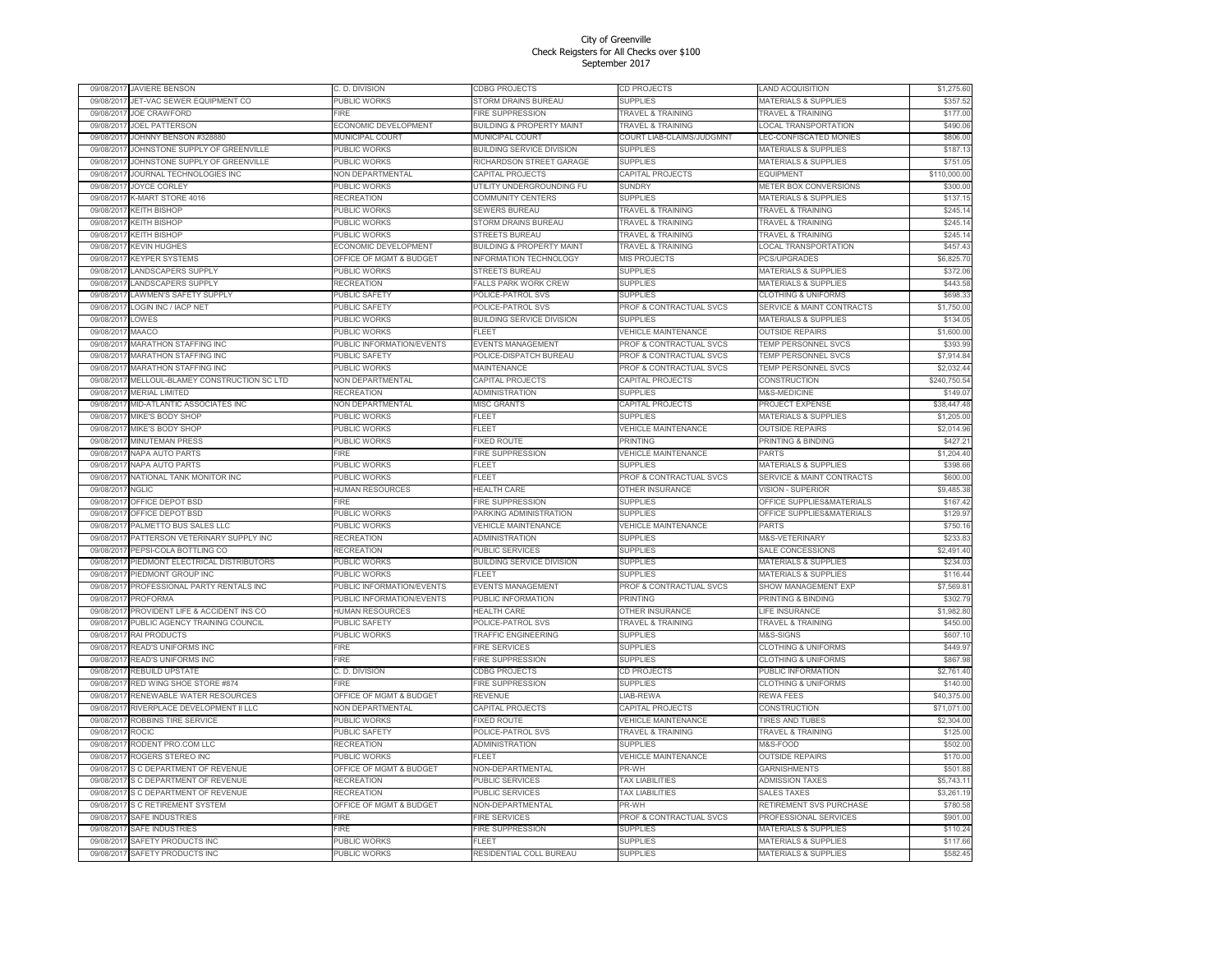City of Greenville
Check Reigsters for All Checks over $100
September 2017

| | | | | | | |
|---|---|---|---|---|---|---|
| 09/08/2017 | JAVIERE BENSON | C. D. DIVISION | CDBG PROJECTS | CD PROJECTS | LAND ACQUISITION | $1,275.60 |
| 09/08/2017 | JET-VAC SEWER EQUIPMENT CO | PUBLIC WORKS | STORM DRAINS BUREAU | SUPPLIES | MATERIALS & SUPPLIES | $357.52 |
| 09/08/2017 | JOE CRAWFORD | FIRE | FIRE SUPPRESSION | TRAVEL & TRAINING | TRAVEL & TRAINING | $177.00 |
| 09/08/2017 | JOEL PATTERSON | ECONOMIC DEVELOPMENT | BUILDING & PROPERTY MAINT | TRAVEL & TRAINING | LOCAL TRANSPORTATION | $490.06 |
| 09/08/2017 | JOHNNY BENSON #328880 | MUNICIPAL COURT | MUNICIPAL COURT | COURT LIAB-CLAIMS/JUDGMNT | LEC-CONFISCATED MONIES | $806.00 |
| 09/08/2017 | JOHNSTONE SUPPLY OF GREENVILLE | PUBLIC WORKS | BUILDING SERVICE DIVISION | SUPPLIES | MATERIALS & SUPPLIES | $187.13 |
| 09/08/2017 | JOHNSTONE SUPPLY OF GREENVILLE | PUBLIC WORKS | RICHARDSON STREET GARAGE | SUPPLIES | MATERIALS & SUPPLIES | $751.05 |
| 09/08/2017 | JOURNAL TECHNOLOGIES INC | NON DEPARTMENTAL | CAPITAL PROJECTS | CAPITAL PROJECTS | EQUIPMENT | $110,000.00 |
| 09/08/2017 | JOYCE CORLEY | PUBLIC WORKS | UTILITY UNDERGROUNDING FU | SUNDRY | METER BOX CONVERSIONS | $300.00 |
| 09/08/2017 | K-MART STORE 4016 | RECREATION | COMMUNITY CENTERS | SUPPLIES | MATERIALS & SUPPLIES | $137.15 |
| 09/08/2017 | KEITH BISHOP | PUBLIC WORKS | SEWERS BUREAU | TRAVEL & TRAINING | TRAVEL & TRAINING | $245.14 |
| 09/08/2017 | KEITH BISHOP | PUBLIC WORKS | STORM DRAINS BUREAU | TRAVEL & TRAINING | TRAVEL & TRAINING | $245.14 |
| 09/08/2017 | KEITH BISHOP | PUBLIC WORKS | STREETS BUREAU | TRAVEL & TRAINING | TRAVEL & TRAINING | $245.14 |
| 09/08/2017 | KEVIN HUGHES | ECONOMIC DEVELOPMENT | BUILDING & PROPERTY MAINT | TRAVEL & TRAINING | LOCAL TRANSPORTATION | $457.43 |
| 09/08/2017 | KEYPER SYSTEMS | OFFICE OF MGMT & BUDGET | INFORMATION TECHNOLOGY | MIS PROJECTS | PCS/UPGRADES | $6,825.70 |
| 09/08/2017 | LANDSCAPERS SUPPLY | PUBLIC WORKS | STREETS BUREAU | SUPPLIES | MATERIALS & SUPPLIES | $372.06 |
| 09/08/2017 | LANDSCAPERS SUPPLY | RECREATION | FALLS PARK WORK CREW | SUPPLIES | MATERIALS & SUPPLIES | $443.58 |
| 09/08/2017 | LAWMEN'S SAFETY SUPPLY | PUBLIC SAFETY | POLICE-PATROL SVS | SUPPLIES | CLOTHING & UNIFORMS | $698.33 |
| 09/08/2017 | LOGIN INC / IACP NET | PUBLIC SAFETY | POLICE-PATROL SVS | PROF & CONTRACTUAL SVCS | SERVICE & MAINT CONTRACTS | $1,750.00 |
| 09/08/2017 | LOWES | PUBLIC WORKS | BUILDING SERVICE DIVISION | SUPPLIES | MATERIALS & SUPPLIES | $134.05 |
| 09/08/2017 | MAACO | PUBLIC WORKS | FLEET | VEHICLE MAINTENANCE | OUTSIDE REPAIRS | $1,600.00 |
| 09/08/2017 | MARATHON STAFFING INC | PUBLIC INFORMATION/EVENTS | EVENTS MANAGEMENT | PROF & CONTRACTUAL SVCS | TEMP PERSONNEL SVCS | $393.99 |
| 09/08/2017 | MARATHON STAFFING INC | PUBLIC SAFETY | POLICE-DISPATCH BUREAU | PROF & CONTRACTUAL SVCS | TEMP PERSONNEL SVCS | $7,914.84 |
| 09/08/2017 | MARATHON STAFFING INC | PUBLIC WORKS | MAINTENANCE | PROF & CONTRACTUAL SVCS | TEMP PERSONNEL SVCS | $2,032.44 |
| 09/08/2017 | MELLOUL-BLAMEY CONSTRUCTION SC LTD | NON DEPARTMENTAL | CAPITAL PROJECTS | CAPITAL PROJECTS | CONSTRUCTION | $240,750.54 |
| 09/08/2017 | MERIAL LIMITED | RECREATION | ADMINISTRATION | SUPPLIES | M&S-MEDICINE | $149.07 |
| 09/08/2017 | MID-ATLANTIC ASSOCIATES INC | NON DEPARTMENTAL | MISC GRANTS | CAPITAL PROJECTS | PROJECT EXPENSE | $38,447.48 |
| 09/08/2017 | MIKE'S BODY SHOP | PUBLIC WORKS | FLEET | SUPPLIES | MATERIALS & SUPPLIES | $1,205.00 |
| 09/08/2017 | MIKE'S BODY SHOP | PUBLIC WORKS | FLEET | VEHICLE MAINTENANCE | OUTSIDE REPAIRS | $2,014.96 |
| 09/08/2017 | MINUTEMAN PRESS | PUBLIC WORKS | FIXED ROUTE | PRINTING | PRINTING & BINDING | $427.21 |
| 09/08/2017 | NAPA AUTO PARTS | FIRE | FIRE SUPPRESSION | VEHICLE MAINTENANCE | PARTS | $1,204.40 |
| 09/08/2017 | NAPA AUTO PARTS | PUBLIC WORKS | FLEET | SUPPLIES | MATERIALS & SUPPLIES | $398.66 |
| 09/08/2017 | NATIONAL TANK MONITOR INC | PUBLIC WORKS | FLEET | PROF & CONTRACTUAL SVCS | SERVICE & MAINT CONTRACTS | $600.00 |
| 09/08/2017 | NGLIC | HUMAN RESOURCES | HEALTH CARE | OTHER INSURANCE | VISION - SUPERIOR | $9,485.38 |
| 09/08/2017 | OFFICE DEPOT BSD | FIRE | FIRE SUPPRESSION | SUPPLIES | OFFICE SUPPLIES&MATERIALS | $167.42 |
| 09/08/2017 | OFFICE DEPOT BSD | PUBLIC WORKS | PARKING ADMINISTRATION | SUPPLIES | OFFICE SUPPLIES&MATERIALS | $129.97 |
| 09/08/2017 | PALMETTO BUS SALES LLC | PUBLIC WORKS | VEHICLE MAINTENANCE | VEHICLE MAINTENANCE | PARTS | $750.16 |
| 09/08/2017 | PATTERSON VETERINARY SUPPLY INC | RECREATION | ADMINISTRATION | SUPPLIES | M&S-VETERINARY | $233.83 |
| 09/08/2017 | PEPSI-COLA BOTTLING CO | RECREATION | PUBLIC SERVICES | SUPPLIES | SALE CONCESSIONS | $2,491.40 |
| 09/08/2017 | PIEDMONT ELECTRICAL DISTRIBUTORS | PUBLIC WORKS | BUILDING SERVICE DIVISION | SUPPLIES | MATERIALS & SUPPLIES | $234.03 |
| 09/08/2017 | PIEDMONT GROUP INC | PUBLIC WORKS | FLEET | SUPPLIES | MATERIALS & SUPPLIES | $116.44 |
| 09/08/2017 | PROFESSIONAL PARTY RENTALS INC | PUBLIC INFORMATION/EVENTS | EVENTS MANAGEMENT | PROF & CONTRACTUAL SVCS | SHOW MANAGEMENT EXP | $7,569.81 |
| 09/08/2017 | PROFORMA | PUBLIC INFORMATION/EVENTS | PUBLIC INFORMATION | PRINTING | PRINTING & BINDING | $302.79 |
| 09/08/2017 | PROVIDENT LIFE & ACCIDENT INS CO | HUMAN RESOURCES | HEALTH CARE | OTHER INSURANCE | LIFE INSURANCE | $1,982.80 |
| 09/08/2017 | PUBLIC AGENCY TRAINING COUNCIL | PUBLIC SAFETY | POLICE-PATROL SVS | TRAVEL & TRAINING | TRAVEL & TRAINING | $450.00 |
| 09/08/2017 | RAI PRODUCTS | PUBLIC WORKS | TRAFFIC ENGINEERING | SUPPLIES | M&S-SIGNS | $607.10 |
| 09/08/2017 | READ'S UNIFORMS INC | FIRE | FIRE SERVICES | SUPPLIES | CLOTHING & UNIFORMS | $449.97 |
| 09/08/2017 | READ'S UNIFORMS INC | FIRE | FIRE SUPPRESSION | SUPPLIES | CLOTHING & UNIFORMS | $867.98 |
| 09/08/2017 | REBUILD UPSTATE | C. D. DIVISION | CDBG PROJECTS | CD PROJECTS | PUBLIC INFORMATION | $2,761.40 |
| 09/08/2017 | RED WING SHOE STORE #874 | FIRE | FIRE SUPPRESSION | SUPPLIES | CLOTHING & UNIFORMS | $140.00 |
| 09/08/2017 | RENEWABLE WATER RESOURCES | OFFICE OF MGMT & BUDGET | REVENUE | LIAB-REWA | REWA FEES | $40,375.00 |
| 09/08/2017 | RIVERPLACE DEVELOPMENT II LLC | NON DEPARTMENTAL | CAPITAL PROJECTS | CAPITAL PROJECTS | CONSTRUCTION | $71,071.00 |
| 09/08/2017 | ROBBINS TIRE SERVICE | PUBLIC WORKS | FIXED ROUTE | VEHICLE MAINTENANCE | TIRES AND TUBES | $2,304.00 |
| 09/08/2017 | ROCIC | PUBLIC SAFETY | POLICE-PATROL SVS | TRAVEL & TRAINING | TRAVEL & TRAINING | $125.00 |
| 09/08/2017 | RODENT PRO.COM LLC | RECREATION | ADMINISTRATION | SUPPLIES | M&S-FOOD | $502.00 |
| 09/08/2017 | ROGERS STEREO INC | PUBLIC WORKS | FLEET | VEHICLE MAINTENANCE | OUTSIDE REPAIRS | $170.00 |
| 09/08/2017 | S C DEPARTMENT OF REVENUE | OFFICE OF MGMT & BUDGET | NON-DEPARTMENTAL | PR-WH | GARNISHMENTS | $501.88 |
| 09/08/2017 | S C DEPARTMENT OF REVENUE | RECREATION | PUBLIC SERVICES | TAX LIABILITIES | ADMISSION TAXES | $5,743.11 |
| 09/08/2017 | S C DEPARTMENT OF REVENUE | RECREATION | PUBLIC SERVICES | TAX LIABILITIES | SALES TAXES | $3,261.19 |
| 09/08/2017 | S C RETIREMENT SYSTEM | OFFICE OF MGMT & BUDGET | NON-DEPARTMENTAL | PR-WH | RETIREMENT SVS PURCHASE | $780.58 |
| 09/08/2017 | SAFE INDUSTRIES | FIRE | FIRE SERVICES | PROF & CONTRACTUAL SVCS | PROFESSIONAL SERVICES | $901.00 |
| 09/08/2017 | SAFE INDUSTRIES | FIRE | FIRE SUPPRESSION | SUPPLIES | MATERIALS & SUPPLIES | $110.24 |
| 09/08/2017 | SAFETY PRODUCTS INC | PUBLIC WORKS | FLEET | SUPPLIES | MATERIALS & SUPPLIES | $117.66 |
| 09/08/2017 | SAFETY PRODUCTS INC | PUBLIC WORKS | RESIDENTIAL COLL BUREAU | SUPPLIES | MATERIALS & SUPPLIES | $582.45 |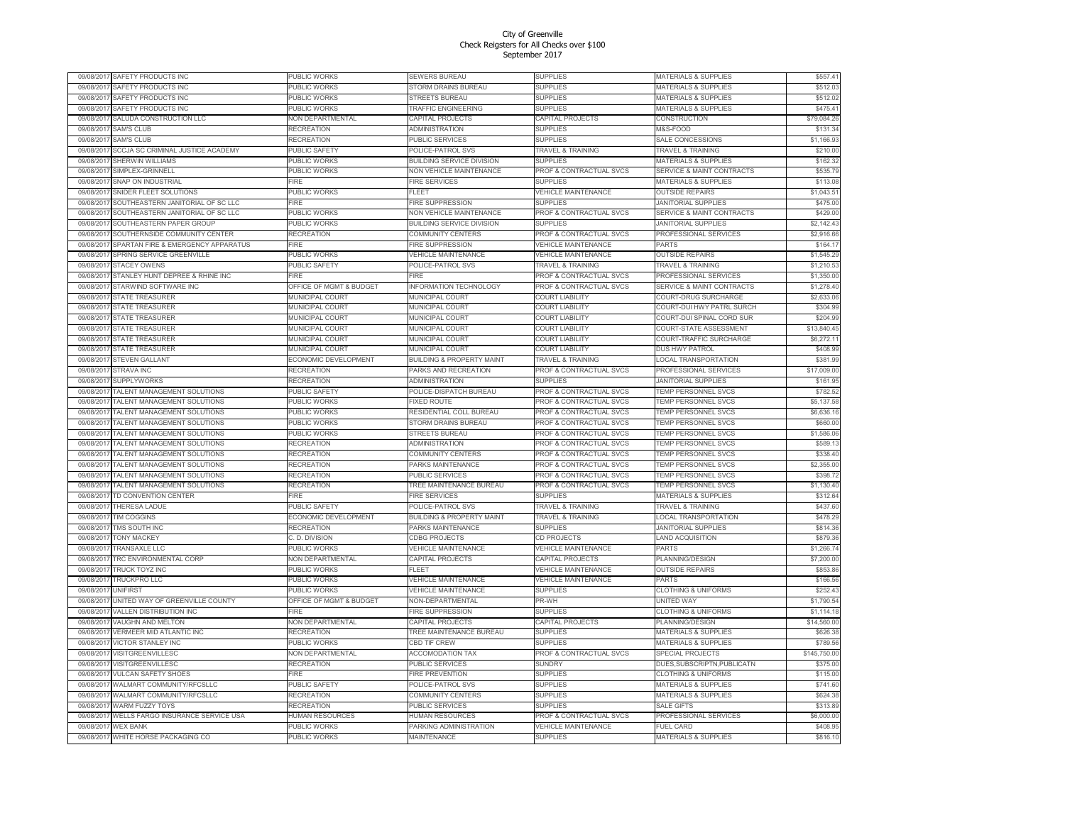# City of Greenville
## Check Reigsters for All Checks over $100
## September 2017

| | | | | | | |
|---|---|---|---|---|---|---|
| 09/08/2017 | SAFETY PRODUCTS INC | PUBLIC WORKS | SEWERS BUREAU | SUPPLIES | MATERIALS & SUPPLIES | $557.41 |
| 09/08/2017 | SAFETY PRODUCTS INC | PUBLIC WORKS | STORM DRAINS BUREAU | SUPPLIES | MATERIALS & SUPPLIES | $512.03 |
| 09/08/2017 | SAFETY PRODUCTS INC | PUBLIC WORKS | STREETS BUREAU | SUPPLIES | MATERIALS & SUPPLIES | $512.02 |
| 09/08/2017 | SAFETY PRODUCTS INC | PUBLIC WORKS | TRAFFIC ENGINEERING | SUPPLIES | MATERIALS & SUPPLIES | $475.41 |
| 09/08/2017 | SALUDA CONSTRUCTION LLC | NON DEPARTMENTAL | CAPITAL PROJECTS | CAPITAL PROJECTS | CONSTRUCTION | $79,084.26 |
| 09/08/2017 | SAM'S CLUB | RECREATION | ADMINISTRATION | SUPPLIES | M&S-FOOD | $131.34 |
| 09/08/2017 | SAM'S CLUB | RECREATION | PUBLIC SERVICES | SUPPLIES | SALE CONCESSIONS | $1,166.93 |
| 09/08/2017 | SCCJA SC CRIMINAL JUSTICE ACADEMY | PUBLIC SAFETY | POLICE-PATROL SVS | TRAVEL & TRAINING | TRAVEL & TRAINING | $210.00 |
| 09/08/2017 | SHERWIN WILLIAMS | PUBLIC WORKS | BUILDING SERVICE DIVISION | SUPPLIES | MATERIALS & SUPPLIES | $162.32 |
| 09/08/2017 | SIMPLEX-GRINNELL | PUBLIC WORKS | NON VEHICLE MAINTENANCE | PROF & CONTRACTUAL SVCS | SERVICE & MAINT CONTRACTS | $535.79 |
| 09/08/2017 | SNAP ON INDUSTRIAL | FIRE | FIRE SERVICES | SUPPLIES | MATERIALS & SUPPLIES | $113.08 |
| 09/08/2017 | SNIDER FLEET SOLUTIONS | PUBLIC WORKS | FLEET | VEHICLE MAINTENANCE | OUTSIDE REPAIRS | $1,043.51 |
| 09/08/2017 | SOUTHEASTERN JANITORIAL OF SC LLC | FIRE | FIRE SUPPRESSION | SUPPLIES | JANITORIAL SUPPLIES | $475.00 |
| 09/08/2017 | SOUTHEASTERN JANITORIAL OF SC LLC | PUBLIC WORKS | NON VEHICLE MAINTENANCE | PROF & CONTRACTUAL SVCS | SERVICE & MAINT CONTRACTS | $429.00 |
| 09/08/2017 | SOUTHEASTERN PAPER GROUP | PUBLIC WORKS | BUILDING SERVICE DIVISION | SUPPLIES | JANITORIAL SUPPLIES | $2,142.43 |
| 09/08/2017 | SOUTHERNSIDE COMMUNITY CENTER | RECREATION | COMMUNITY CENTERS | PROF & CONTRACTUAL SVCS | PROFESSIONAL SERVICES | $2,916.66 |
| 09/08/2017 | SPARTAN FIRE & EMERGENCY APPARATUS | FIRE | FIRE SUPPRESSION | VEHICLE MAINTENANCE | PARTS | $164.17 |
| 09/08/2017 | SPRING SERVICE GREENVILLE | PUBLIC WORKS | VEHICLE MAINTENANCE | VEHICLE MAINTENANCE | OUTSIDE REPAIRS | $1,545.29 |
| 09/08/2017 | STACEY OWENS | PUBLIC SAFETY | POLICE-PATROL SVS | TRAVEL & TRAINING | TRAVEL & TRAINING | $1,210.53 |
| 09/08/2017 | STANLEY HUNT DEPREE & RHINE INC | FIRE | FIRE | PROF & CONTRACTUAL SVCS | PROFESSIONAL SERVICES | $1,350.00 |
| 09/08/2017 | STARWIND SOFTWARE INC | OFFICE OF MGMT & BUDGET | INFORMATION TECHNOLOGY | PROF & CONTRACTUAL SVCS | SERVICE & MAINT CONTRACTS | $1,278.40 |
| 09/08/2017 | STATE TREASURER | MUNICIPAL COURT | MUNICIPAL COURT | COURT LIABILITY | COURT-DRUG SURCHARGE | $2,633.06 |
| 09/08/2017 | STATE TREASURER | MUNICIPAL COURT | MUNICIPAL COURT | COURT LIABILITY | COURT-DUI HWY PATRL SURCH | $304.99 |
| 09/08/2017 | STATE TREASURER | MUNICIPAL COURT | MUNICIPAL COURT | COURT LIABILITY | COURT-DUI SPINAL CORD SUR | $204.99 |
| 09/08/2017 | STATE TREASURER | MUNICIPAL COURT | MUNICIPAL COURT | COURT LIABILITY | COURT-STATE ASSESSMENT | $13,840.45 |
| 09/08/2017 | STATE TREASURER | MUNICIPAL COURT | MUNICIPAL COURT | COURT LIABILITY | COURT-TRAFFIC SURCHARGE | $6,272.11 |
| 09/08/2017 | STATE TREASURER | MUNICIPAL COURT | MUNICIPAL COURT | COURT LIABILITY | DUS HWY PATROL | $408.99 |
| 09/08/2017 | STEVEN GALLANT | ECONOMIC DEVELOPMENT | BUILDING & PROPERTY MAINT | TRAVEL & TRAINING | LOCAL TRANSPORTATION | $381.99 |
| 09/08/2017 | STRAVA INC | RECREATION | PARKS AND RECREATION | PROF & CONTRACTUAL SVCS | PROFESSIONAL SERVICES | $17,009.00 |
| 09/08/2017 | SUPPLYWORKS | RECREATION | ADMINISTRATION | SUPPLIES | JANITORIAL SUPPLIES | $161.95 |
| 09/08/2017 | TALENT MANAGEMENT SOLUTIONS | PUBLIC SAFETY | POLICE-DISPATCH BUREAU | PROF & CONTRACTUAL SVCS | TEMP PERSONNEL SVCS | $782.52 |
| 09/08/2017 | TALENT MANAGEMENT SOLUTIONS | PUBLIC WORKS | FIXED ROUTE | PROF & CONTRACTUAL SVCS | TEMP PERSONNEL SVCS | $5,137.58 |
| 09/08/2017 | TALENT MANAGEMENT SOLUTIONS | PUBLIC WORKS | RESIDENTIAL COLL BUREAU | PROF & CONTRACTUAL SVCS | TEMP PERSONNEL SVCS | $6,636.16 |
| 09/08/2017 | TALENT MANAGEMENT SOLUTIONS | PUBLIC WORKS | STORM DRAINS BUREAU | PROF & CONTRACTUAL SVCS | TEMP PERSONNEL SVCS | $660.00 |
| 09/08/2017 | TALENT MANAGEMENT SOLUTIONS | PUBLIC WORKS | STREETS BUREAU | PROF & CONTRACTUAL SVCS | TEMP PERSONNEL SVCS | $1,586.06 |
| 09/08/2017 | TALENT MANAGEMENT SOLUTIONS | RECREATION | ADMINISTRATION | PROF & CONTRACTUAL SVCS | TEMP PERSONNEL SVCS | $589.13 |
| 09/08/2017 | TALENT MANAGEMENT SOLUTIONS | RECREATION | COMMUNITY CENTERS | PROF & CONTRACTUAL SVCS | TEMP PERSONNEL SVCS | $338.40 |
| 09/08/2017 | TALENT MANAGEMENT SOLUTIONS | RECREATION | PARKS MAINTENANCE | PROF & CONTRACTUAL SVCS | TEMP PERSONNEL SVCS | $2,355.00 |
| 09/08/2017 | TALENT MANAGEMENT SOLUTIONS | RECREATION | PUBLIC SERVICES | PROF & CONTRACTUAL SVCS | TEMP PERSONNEL SVCS | $398.72 |
| 09/08/2017 | TALENT MANAGEMENT SOLUTIONS | RECREATION | TREE MAINTENANCE BUREAU | PROF & CONTRACTUAL SVCS | TEMP PERSONNEL SVCS | $1,130.40 |
| 09/08/2017 | TD CONVENTION CENTER | FIRE | FIRE SERVICES | SUPPLIES | MATERIALS & SUPPLIES | $312.64 |
| 09/08/2017 | THERESA LADUE | PUBLIC SAFETY | POLICE-PATROL SVS | TRAVEL & TRAINING | TRAVEL & TRAINING | $437.60 |
| 09/08/2017 | TIM COGGINS | ECONOMIC DEVELOPMENT | BUILDING & PROPERTY MAINT | TRAVEL & TRAINING | LOCAL TRANSPORTATION | $478.29 |
| 09/08/2017 | TMS SOUTH INC | RECREATION | PARKS MAINTENANCE | SUPPLIES | JANITORIAL SUPPLIES | $814.36 |
| 09/08/2017 | TONY MACKEY | C. D. DIVISION | CDBG PROJECTS | CD PROJECTS | LAND ACQUISITION | $879.36 |
| 09/08/2017 | TRANSAXLE LLC | PUBLIC WORKS | VEHICLE MAINTENANCE | VEHICLE MAINTENANCE | PARTS | $1,266.74 |
| 09/08/2017 | TRC ENVIRONMENTAL CORP | NON DEPARTMENTAL | CAPITAL PROJECTS | CAPITAL PROJECTS | PLANNING/DESIGN | $7,200.00 |
| 09/08/2017 | TRUCK TOYZ INC | PUBLIC WORKS | FLEET | VEHICLE MAINTENANCE | OUTSIDE REPAIRS | $853.86 |
| 09/08/2017 | TRUCKPRO LLC | PUBLIC WORKS | VEHICLE MAINTENANCE | VEHICLE MAINTENANCE | PARTS | $166.56 |
| 09/08/2017 | UNIFIRST | PUBLIC WORKS | VEHICLE MAINTENANCE | SUPPLIES | CLOTHING & UNIFORMS | $252.43 |
| 09/08/2017 | UNITED WAY OF GREENVILLE COUNTY | OFFICE OF MGMT & BUDGET | NON-DEPARTMENTAL | PR-WH | UNITED WAY | $1,790.54 |
| 09/08/2017 | VALLEN DISTRIBUTION INC | FIRE | FIRE SUPPRESSION | SUPPLIES | CLOTHING & UNIFORMS | $1,114.18 |
| 09/08/2017 | VAUGHN AND MELTON | NON DEPARTMENTAL | CAPITAL PROJECTS | CAPITAL PROJECTS | PLANNING/DESIGN | $14,560.00 |
| 09/08/2017 | VERMEER MID ATLANTIC INC | RECREATION | TREE MAINTENANCE BUREAU | SUPPLIES | MATERIALS & SUPPLIES | $626.38 |
| 09/08/2017 | VICTOR STANLEY INC | PUBLIC WORKS | CBD TIF CREW | SUPPLIES | MATERIALS & SUPPLIES | $789.56 |
| 09/08/2017 | VISITGREENVILLESC | NON DEPARTMENTAL | ACCOMODATION TAX | PROF & CONTRACTUAL SVCS | SPECIAL PROJECTS | $145,750.00 |
| 09/08/2017 | VISITGREENVILLESC | RECREATION | PUBLIC SERVICES | SUNDRY | DUES,SUBSCRIPTN,PUBLICATN | $375.00 |
| 09/08/2017 | VULCAN SAFETY SHOES | FIRE | FIRE PREVENTION | SUPPLIES | CLOTHING & UNIFORMS | $115.00 |
| 09/08/2017 | WALMART COMMUNITY/RFCSLLC | PUBLIC SAFETY | POLICE-PATROL SVS | SUPPLIES | MATERIALS & SUPPLIES | $741.60 |
| 09/08/2017 | WALMART COMMUNITY/RFCSLLC | RECREATION | COMMUNITY CENTERS | SUPPLIES | MATERIALS & SUPPLIES | $624.38 |
| 09/08/2017 | WARM FUZZY TOYS | RECREATION | PUBLIC SERVICES | SUPPLIES | SALE GIFTS | $313.89 |
| 09/08/2017 | WELLS FARGO INSURANCE SERVICE USA | HUMAN RESOURCES | HUMAN RESOURCES | PROF & CONTRACTUAL SVCS | PROFESSIONAL SERVICES | $6,000.00 |
| 09/08/2017 | WEX BANK | PUBLIC WORKS | PARKING ADMINISTRATION | VEHICLE MAINTENANCE | FUEL CARD | $408.95 |
| 09/08/2017 | WHITE HORSE PACKAGING CO | PUBLIC WORKS | MAINTENANCE | SUPPLIES | MATERIALS & SUPPLIES | $816.10 |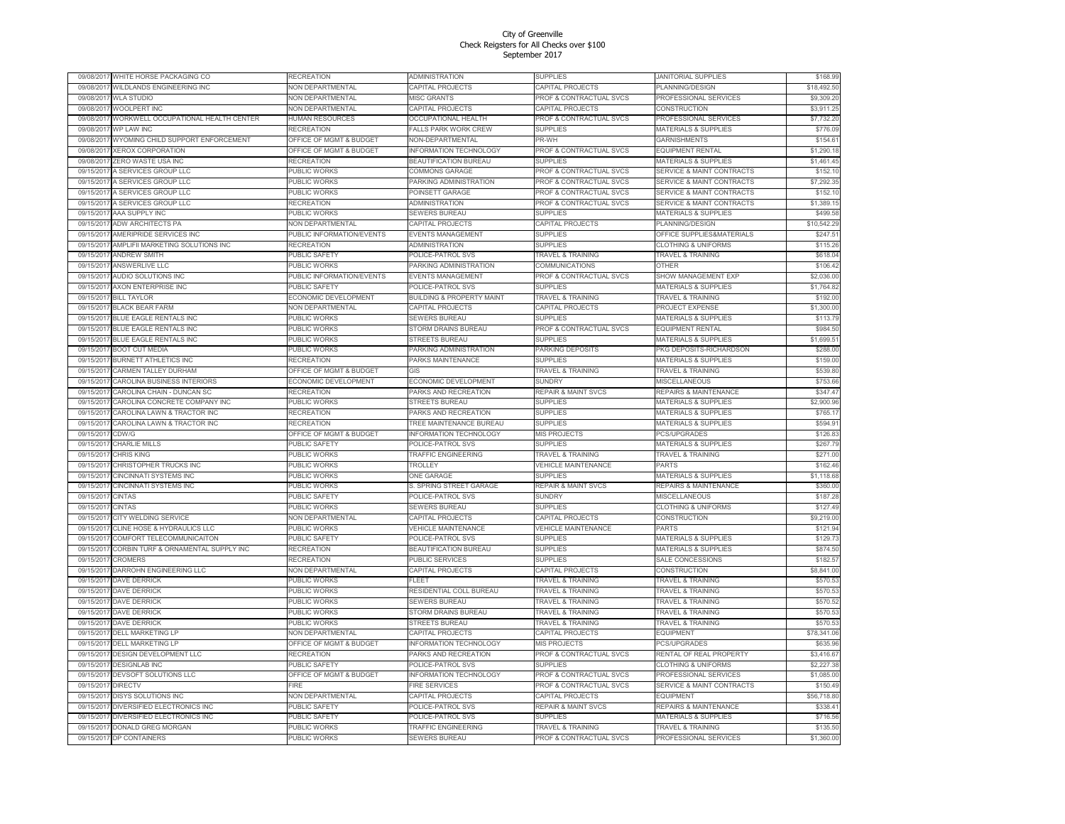# City of Greenville
## Check Reigsters for All Checks over $100
### September 2017

| | | | | | | |
|---|---|---|---|---|---|---|
| 09/08/2017 | WHITE HORSE PACKAGING CO | RECREATION | ADMINISTRATION | SUPPLIES | JANITORIAL SUPPLIES | $168.99 |
| 09/08/2017 | WILDLANDS ENGINEERING INC | NON DEPARTMENTAL | CAPITAL PROJECTS | CAPITAL PROJECTS | PLANNING/DESIGN | $18,492.50 |
| 09/08/2017 | WLA STUDIO | NON DEPARTMENTAL | MISC GRANTS | PROF & CONTRACTUAL SVCS | PROFESSIONAL SERVICES | $9,309.20 |
| 09/08/2017 | WOOLPERT INC | NON DEPARTMENTAL | CAPITAL PROJECTS | CAPITAL PROJECTS | CONSTRUCTION | $3,911.25 |
| 09/08/2017 | WORKWELL OCCUPATIONAL HEALTH CENTER | HUMAN RESOURCES | OCCUPATIONAL HEALTH | PROF & CONTRACTUAL SVCS | PROFESSIONAL SERVICES | $7,732.20 |
| 09/08/2017 | WP LAW INC | RECREATION | FALLS PARK WORK CREW | SUPPLIES | MATERIALS & SUPPLIES | $776.09 |
| 09/08/2017 | WYOMING CHILD SUPPORT ENFORCEMENT | OFFICE OF MGMT & BUDGET | NON-DEPARTMENTAL | PR-WH | GARNISHMENTS | $154.61 |
| 09/08/2017 | XEROX CORPORATION | OFFICE OF MGMT & BUDGET | INFORMATION TECHNOLOGY | PROF & CONTRACTUAL SVCS | EQUIPMENT RENTAL | $1,290.18 |
| 09/08/2017 | ZERO WASTE USA INC | RECREATION | BEAUTIFICATION BUREAU | SUPPLIES | MATERIALS & SUPPLIES | $1,461.45 |
| 09/15/2017 | A SERVICES GROUP LLC | PUBLIC WORKS | COMMONS GARAGE | PROF & CONTRACTUAL SVCS | SERVICE & MAINT CONTRACTS | $152.10 |
| 09/15/2017 | A SERVICES GROUP LLC | PUBLIC WORKS | PARKING ADMINISTRATION | PROF & CONTRACTUAL SVCS | SERVICE & MAINT CONTRACTS | $7,292.35 |
| 09/15/2017 | A SERVICES GROUP LLC | PUBLIC WORKS | POINSETT GARAGE | PROF & CONTRACTUAL SVCS | SERVICE & MAINT CONTRACTS | $152.10 |
| 09/15/2017 | A SERVICES GROUP LLC | RECREATION | ADMINISTRATION | PROF & CONTRACTUAL SVCS | SERVICE & MAINT CONTRACTS | $1,389.15 |
| 09/15/2017 | AAA SUPPLY INC | PUBLIC WORKS | SEWERS BUREAU | SUPPLIES | MATERIALS & SUPPLIES | $499.58 |
| 09/15/2017 | ADW ARCHITECTS PA | NON DEPARTMENTAL | CAPITAL PROJECTS | CAPITAL PROJECTS | PLANNING/DESIGN | $10,542.29 |
| 09/15/2017 | AMERIPRIDE SERVICES INC | PUBLIC INFORMATION/EVENTS | EVENTS MANAGEMENT | SUPPLIES | OFFICE SUPPLIES&MATERIALS | $247.51 |
| 09/15/2017 | AMPLIFII MARKETING SOLUTIONS INC | RECREATION | ADMINISTRATION | SUPPLIES | CLOTHING & UNIFORMS | $115.26 |
| 09/15/2017 | ANDREW SMITH | PUBLIC SAFETY | POLICE-PATROL SVS | TRAVEL & TRAINING | TRAVEL & TRAINING | $618.04 |
| 09/15/2017 | ANSWERLIVE LLC | PUBLIC WORKS | PARKING ADMINISTRATION | COMMUNICATIONS | OTHER | $106.42 |
| 09/15/2017 | AUDIO SOLUTIONS INC | PUBLIC INFORMATION/EVENTS | EVENTS MANAGEMENT | PROF & CONTRACTUAL SVCS | SHOW MANAGEMENT EXP | $2,036.00 |
| 09/15/2017 | AXON ENTERPRISE INC | PUBLIC SAFETY | POLICE-PATROL SVS | SUPPLIES | MATERIALS & SUPPLIES | $1,764.82 |
| 09/15/2017 | BILL TAYLOR | ECONOMIC DEVELOPMENT | BUILDING & PROPERTY MAINT | TRAVEL & TRAINING | TRAVEL & TRAINING | $192.00 |
| 09/15/2017 | BLACK BEAR FARM | NON DEPARTMENTAL | CAPITAL PROJECTS | CAPITAL PROJECTS | PROJECT EXPENSE | $1,300.00 |
| 09/15/2017 | BLUE EAGLE RENTALS INC | PUBLIC WORKS | SEWERS BUREAU | SUPPLIES | MATERIALS & SUPPLIES | $113.79 |
| 09/15/2017 | BLUE EAGLE RENTALS INC | PUBLIC WORKS | STORM DRAINS BUREAU | PROF & CONTRACTUAL SVCS | EQUIPMENT RENTAL | $984.50 |
| 09/15/2017 | BLUE EAGLE RENTALS INC | PUBLIC WORKS | STREETS BUREAU | SUPPLIES | MATERIALS & SUPPLIES | $1,699.51 |
| 09/15/2017 | BOOT CUT MEDIA | PUBLIC WORKS | PARKING ADMINISTRATION | PARKING DEPOSITS | PKG DEPOSITS-RICHARDSON | $288.00 |
| 09/15/2017 | BURNETT ATHLETICS INC | RECREATION | PARKS MAINTENANCE | SUPPLIES | MATERIALS & SUPPLIES | $159.00 |
| 09/15/2017 | CARMEN TALLEY DURHAM | OFFICE OF MGMT & BUDGET | GIS | TRAVEL & TRAINING | TRAVEL & TRAINING | $539.80 |
| 09/15/2017 | CAROLINA BUSINESS INTERIORS | ECONOMIC DEVELOPMENT | ECONOMIC DEVELOPMENT | SUNDRY | MISCELLANEOUS | $753.66 |
| 09/15/2017 | CAROLINA CHAIN - DUNCAN SC | RECREATION | PARKS AND RECREATION | REPAIR & MAINT SVCS | REPAIRS & MAINTENANCE | $347.47 |
| 09/15/2017 | CAROLINA CONCRETE COMPANY INC | PUBLIC WORKS | STREETS BUREAU | SUPPLIES | MATERIALS & SUPPLIES | $2,900.96 |
| 09/15/2017 | CAROLINA LAWN & TRACTOR INC | RECREATION | PARKS AND RECREATION | SUPPLIES | MATERIALS & SUPPLIES | $765.17 |
| 09/15/2017 | CAROLINA LAWN & TRACTOR INC | RECREATION | TREE MAINTENANCE BUREAU | SUPPLIES | MATERIALS & SUPPLIES | $594.91 |
| 09/15/2017 | CDW/G | OFFICE OF MGMT & BUDGET | INFORMATION TECHNOLOGY | MIS PROJECTS | PCS/UPGRADES | $126.83 |
| 09/15/2017 | CHARLIE MILLS | PUBLIC SAFETY | POLICE-PATROL SVS | SUPPLIES | MATERIALS & SUPPLIES | $267.79 |
| 09/15/2017 | CHRIS KING | PUBLIC WORKS | TRAFFIC ENGINEERING | TRAVEL & TRAINING | TRAVEL & TRAINING | $271.00 |
| 09/15/2017 | CHRISTOPHER TRUCKS INC | PUBLIC WORKS | TROLLEY | VEHICLE MAINTENANCE | PARTS | $162.46 |
| 09/15/2017 | CINCINNATI SYSTEMS INC | PUBLIC WORKS | ONE GARAGE | SUPPLIES | MATERIALS & SUPPLIES | $1,118.68 |
| 09/15/2017 | CINCINNATI SYSTEMS INC | PUBLIC WORKS | S. SPRING STREET GARAGE | REPAIR & MAINT SVCS | REPAIRS & MAINTENANCE | $360.00 |
| 09/15/2017 | CINTAS | PUBLIC SAFETY | POLICE-PATROL SVS | SUNDRY | MISCELLANEOUS | $187.28 |
| 09/15/2017 | CINTAS | PUBLIC WORKS | SEWERS BUREAU | SUPPLIES | CLOTHING & UNIFORMS | $127.49 |
| 09/15/2017 | CITY WELDING SERVICE | NON DEPARTMENTAL | CAPITAL PROJECTS | CAPITAL PROJECTS | CONSTRUCTION | $9,219.00 |
| 09/15/2017 | CLINE HOSE & HYDRAULICS LLC | PUBLIC WORKS | VEHICLE MAINTENANCE | VEHICLE MAINTENANCE | PARTS | $121.94 |
| 09/15/2017 | COMFORT TELECOMMUNICAITON | PUBLIC SAFETY | POLICE-PATROL SVS | SUPPLIES | MATERIALS & SUPPLIES | $129.73 |
| 09/15/2017 | CORBIN TURF & ORNAMENTAL SUPPLY INC | RECREATION | BEAUTIFICATION BUREAU | SUPPLIES | MATERIALS & SUPPLIES | $874.50 |
| 09/15/2017 | CROMERS | RECREATION | PUBLIC SERVICES | SUPPLIES | SALE CONCESSIONS | $182.57 |
| 09/15/2017 | DARROHN ENGINEERING LLC | NON DEPARTMENTAL | CAPITAL PROJECTS | CAPITAL PROJECTS | CONSTRUCTION | $8,841.00 |
| 09/15/2017 | DAVE DERRICK | PUBLIC WORKS | FLEET | TRAVEL & TRAINING | TRAVEL & TRAINING | $570.53 |
| 09/15/2017 | DAVE DERRICK | PUBLIC WORKS | RESIDENTIAL COLL BUREAU | TRAVEL & TRAINING | TRAVEL & TRAINING | $570.53 |
| 09/15/2017 | DAVE DERRICK | PUBLIC WORKS | SEWERS BUREAU | TRAVEL & TRAINING | TRAVEL & TRAINING | $570.52 |
| 09/15/2017 | DAVE DERRICK | PUBLIC WORKS | STORM DRAINS BUREAU | TRAVEL & TRAINING | TRAVEL & TRAINING | $570.53 |
| 09/15/2017 | DAVE DERRICK | PUBLIC WORKS | STREETS BUREAU | TRAVEL & TRAINING | TRAVEL & TRAINING | $570.53 |
| 09/15/2017 | DELL MARKETING LP | NON DEPARTMENTAL | CAPITAL PROJECTS | CAPITAL PROJECTS | EQUIPMENT | $78,341.06 |
| 09/15/2017 | DELL MARKETING LP | OFFICE OF MGMT & BUDGET | INFORMATION TECHNOLOGY | MIS PROJECTS | PCS/UPGRADES | $635.96 |
| 09/15/2017 | DESIGN DEVELOPMENT LLC | RECREATION | PARKS AND RECREATION | PROF & CONTRACTUAL SVCS | RENTAL OF REAL PROPERTY | $3,416.67 |
| 09/15/2017 | DESIGNLAB INC | PUBLIC SAFETY | POLICE-PATROL SVS | SUPPLIES | CLOTHING & UNIFORMS | $2,227.38 |
| 09/15/2017 | DEVSOFT SOLUTIONS LLC | OFFICE OF MGMT & BUDGET | INFORMATION TECHNOLOGY | PROF & CONTRACTUAL SVCS | PROFESSIONAL SERVICES | $1,085.00 |
| 09/15/2017 | DIRECTV | FIRE | FIRE SERVICES | PROF & CONTRACTUAL SVCS | SERVICE & MAINT CONTRACTS | $150.49 |
| 09/15/2017 | DISYS SOLUTIONS INC | NON DEPARTMENTAL | CAPITAL PROJECTS | CAPITAL PROJECTS | EQUIPMENT | $56,718.80 |
| 09/15/2017 | DIVERSIFIED ELECTRONICS INC | PUBLIC SAFETY | POLICE-PATROL SVS | REPAIR & MAINT SVCS | REPAIRS & MAINTENANCE | $338.41 |
| 09/15/2017 | DIVERSIFIED ELECTRONICS INC | PUBLIC SAFETY | POLICE-PATROL SVS | SUPPLIES | MATERIALS & SUPPLIES | $716.56 |
| 09/15/2017 | DONALD GREG MORGAN | PUBLIC WORKS | TRAFFIC ENGINEERING | TRAVEL & TRAINING | TRAVEL & TRAINING | $135.50 |
| 09/15/2017 | DP CONTAINERS | PUBLIC WORKS | SEWERS BUREAU | PROF & CONTRACTUAL SVCS | PROFESSIONAL SERVICES | $1,360.00 |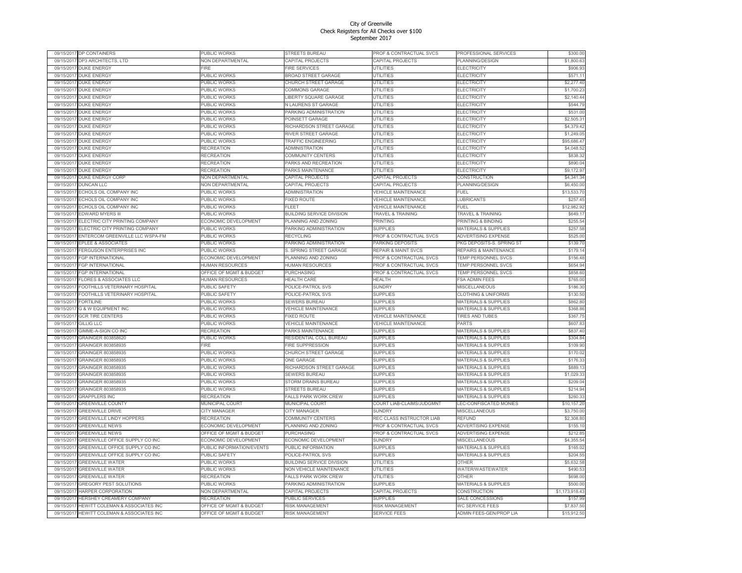# City of Greenville
## Check Reigsters for All Checks over $100
### September 2017

| Date | Vendor | Department | Division | Category | Description | Amount |
|---|---|---|---|---|---|---|
| 09/15/2017 | DP CONTAINERS | PUBLIC WORKS | STREETS BUREAU | PROF & CONTRACTUAL SVCS | PROFESSIONAL SERVICES | $300.00 |
| 09/15/2017 | DP3 ARCHITECTS, LTD | NON DEPARTMENTAL | CAPITAL PROJECTS | CAPITAL PROJECTS | PLANNING/DESIGN | $1,800.63 |
| 09/15/2017 | DUKE ENERGY | FIRE | FIRE SERVICES | UTILITIES | ELECTRICITY | $906.93 |
| 09/15/2017 | DUKE ENERGY | PUBLIC WORKS | BROAD STREET GARAGE | UTILITIES | ELECTRICITY | $571.11 |
| 09/15/2017 | DUKE ENERGY | PUBLIC WORKS | CHURCH STREET GARAGE | UTILITIES | ELECTRICITY | $2,277.40 |
| 09/15/2017 | DUKE ENERGY | PUBLIC WORKS | COMMONS GARAGE | UTILITIES | ELECTRICITY | $1,700.23 |
| 09/15/2017 | DUKE ENERGY | PUBLIC WORKS | LIBERTY SQUARE GARAGE | UTILITIES | ELECTRICITY | $2,140.44 |
| 09/15/2017 | DUKE ENERGY | PUBLIC WORKS | N LAURENS ST GARAGE | UTILITIES | ELECTRICITY | $544.79 |
| 09/15/2017 | DUKE ENERGY | PUBLIC WORKS | PARKING ADMINISTRATION | UTILITIES | ELECTRICITY | $531.00 |
| 09/15/2017 | DUKE ENERGY | PUBLIC WORKS | POINSETT GARAGE | UTILITIES | ELECTRICITY | $2,505.31 |
| 09/15/2017 | DUKE ENERGY | PUBLIC WORKS | RICHARDSON STREET GARAGE | UTILITIES | ELECTRICITY | $4,379.42 |
| 09/15/2017 | DUKE ENERGY | PUBLIC WORKS | RIVER STREET GARAGE | UTILITIES | ELECTRICITY | $1,249.05 |
| 09/15/2017 | DUKE ENERGY | PUBLIC WORKS | TRAFFIC ENGINEERING | UTILITIES | ELECTRICITY | $95,686.47 |
| 09/15/2017 | DUKE ENERGY | RECREATION | ADMINISTRATION | UTILITIES | ELECTRICITY | $4,048.52 |
| 09/15/2017 | DUKE ENERGY | RECREATION | COMMUNITY CENTERS | UTILITIES | ELECTRICITY | $838.32 |
| 09/15/2017 | DUKE ENERGY | RECREATION | PARKS AND RECREATION | UTILITIES | ELECTRICITY | $890.04 |
| 09/15/2017 | DUKE ENERGY | RECREATION | PARKS MAINTENANCE | UTILITIES | ELECTRICITY | $9,172.97 |
| 09/15/2017 | DUKE ENERGY CORP | NON DEPARTMENTAL | CAPITAL PROJECTS | CAPITAL PROJECTS | CONSTRUCTION | $4,341.34 |
| 09/15/2017 | DUNCAN LLC | NON DEPARTMENTAL | CAPITAL PROJECTS | CAPITAL PROJECTS | PLANNING/DESIGN | $6,450.00 |
| 09/15/2017 | ECHOLS OIL COMPANY INC | PUBLIC WORKS | ADMINISTRATION | VEHICLE MAINTENANCE | FUEL | $13,533.70 |
| 09/15/2017 | ECHOLS OIL COMPANY INC | PUBLIC WORKS | FIXED ROUTE | VEHICLE MAINTENANCE | LUBRICANTS | $257.45 |
| 09/15/2017 | ECHOLS OIL COMPANY INC | PUBLIC WORKS | FLEET | VEHICLE MAINTENANCE | FUEL | $12,982.92 |
| 09/15/2017 | EDWARD MYERS III | PUBLIC WORKS | BUILDING SERVICE DIVISION | TRAVEL & TRAINING | TRAVEL & TRAINING | $649.17 |
| 09/15/2017 | ELECTRIC CITY PRINTING COMPANY | ECONOMIC DEVELOPMENT | PLANNING AND ZONING | PRINTING | PRINTING & BINDING | $255.54 |
| 09/15/2017 | ELECTRIC CITY PRINTING COMPANY | PUBLIC WORKS | PARKING ADMINISTRATION | SUPPLIES | MATERIALS & SUPPLIES | $257.58 |
| 09/15/2017 | ENTERCOM GREENVILLE LLC WSPA-FM | PUBLIC WORKS | RECYCLING | PROF & CONTRACTUAL SVCS | ADVERTISING EXPENSE | $525.00 |
| 09/15/2017 | EPLEE & ASSOCIATES | PUBLIC WORKS | PARKING ADMINISTRATION | PARKING DEPOSITS | PKG DEPOSITS-S. SPRING ST | $139.70 |
| 09/15/2017 | FERGUSON ENTERPRISES INC | PUBLIC WORKS | S. SPRING STREET GARAGE | REPAIR & MAINT SVCS | REPAIRS & MAINTENANCE | $179.14 |
| 09/15/2017 | FGP INTERNATIONAL | ECONOMIC DEVELOPMENT | PLANNING AND ZONING | PROF & CONTRACTUAL SVCS | TEMP PERSONNEL SVCS | $156.48 |
| 09/15/2017 | FGP INTERNATIONAL | HUMAN RESOURCES | HUMAN RESOURCES | PROF & CONTRACTUAL SVCS | TEMP PERSONNEL SVCS | $654.94 |
| 09/15/2017 | FGP INTERNATIONAL | OFFICE OF MGMT & BUDGET | PURCHASING | PROF & CONTRACTUAL SVCS | TEMP PERSONNEL SVCS | $858.60 |
| 09/15/2017 | FLORES & ASSOCIATES LLC | HUMAN RESOURCES | HEALTH CARE | HEALTH | FSA ADMIN FEES | $765.00 |
| 09/15/2017 | FOOTHILLS VETERINARY HOSPITAL | PUBLIC SAFETY | POLICE-PATROL SVS | SUNDRY | MISCELLANEOUS | $186.30 |
| 09/15/2017 | FOOTHILLS VETERINARY HOSPITAL | PUBLIC SAFETY | POLICE-PATROL SVS | SUPPLIES | CLOTHING & UNIFORMS | $130.50 |
| 09/15/2017 | FORTILINE | PUBLIC WORKS | SEWERS BUREAU | SUPPLIES | MATERIALS & SUPPLIES | $862.80 |
| 09/15/2017 | G & W EQUIPMENT INC | PUBLIC WORKS | VEHICLE MAINTENANCE | SUPPLIES | MATERIALS & SUPPLIES | $368.86 |
| 09/15/2017 | GCR TIRE CENTERS | PUBLIC WORKS | FIXED ROUTE | VEHICLE MAINTENANCE | TIRES AND TUBES | $367.75 |
| 09/15/2017 | GILLIG LLC | PUBLIC WORKS | VEHICLE MAINTENANCE | VEHICLE MAINTENANCE | PARTS | $607.83 |
| 09/15/2017 | GIMME-A-SIGN CO INC | RECREATION | PARKS MAINTENANCE | SUPPLIES | MATERIALS & SUPPLIES | $837.40 |
| 09/15/2017 | GRAINGER 803858620 | PUBLIC WORKS | RESIDENTIAL COLL BUREAU | SUPPLIES | MATERIALS & SUPPLIES | $304.84 |
| 09/15/2017 | GRAINGER 803858935 | FIRE | FIRE SUPPRESSION | SUPPLIES | MATERIALS & SUPPLIES | $109.90 |
| 09/15/2017 | GRAINGER 803858935 | PUBLIC WORKS | CHURCH STREET GARAGE | SUPPLIES | MATERIALS & SUPPLIES | $170.02 |
| 09/15/2017 | GRAINGER 803858935 | PUBLIC WORKS | ONE GARAGE | SUPPLIES | MATERIALS & SUPPLIES | $176.33 |
| 09/15/2017 | GRAINGER 803858935 | PUBLIC WORKS | RICHARDSON STREET GARAGE | SUPPLIES | MATERIALS & SUPPLIES | $889.13 |
| 09/15/2017 | GRAINGER 803858935 | PUBLIC WORKS | SEWERS BUREAU | SUPPLIES | MATERIALS & SUPPLIES | $1,029.33 |
| 09/15/2017 | GRAINGER 803858935 | PUBLIC WORKS | STORM DRAINS BUREAU | SUPPLIES | MATERIALS & SUPPLIES | $209.04 |
| 09/15/2017 | GRAINGER 803858935 | PUBLIC WORKS | STREETS BUREAU | SUPPLIES | MATERIALS & SUPPLIES | $214.94 |
| 09/15/2017 | GRAPPLERS INC | RECREATION | FALLS PARK WORK CREW | SUPPLIES | MATERIALS & SUPPLIES | $260.33 |
| 09/15/2017 | GREENVILLE COUNTY | MUNICIPAL COURT | MUNICIPAL COURT | COURT LIAB-CLAIMS/JUDGMNT | LEC-CONFISCATED MONIES | $10,157.20 |
| 09/15/2017 | GREENVILLE DRIVE | CITY MANAGER | CITY MANAGER | SUNDRY | MISCELLANEOUS | $3,750.00 |
| 09/15/2017 | GREENVILLE LINDY HOPPERS | RECREATION | COMMUNITY CENTERS | REC CLASS INSTRUCTOR LIAB | REFUND | $2,308.80 |
| 09/15/2017 | GREENVILLE NEWS | ECONOMIC DEVELOPMENT | PLANNING AND ZONING | PROF & CONTRACTUAL SVCS | ADVERTISING EXPENSE | $155.10 |
| 09/15/2017 | GREENVILLE NEWS | OFFICE OF MGMT & BUDGET | PURCHASING | PROF & CONTRACTUAL SVCS | ADVERTISING EXPENSE | $212.85 |
| 09/15/2017 | GREENVILLE OFFICE SUPPLY CO INC | ECONOMIC DEVELOPMENT | ECONOMIC DEVELOPMENT | SUNDRY | MISCELLANEOUS | $4,355.54 |
| 09/15/2017 | GREENVILLE OFFICE SUPPLY CO INC | PUBLIC INFORMATION/EVENTS | PUBLIC INFORMATION | SUPPLIES | MATERIALS & SUPPLIES | $165.02 |
| 09/15/2017 | GREENVILLE OFFICE SUPPLY CO INC | PUBLIC SAFETY | POLICE-PATROL SVS | SUPPLIES | MATERIALS & SUPPLIES | $204.55 |
| 09/15/2017 | GREENVILLE WATER | PUBLIC WORKS | BUILDING SERVICE DIVISION | UTILITIES | OTHER | $5,632.58 |
| 09/15/2017 | GREENVILLE WATER | PUBLIC WORKS | NON VEHICLE MAINTENANCE | UTILITIES | WATER/WASTEWATER | $490.53 |
| 09/15/2017 | GREENVILLE WATER | RECREATION | FALLS PARK WORK CREW | UTILITIES | OTHER | $698.00 |
| 09/15/2017 | GREGORY PEST SOLUTIONS | PUBLIC WORKS | PARKING ADMINISTRATION | SUPPLIES | MATERIALS & SUPPLIES | $500.00 |
| 09/15/2017 | HARPER CORPORATION | NON DEPARTMENTAL | CAPITAL PROJECTS | CAPITAL PROJECTS | CONSTRUCTION | $1,173,918.43 |
| 09/15/2017 | HERSHEY CREAMERY COMPANY | RECREATION | PUBLIC SERVICES | SUPPLIES | SALE CONCESSIONS | $157.99 |
| 09/15/2017 | HEWITT COLEMAN & ASSOCIATES INC | OFFICE OF MGMT & BUDGET | RISK MANAGEMENT | RISK MANAGEMENT | WC SERVICE FEES | $7,837.50 |
| 09/15/2017 | HEWITT COLEMAN & ASSOCIATES INC | OFFICE OF MGMT & BUDGET | RISK MANAGEMENT | SERVICE FEES | ADMIN FEES-GEN/PROP LIA | $15,912.50 |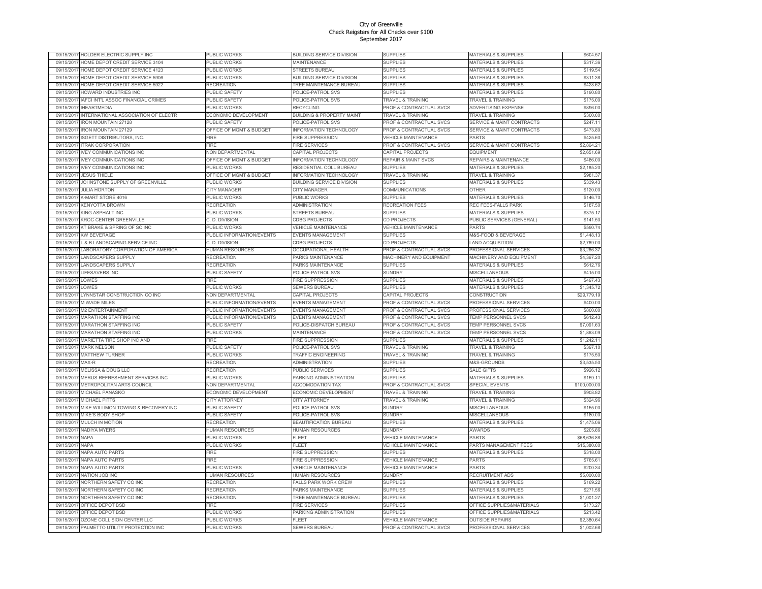# City of Greenville
## Check Reigsters for All Checks over $100
### September 2017

| | | | | | | |
|---|---|---|---|---|---|---|
| 09/15/2017 | HOLDER ELECTRIC SUPPLY INC | PUBLIC WORKS | BUILDING SERVICE DIVISION | SUPPLIES | MATERIALS & SUPPLIES | $604.57 |
| 09/15/2017 | HOME DEPOT CREDIT SERVICE 3104 | PUBLIC WORKS | MAINTENANCE | SUPPLIES | MATERIALS & SUPPLIES | $317.36 |
| 09/15/2017 | HOME DEPOT CREDIT SERVICE 4123 | PUBLIC WORKS | STREETS BUREAU | SUPPLIES | MATERIALS & SUPPLIES | $119.54 |
| 09/15/2017 | HOME DEPOT CREDIT SERVICE 5906 | PUBLIC WORKS | BUILDING SERVICE DIVISION | SUPPLIES | MATERIALS & SUPPLIES | $311.38 |
| 09/15/2017 | HOME DEPOT CREDIT SERVICE 5922 | RECREATION | TREE MAINTENANCE BUREAU | SUPPLIES | MATERIALS & SUPPLIES | $428.62 |
| 09/15/2017 | HOWARD INDUSTRIES INC | PUBLIC SAFETY | POLICE-PATROL SVS | SUPPLIES | MATERIALS & SUPPLIES | $190.80 |
| 09/15/2017 | IAFCI INT'L ASSOC FINANCIAL CRIMES | PUBLIC SAFETY | POLICE-PATROL SVS | TRAVEL & TRAINING | TRAVEL & TRAINING | $175.00 |
| 09/15/2017 | IHEARTMEDIA | PUBLIC WORKS | RECYCLING | PROF & CONTRACTUAL SVCS | ADVERTISING EXPENSE | $896.00 |
| 09/15/2017 | INTERNATIONAL ASSOCIATION OF ELECTR | ECONOMIC DEVELOPMENT | BUILDING & PROPERTY MAINT | TRAVEL & TRAINING | TRAVEL & TRAINING | $300.00 |
| 09/15/2017 | IRON MOUNTAIN 27128 | PUBLIC SAFETY | POLICE-PATROL SVS | PROF & CONTRACTUAL SVCS | SERVICE & MAINT CONTRACTS | $247.11 |
| 09/15/2017 | IRON MOUNTAIN 27129 | OFFICE OF MGMT & BUDGET | INFORMATION TECHNOLOGY | PROF & CONTRACTUAL SVCS | SERVICE & MAINT CONTRACTS | $473.80 |
| 09/15/2017 | ISGETT DISTRIBUTORS, INC. | FIRE | FIRE SUPPRESSION | VEHICLE MAINTENANCE | PARTS | $425.60 |
| 09/15/2017 | ITRAK CORPORATION | FIRE | FIRE SERVICES | PROF & CONTRACTUAL SVCS | SERVICE & MAINT CONTRACTS | $2,864.21 |
| 09/15/2017 | IVEY COMMUNICATIONS INC | NON DEPARTMENTAL | CAPITAL PROJECTS | CAPITAL PROJECTS | EQUIPMENT | $2,651.69 |
| 09/15/2017 | IVEY COMMUNICATIONS INC | OFFICE OF MGMT & BUDGET | INFORMATION TECHNOLOGY | REPAIR & MAINT SVCS | REPAIRS & MAINTENANCE | $486.00 |
| 09/15/2017 | IVEY COMMUNICATIONS INC | PUBLIC WORKS | RESIDENTIAL COLL BUREAU | SUPPLIES | MATERIALS & SUPPLIES | $2,185.20 |
| 09/15/2017 | JESUS THIELE | OFFICE OF MGMT & BUDGET | INFORMATION TECHNOLOGY | TRAVEL & TRAINING | TRAVEL & TRAINING | $981.37 |
| 09/15/2017 | JOHNSTONE SUPPLY OF GREENVILLE | PUBLIC WORKS | BUILDING SERVICE DIVISION | SUPPLIES | MATERIALS & SUPPLIES | $339.43 |
| 09/15/2017 | JULIA HORTON | CITY MANAGER | CITY MANAGER | COMMUNICATIONS | OTHER | $120.00 |
| 09/15/2017 | K-MART STORE 4016 | PUBLIC WORKS | PUBLIC WORKS | SUPPLIES | MATERIALS & SUPPLIES | $146.70 |
| 09/15/2017 | KENYOTTA BROWN | RECREATION | ADMINISTRATION | RECREATION FEES | REC FEES-FALLS PARK | $187.50 |
| 09/15/2017 | KING ASPHALT INC | PUBLIC WORKS | STREETS BUREAU | SUPPLIES | MATERIALS & SUPPLIES | $375.17 |
| 09/15/2017 | KROC CENTER GREENVILLE | C. D. DIVISION | CDBG PROJECTS | CD PROJECTS | PUBLIC SERVICES (GENERAL) | $141.50 |
| 09/15/2017 | KT BRAKE & SPRING OF SC INC | PUBLIC WORKS | VEHICLE MAINTENANCE | VEHICLE MAINTENANCE | PARTS | $590.74 |
| 09/15/2017 | KW BEVERAGE | PUBLIC INFORMATION/EVENTS | EVENTS MANAGEMENT | SUPPLIES | M&S-FOOD & BEVERAGE | $1,448.13 |
| 09/15/2017 | L & B LANDSCAPING SERVICE INC | C. D. DIVISION | CDBG PROJECTS | CD PROJECTS | LAND ACQUISITION | $2,769.00 |
| 09/15/2017 | LABORATORY CORPORATION OF AMERICA | HUMAN RESOURCES | OCCUPATIONAL HEALTH | PROF & CONTRACTUAL SVCS | PROFESSIONAL SERVICES | $3,266.37 |
| 09/15/2017 | LANDSCAPERS SUPPLY | RECREATION | PARKS MAINTENANCE | MACHINERY AND EQUIPMENT | MACHINERY AND EQUIPMENT | $4,367.20 |
| 09/15/2017 | LANDSCAPERS SUPPLY | RECREATION | PARKS MAINTENANCE | SUPPLIES | MATERIALS & SUPPLIES | $612.76 |
| 09/15/2017 | LIFESAVERS INC | PUBLIC SAFETY | POLICE-PATROL SVS | SUNDRY | MISCELLANEOUS | $415.00 |
| 09/15/2017 | LOWES | FIRE | FIRE SUPPRESSION | SUPPLIES | MATERIALS & SUPPLIES | $497.43 |
| 09/15/2017 | LOWES | PUBLIC WORKS | SEWERS BUREAU | SUPPLIES | MATERIALS & SUPPLIES | $1,345.72 |
| 09/15/2017 | LYNNSTAR CONSTRUCTION CO INC | NON DEPARTMENTAL | CAPITAL PROJECTS | CAPITAL PROJECTS | CONSTRUCTION | $29,779.19 |
| 09/15/2017 | M WADE MILES | PUBLIC INFORMATION/EVENTS | EVENTS MANAGEMENT | PROF & CONTRACTUAL SVCS | PROFESSIONAL SERVICES | $400.00 |
| 09/15/2017 | M2 ENTERTAINMENT | PUBLIC INFORMATION/EVENTS | EVENTS MANAGEMENT | PROF & CONTRACTUAL SVCS | PROFESSIONAL SERVICES | $800.00 |
| 09/15/2017 | MARATHON STAFFING INC | PUBLIC INFORMATION/EVENTS | EVENTS MANAGEMENT | PROF & CONTRACTUAL SVCS | TEMP PERSONNEL SVCS | $612.43 |
| 09/15/2017 | MARATHON STAFFING INC | PUBLIC SAFETY | POLICE-DISPATCH BUREAU | PROF & CONTRACTUAL SVCS | TEMP PERSONNEL SVCS | $7,091.63 |
| 09/15/2017 | MARATHON STAFFING INC | PUBLIC WORKS | MAINTENANCE | PROF & CONTRACTUAL SVCS | TEMP PERSONNEL SVCS | $1,863.09 |
| 09/15/2017 | MARIETTA TIRE SHOP INC AND | FIRE | FIRE SUPPRESSION | SUPPLIES | MATERIALS & SUPPLIES | $1,242.11 |
| 09/15/2017 | MARK NELSON | PUBLIC SAFETY | POLICE-PATROL SVS | TRAVEL & TRAINING | TRAVEL & TRAINING | $397.10 |
| 09/15/2017 | MATTHEW TURNER | PUBLIC WORKS | TRAFFIC ENGINEERING | TRAVEL & TRAINING | TRAVEL & TRAINING | $175.50 |
| 09/15/2017 | MAX-R | RECREATION | ADMINISTRATION | SUPPLIES | M&S-GROUNDS | $3,535.50 |
| 09/15/2017 | MELISSA & DOUG LLC | RECREATION | PUBLIC SERVICES | SUPPLIES | SALE GIFTS | $926.12 |
| 09/15/2017 | MERUS REFRESHMENT SERVICES INC | PUBLIC WORKS | PARKING ADMINISTRATION | SUPPLIES | MATERIALS & SUPPLIES | $159.11 |
| 09/15/2017 | METROPOLITAN ARTS COUNCIL | NON DEPARTMENTAL | ACCOMODATION TAX | PROF & CONTRACTUAL SVCS | SPECIAL EVENTS | $100,000.00 |
| 09/15/2017 | MICHAEL PANASKO | ECONOMIC DEVELOPMENT | ECONOMIC DEVELOPMENT | TRAVEL & TRAINING | TRAVEL & TRAINING | $908.82 |
| 09/15/2017 | MICHAEL PITTS | CITY ATTORNEY | CITY ATTORNEY | TRAVEL & TRAINING | TRAVEL & TRAINING | $324.96 |
| 09/15/2017 | MIKE WILLIMON TOWING & RECOVERY INC | PUBLIC SAFETY | POLICE-PATROL SVS | SUNDRY | MISCELLANEOUS | $155.00 |
| 09/15/2017 | MIKE'S BODY SHOP | PUBLIC SAFETY | POLICE-PATROL SVS | SUNDRY | MISCELLANEOUS | $180.00 |
| 09/15/2017 | MULCH IN MOTION | RECREATION | BEAUTIFICATION BUREAU | SUPPLIES | MATERIALS & SUPPLIES | $1,475.06 |
| 09/15/2017 | NADIYA MYERS | HUMAN RESOURCES | HUMAN RESOURCES | SUNDRY | AWARDS | $205.86 |
| 09/15/2017 | NAPA | PUBLIC WORKS | FLEET | VEHICLE MAINTENANCE | PARTS | $68,636.88 |
| 09/15/2017 | NAPA | PUBLIC WORKS | FLEET | VEHICLE MAINTENANCE | PARTS MANAGEMENT FEES | $15,380.00 |
| 09/15/2017 | NAPA AUTO PARTS | FIRE | FIRE SUPPRESSION | SUPPLIES | MATERIALS & SUPPLIES | $318.00 |
| 09/15/2017 | NAPA AUTO PARTS | FIRE | FIRE SUPPRESSION | VEHICLE MAINTENANCE | PARTS | $765.61 |
| 09/15/2017 | NAPA AUTO PARTS | PUBLIC WORKS | VEHICLE MAINTENANCE | VEHICLE MAINTENANCE | PARTS | $200.34 |
| 09/15/2017 | NATION JOB INC | HUMAN RESOURCES | HUMAN RESOURCES | SUNDRY | RECRUITMENT ADS | $5,000.00 |
| 09/15/2017 | NORTHERN SAFETY CO INC | RECREATION | FALLS PARK WORK CREW | SUPPLIES | MATERIALS & SUPPLIES | $169.22 |
| 09/15/2017 | NORTHERN SAFETY CO INC | RECREATION | PARKS MAINTENANCE | SUPPLIES | MATERIALS & SUPPLIES | $271.56 |
| 09/15/2017 | NORTHERN SAFETY CO INC | RECREATION | TREE MAINTENANCE BUREAU | SUPPLIES | MATERIALS & SUPPLIES | $1,001.27 |
| 09/15/2017 | OFFICE DEPOT BSD | FIRE | FIRE SERVICES | SUPPLIES | OFFICE SUPPLIES&MATERIALS | $173.27 |
| 09/15/2017 | OFFICE DEPOT BSD | PUBLIC WORKS | PARKING ADMINISTRATION | SUPPLIES | OFFICE SUPPLIES&MATERIALS | $213.42 |
| 09/15/2017 | OZONE COLLISION CENTER LLC | PUBLIC WORKS | FLEET | VEHICLE MAINTENANCE | OUTSIDE REPAIRS | $2,380.64 |
| 09/15/2017 | PALMETTO UTILITY PROTECTION INC | PUBLIC WORKS | SEWERS BUREAU | PROF & CONTRACTUAL SVCS | PROFESSIONAL SERVICES | $1,002.68 |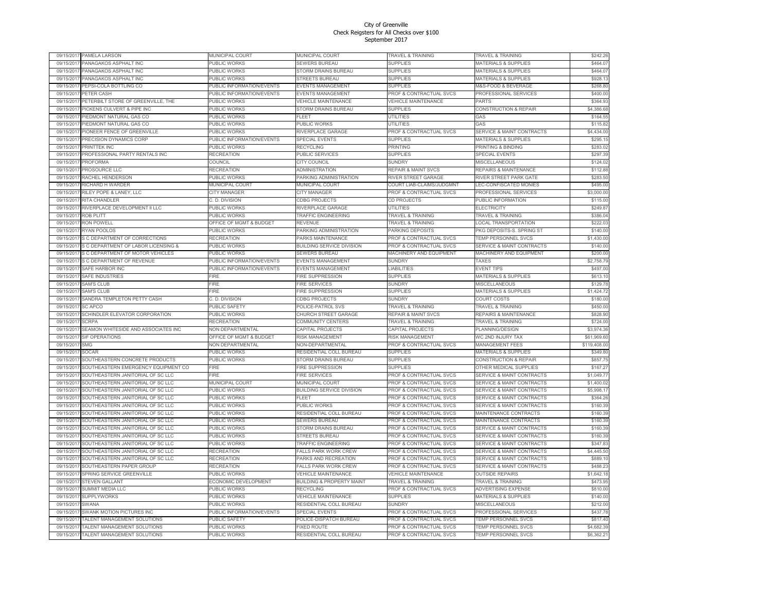City of Greenville
Check Reigsters for All Checks over $100
September 2017

| | | | | | | |
|---|---|---|---|---|---|---|
| 09/15/2017 | PAMELA LARSON | MUNICIPAL COURT | MUNICIPAL COURT | TRAVEL & TRAINING | TRAVEL & TRAINING | $242.26 |
| 09/15/2017 | PANAGAKOS ASPHALT INC | PUBLIC WORKS | SEWERS BUREAU | SUPPLIES | MATERIALS & SUPPLIES | $464.07 |
| 09/15/2017 | PANAGAKOS ASPHALT INC | PUBLIC WORKS | STORM DRAINS BUREAU | SUPPLIES | MATERIALS & SUPPLIES | $464.07 |
| 09/15/2017 | PANAGAKOS ASPHALT INC | PUBLIC WORKS | STREETS BUREAU | SUPPLIES | MATERIALS & SUPPLIES | $928.13 |
| 09/15/2017 | PEPSI-COLA BOTTLING CO | PUBLIC INFORMATION/EVENTS | EVENTS MANAGEMENT | SUPPLIES | M&S-FOOD & BEVERAGE | $268.80 |
| 09/15/2017 | PETER CASH | PUBLIC INFORMATION/EVENTS | EVENTS MANAGEMENT | PROF & CONTRACTUAL SVCS | PROFESSIONAL SERVICES | $400.00 |
| 09/15/2017 | PETERBILT STORE OF GREENVILLE, THE | PUBLIC WORKS | VEHICLE MAINTENANCE | VEHICLE MAINTENANCE | PARTS | $364.93 |
| 09/15/2017 | PICKENS CULVERT & PIPE INC | PUBLIC WORKS | STORM DRAINS BUREAU | SUPPLIES | CONSTRUCTION & REPAIR | $4,386.68 |
| 09/15/2017 | PIEDMONT NATURAL GAS CO | PUBLIC WORKS | FLEET | UTILITIES | GAS | $164.55 |
| 09/15/2017 | PIEDMONT NATURAL GAS CO | PUBLIC WORKS | PUBLIC WORKS | UTILITIES | GAS | $115.82 |
| 09/15/2017 | PIONEER FENCE OF GREENVILLE | PUBLIC WORKS | RIVERPLACE GARAGE | PROF & CONTRACTUAL SVCS | SERVICE & MAINT CONTRACTS | $4,434.00 |
| 09/15/2017 | PRECISION DYNAMICS CORP | PUBLIC INFORMATION/EVENTS | SPECIAL EVENTS | SUPPLIES | MATERIALS & SUPPLIES | $295.15 |
| 09/15/2017 | PRINTTEK INC | PUBLIC WORKS | RECYCLING | PRINTING | PRINTING & BINDING | $283.02 |
| 09/15/2017 | PROFESSIONAL PARTY RENTALS INC | RECREATION | PUBLIC SERVICES | SUPPLIES | SPECIAL EVENTS | $297.39 |
| 09/15/2017 | PROFORMA | COUNCIL | CITY COUNCIL | SUNDRY | MISCELLANEOUS | $124.02 |
| 09/15/2017 | PROSOURCE LLC | RECREATION | ADMINISTRATION | REPAIR & MAINT SVCS | REPAIRS & MAINTENANCE | $112.88 |
| 09/15/2017 | RACHEL HENDERSON | PUBLIC WORKS | PARKING ADMINISTRATION | RIVER STREET GARAGE | RIVER STREET PARK GATE | $283.50 |
| 09/15/2017 | RICHARD H WARDER | MUNICIPAL COURT | MUNICIPAL COURT | COURT LIAB-CLAIMS/JUDGMNT | LEC-CONFISCATED MONIES | $495.00 |
| 09/15/2017 | RILEY POPE & LANEY, LLC | CITY MANAGER | CITY MANAGER | PROF & CONTRACTUAL SVCS | PROFESSIONAL SERVICES | $3,000.00 |
| 09/15/2017 | RITA CHANDLER | C. D. DIVISION | CDBG PROJECTS | CD PROJECTS | PUBLIC INFORMATION | $115.00 |
| 09/15/2017 | RIVERPLACE DEVELOPMENT II LLC | PUBLIC WORKS | RIVERPLACE GARAGE | UTILITIES | ELECTRICITY | $249.87 |
| 09/15/2017 | ROB PLITT | PUBLIC WORKS | TRAFFIC ENGINEERING | TRAVEL & TRAINING | TRAVEL & TRAINING | $386.04 |
| 09/15/2017 | RON POWELL | OFFICE OF MGMT & BUDGET | REVENUE | TRAVEL & TRAINING | LOCAL TRANSPORTATION | $222.03 |
| 09/15/2017 | RYAN POOLOS | PUBLIC WORKS | PARKING ADMINISTRATION | PARKING DEPOSITS | PKG DEPOSITS-S. SPRING ST | $140.00 |
| 09/15/2017 | S C DEPARTMENT OF CORRECTIONS | RECREATION | PARKS MAINTENANCE | PROF & CONTRACTUAL SVCS | TEMP PERSONNEL SVCS | $1,430.00 |
| 09/15/2017 | S C DEPARTMENT OF LABOR LICENSING & | PUBLIC WORKS | BUILDING SERVICE DIVISION | PROF & CONTRACTUAL SVCS | SERVICE & MAINT CONTRACTS | $140.00 |
| 09/15/2017 | S C DEPARTMENT OF MOTOR VEHICLES | PUBLIC WORKS | SEWERS BUREAU | MACHINERY AND EQUIPMENT | MACHINERY AND EQUIPMENT | $200.00 |
| 09/15/2017 | S C DEPARTMENT OF REVENUE | PUBLIC INFORMATION/EVENTS | EVENTS MANAGEMENT | SUNDRY | TAXES | $2,758.79 |
| 09/15/2017 | SAFE HARBOR INC | PUBLIC INFORMATION/EVENTS | EVENTS MANAGEMENT | LIABILITIES | EVENT TIPS | $497.00 |
| 09/15/2017 | SAFE INDUSTRIES | FIRE | FIRE SUPPRESSION | SUPPLIES | MATERIALS & SUPPLIES | $613.10 |
| 09/15/2017 | SAM'S CLUB | FIRE | FIRE SERVICES | SUNDRY | MISCELLANEOUS | $129.78 |
| 09/15/2017 | SAM'S CLUB | FIRE | FIRE SUPPRESSION | SUPPLIES | MATERIALS & SUPPLIES | $1,424.72 |
| 09/15/2017 | SANDRA TEMPLETON PETTY CASH | C. D. DIVISION | CDBG PROJECTS | SUNDRY | COURT COSTS | $180.00 |
| 09/15/2017 | SC APCO | PUBLIC SAFETY | POLICE-PATROL SVS | TRAVEL & TRAINING | TRAVEL & TRAINING | $450.00 |
| 09/15/2017 | SCHINDLER ELEVATOR CORPORATION | PUBLIC WORKS | CHURCH STREET GARAGE | REPAIR & MAINT SVCS | REPAIRS & MAINTENANCE | $828.90 |
| 09/15/2017 | SCRPA | RECREATION | COMMUNITY CENTERS | TRAVEL & TRAINING | TRAVEL & TRAINING | $724.00 |
| 09/15/2017 | SEAMON WHITESIDE AND ASSOCIATES INC | NON DEPARTMENTAL | CAPITAL PROJECTS | CAPITAL PROJECTS | PLANNING/DESIGN | $3,974.36 |
| 09/15/2017 | SIF OPERATIONS | OFFICE OF MGMT & BUDGET | RISK MANAGEMENT | RISK MANAGEMENT | WC 2ND INJURY TAX | $61,969.60 |
| 09/15/2017 | SMG | NON DEPARTMENTAL | NON-DEPARTMENTAL | PROF & CONTRACTUAL SVCS | MANAGEMENT FEES | $119,408.00 |
| 09/15/2017 | SOCAR | PUBLIC WORKS | RESIDENTIAL COLL BUREAU | SUPPLIES | MATERIALS & SUPPLIES | $349.80 |
| 09/15/2017 | SOUTHEASTERN CONCRETE PRODUCTS | PUBLIC WORKS | STORM DRAINS BUREAU | SUPPLIES | CONSTRUCTION & REPAIR | $857.75 |
| 09/15/2017 | SOUTHEASTERN EMERGENCY EQUIPMENT CO | FIRE | FIRE SUPPRESSION | SUPPLIES | OTHER MEDICAL SUPPLIES | $167.27 |
| 09/15/2017 | SOUTHEASTERN JANITORIAL OF SC LLC | FIRE | FIRE SERVICES | PROF & CONTRACTUAL SVCS | SERVICE & MAINT CONTRACTS | $1,049.77 |
| 09/15/2017 | SOUTHEASTERN JANITORIAL OF SC LLC | MUNICIPAL COURT | MUNICIPAL COURT | PROF & CONTRACTUAL SVCS | SERVICE & MAINT CONTRACTS | $1,400.02 |
| 09/15/2017 | SOUTHEASTERN JANITORIAL OF SC LLC | PUBLIC WORKS | BUILDING SERVICE DIVISION | PROF & CONTRACTUAL SVCS | SERVICE & MAINT CONTRACTS | $5,998.17 |
| 09/15/2017 | SOUTHEASTERN JANITORIAL OF SC LLC | PUBLIC WORKS | FLEET | PROF & CONTRACTUAL SVCS | SERVICE & MAINT CONTRACTS | $364.26 |
| 09/15/2017 | SOUTHEASTERN JANITORIAL OF SC LLC | PUBLIC WORKS | PUBLIC WORKS | PROF & CONTRACTUAL SVCS | SERVICE & MAINT CONTRACTS | $160.39 |
| 09/15/2017 | SOUTHEASTERN JANITORIAL OF SC LLC | PUBLIC WORKS | RESIDENTIAL COLL BUREAU | PROF & CONTRACTUAL SVCS | MAINTENANCE CONTRACTS | $160.39 |
| 09/15/2017 | SOUTHEASTERN JANITORIAL OF SC LLC | PUBLIC WORKS | SEWERS BUREAU | PROF & CONTRACTUAL SVCS | MAINTENANCE CONTRACTS | $160.39 |
| 09/15/2017 | SOUTHEASTERN JANITORIAL OF SC LLC | PUBLIC WORKS | STORM DRAINS BUREAU | PROF & CONTRACTUAL SVCS | SERVICE & MAINT CONTRACTS | $160.39 |
| 09/15/2017 | SOUTHEASTERN JANITORIAL OF SC LLC | PUBLIC WORKS | STREETS BUREAU | PROF & CONTRACTUAL SVCS | SERVICE & MAINT CONTRACTS | $160.39 |
| 09/15/2017 | SOUTHEASTERN JANITORIAL OF SC LLC | PUBLIC WORKS | TRAFFIC ENGINEERING | PROF & CONTRACTUAL SVCS | SERVICE & MAINT CONTRACTS | $347.83 |
| 09/15/2017 | SOUTHEASTERN JANITORIAL OF SC LLC | RECREATION | FALLS PARK WORK CREW | PROF & CONTRACTUAL SVCS | SERVICE & MAINT CONTRACTS | $4,445.50 |
| 09/15/2017 | SOUTHEASTERN JANITORIAL OF SC LLC | RECREATION | PARKS AND RECREATION | PROF & CONTRACTUAL SVCS | SERVICE & MAINT CONTRACTS | $889.10 |
| 09/15/2017 | SOUTHEASTERN PAPER GROUP | RECREATION | FALLS PARK WORK CREW | PROF & CONTRACTUAL SVCS | SERVICE & MAINT CONTRACTS | $488.23 |
| 09/15/2017 | SPRING SERVICE GREENVILLE | PUBLIC WORKS | VEHICLE MAINTENANCE | VEHICLE MAINTENANCE | OUTSIDE REPAIRS | $1,642.18 |
| 09/15/2017 | STEVEN GALLANT | ECONOMIC DEVELOPMENT | BUILDING & PROPERTY MAINT | TRAVEL & TRAINING | TRAVEL & TRAINING | $473.95 |
| 09/15/2017 | SUMMIT MEDIA LLC | PUBLIC WORKS | RECYCLING | PROF & CONTRACTUAL SVCS | ADVERTISING EXPENSE | $810.00 |
| 09/15/2017 | SUPPLYWORKS | PUBLIC WORKS | VEHICLE MAINTENANCE | SUPPLIES | MATERIALS & SUPPLIES | $140.00 |
| 09/15/2017 | SWANA | PUBLIC WORKS | RESIDENTIAL COLL BUREAU | SUNDRY | MISCELLANEOUS | $212.00 |
| 09/15/2017 | SWANK MOTION PICTURES INC | PUBLIC INFORMATION/EVENTS | SPECIAL EVENTS | PROF & CONTRACTUAL SVCS | PROFESSIONAL SERVICES | $437.78 |
| 09/15/2017 | TALENT MANAGEMENT SOLUTIONS | PUBLIC SAFETY | POLICE-DISPATCH BUREAU | PROF & CONTRACTUAL SVCS | TEMP PERSONNEL SVCS | $817.40 |
| 09/15/2017 | TALENT MANAGEMENT SOLUTIONS | PUBLIC WORKS | FIXED ROUTE | PROF & CONTRACTUAL SVCS | TEMP PERSONNEL SVCS | $4,682.39 |
| 09/15/2017 | TALENT MANAGEMENT SOLUTIONS | PUBLIC WORKS | RESIDENTIAL COLL BUREAU | PROF & CONTRACTUAL SVCS | TEMP PERSONNEL SVCS | $6,362.21 |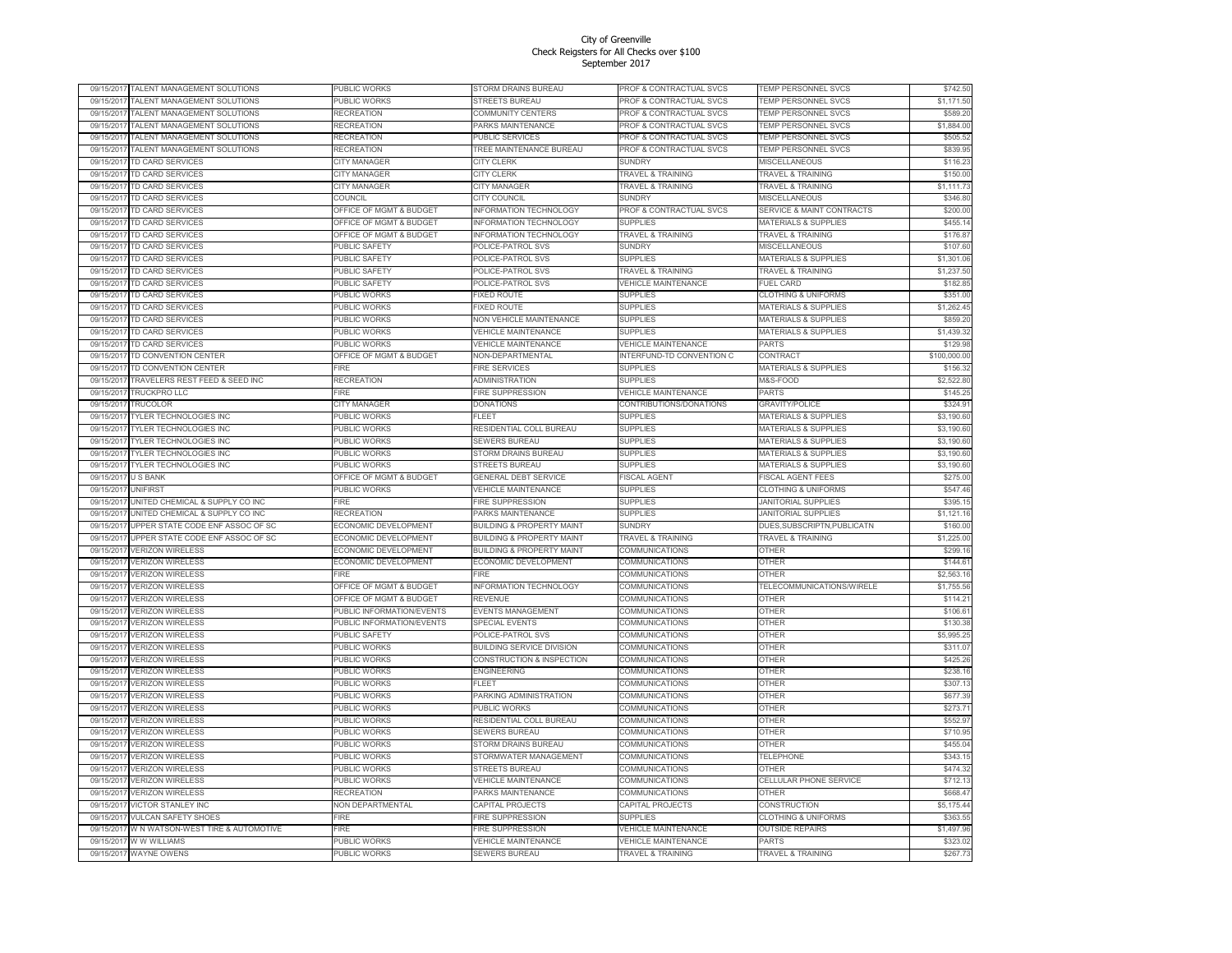# City of Greenville
## Check Reigsters for All Checks over $100
## September 2017

| | | | | | | |
|---|---|---|---|---|---|---|
| 09/15/2017 | TALENT MANAGEMENT SOLUTIONS | PUBLIC WORKS | STORM DRAINS BUREAU | PROF & CONTRACTUAL SVCS | TEMP PERSONNEL SVCS | $742.50 |
| 09/15/2017 | TALENT MANAGEMENT SOLUTIONS | PUBLIC WORKS | STREETS BUREAU | PROF & CONTRACTUAL SVCS | TEMP PERSONNEL SVCS | $1,171.50 |
| 09/15/2017 | TALENT MANAGEMENT SOLUTIONS | RECREATION | COMMUNITY CENTERS | PROF & CONTRACTUAL SVCS | TEMP PERSONNEL SVCS | $589.20 |
| 09/15/2017 | TALENT MANAGEMENT SOLUTIONS | RECREATION | PARKS MAINTENANCE | PROF & CONTRACTUAL SVCS | TEMP PERSONNEL SVCS | $1,884.00 |
| 09/15/2017 | TALENT MANAGEMENT SOLUTIONS | RECREATION | PUBLIC SERVICES | PROF & CONTRACTUAL SVCS | TEMP PERSONNEL SVCS | $505.52 |
| 09/15/2017 | TALENT MANAGEMENT SOLUTIONS | RECREATION | TREE MAINTENANCE BUREAU | PROF & CONTRACTUAL SVCS | TEMP PERSONNEL SVCS | $839.95 |
| 09/15/2017 | TD CARD SERVICES | CITY MANAGER | CITY CLERK | SUNDRY | MISCELLANEOUS | $116.23 |
| 09/15/2017 | TD CARD SERVICES | CITY MANAGER | CITY CLERK | TRAVEL & TRAINING | TRAVEL & TRAINING | $150.00 |
| 09/15/2017 | TD CARD SERVICES | CITY MANAGER | CITY MANAGER | TRAVEL & TRAINING | TRAVEL & TRAINING | $1,111.73 |
| 09/15/2017 | TD CARD SERVICES | COUNCIL | CITY COUNCIL | SUNDRY | MISCELLANEOUS | $346.80 |
| 09/15/2017 | TD CARD SERVICES | OFFICE OF MGMT & BUDGET | INFORMATION TECHNOLOGY | PROF & CONTRACTUAL SVCS | SERVICE & MAINT CONTRACTS | $200.00 |
| 09/15/2017 | TD CARD SERVICES | OFFICE OF MGMT & BUDGET | INFORMATION TECHNOLOGY | SUPPLIES | MATERIALS & SUPPLIES | $455.14 |
| 09/15/2017 | TD CARD SERVICES | OFFICE OF MGMT & BUDGET | INFORMATION TECHNOLOGY | TRAVEL & TRAINING | TRAVEL & TRAINING | $176.87 |
| 09/15/2017 | TD CARD SERVICES | PUBLIC SAFETY | POLICE-PATROL SVS | SUNDRY | MISCELLANEOUS | $107.60 |
| 09/15/2017 | TD CARD SERVICES | PUBLIC SAFETY | POLICE-PATROL SVS | SUPPLIES | MATERIALS & SUPPLIES | $1,301.06 |
| 09/15/2017 | TD CARD SERVICES | PUBLIC SAFETY | POLICE-PATROL SVS | TRAVEL & TRAINING | TRAVEL & TRAINING | $1,237.50 |
| 09/15/2017 | TD CARD SERVICES | PUBLIC SAFETY | POLICE-PATROL SVS | VEHICLE MAINTENANCE | FUEL CARD | $182.85 |
| 09/15/2017 | TD CARD SERVICES | PUBLIC WORKS | FIXED ROUTE | SUPPLIES | CLOTHING & UNIFORMS | $351.00 |
| 09/15/2017 | TD CARD SERVICES | PUBLIC WORKS | FIXED ROUTE | SUPPLIES | MATERIALS & SUPPLIES | $1,262.45 |
| 09/15/2017 | TD CARD SERVICES | PUBLIC WORKS | NON VEHICLE MAINTENANCE | SUPPLIES | MATERIALS & SUPPLIES | $859.20 |
| 09/15/2017 | TD CARD SERVICES | PUBLIC WORKS | VEHICLE MAINTENANCE | SUPPLIES | MATERIALS & SUPPLIES | $1,439.32 |
| 09/15/2017 | TD CARD SERVICES | PUBLIC WORKS | VEHICLE MAINTENANCE | VEHICLE MAINTENANCE | PARTS | $129.98 |
| 09/15/2017 | TD CONVENTION CENTER | OFFICE OF MGMT & BUDGET | NON-DEPARTMENTAL | INTERFUND-TD CONVENTION C | CONTRACT | $100,000.00 |
| 09/15/2017 | TD CONVENTION CENTER | FIRE | FIRE SERVICES | SUPPLIES | MATERIALS & SUPPLIES | $156.32 |
| 09/15/2017 | TRAVELERS REST FEED & SEED INC | RECREATION | ADMINISTRATION | SUPPLIES | M&S-FOOD | $2,522.80 |
| 09/15/2017 | TRUCKPRO LLC | FIRE | FIRE SUPPRESSION | VEHICLE MAINTENANCE | PARTS | $145.25 |
| 09/15/2017 | TRUCOLOR | CITY MANAGER | DONATIONS | CONTRIBUTIONS/DONATIONS | GRAVITY/POLICE | $324.91 |
| 09/15/2017 | TYLER TECHNOLOGIES INC | PUBLIC WORKS | FLEET | SUPPLIES | MATERIALS & SUPPLIES | $3,190.60 |
| 09/15/2017 | TYLER TECHNOLOGIES INC | PUBLIC WORKS | RESIDENTIAL COLL BUREAU | SUPPLIES | MATERIALS & SUPPLIES | $3,190.60 |
| 09/15/2017 | TYLER TECHNOLOGIES INC | PUBLIC WORKS | SEWERS BUREAU | SUPPLIES | MATERIALS & SUPPLIES | $3,190.60 |
| 09/15/2017 | TYLER TECHNOLOGIES INC | PUBLIC WORKS | STORM DRAINS BUREAU | SUPPLIES | MATERIALS & SUPPLIES | $3,190.60 |
| 09/15/2017 | TYLER TECHNOLOGIES INC | PUBLIC WORKS | STREETS BUREAU | SUPPLIES | MATERIALS & SUPPLIES | $3,190.60 |
| 09/15/2017 | U S BANK | OFFICE OF MGMT & BUDGET | GENERAL DEBT SERVICE | FISCAL AGENT | FISCAL AGENT FEES | $275.00 |
| 09/15/2017 | UNIFIRST | PUBLIC WORKS | VEHICLE MAINTENANCE | SUPPLIES | CLOTHING & UNIFORMS | $547.46 |
| 09/15/2017 | UNITED CHEMICAL & SUPPLY CO INC | FIRE | FIRE SUPPRESSION | SUPPLIES | JANITORIAL SUPPLIES | $395.15 |
| 09/15/2017 | UNITED CHEMICAL & SUPPLY CO INC | RECREATION | PARKS MAINTENANCE | SUPPLIES | JANITORIAL SUPPLIES | $1,121.16 |
| 09/15/2017 | UPPER STATE CODE ENF ASSOC OF SC | ECONOMIC DEVELOPMENT | BUILDING & PROPERTY MAINT | SUNDRY | DUES,SUBSCRIPTN,PUBLICATN | $160.00 |
| 09/15/2017 | UPPER STATE CODE ENF ASSOC OF SC | ECONOMIC DEVELOPMENT | BUILDING & PROPERTY MAINT | TRAVEL & TRAINING | TRAVEL & TRAINING | $1,225.00 |
| 09/15/2017 | VERIZON WIRELESS | ECONOMIC DEVELOPMENT | BUILDING & PROPERTY MAINT | COMMUNICATIONS | OTHER | $299.16 |
| 09/15/2017 | VERIZON WIRELESS | ECONOMIC DEVELOPMENT | ECONOMIC DEVELOPMENT | COMMUNICATIONS | OTHER | $144.61 |
| 09/15/2017 | VERIZON WIRELESS | FIRE | FIRE | COMMUNICATIONS | OTHER | $2,563.16 |
| 09/15/2017 | VERIZON WIRELESS | OFFICE OF MGMT & BUDGET | INFORMATION TECHNOLOGY | COMMUNICATIONS | TELECOMMUNICATIONS/WIRELE | $1,755.56 |
| 09/15/2017 | VERIZON WIRELESS | OFFICE OF MGMT & BUDGET | REVENUE | COMMUNICATIONS | OTHER | $114.21 |
| 09/15/2017 | VERIZON WIRELESS | PUBLIC INFORMATION/EVENTS | EVENTS MANAGEMENT | COMMUNICATIONS | OTHER | $106.61 |
| 09/15/2017 | VERIZON WIRELESS | PUBLIC INFORMATION/EVENTS | SPECIAL EVENTS | COMMUNICATIONS | OTHER | $130.38 |
| 09/15/2017 | VERIZON WIRELESS | PUBLIC SAFETY | POLICE-PATROL SVS | COMMUNICATIONS | OTHER | $5,995.25 |
| 09/15/2017 | VERIZON WIRELESS | PUBLIC WORKS | BUILDING SERVICE DIVISION | COMMUNICATIONS | OTHER | $311.07 |
| 09/15/2017 | VERIZON WIRELESS | PUBLIC WORKS | CONSTRUCTION & INSPECTION | COMMUNICATIONS | OTHER | $425.26 |
| 09/15/2017 | VERIZON WIRELESS | PUBLIC WORKS | ENGINEERING | COMMUNICATIONS | OTHER | $238.16 |
| 09/15/2017 | VERIZON WIRELESS | PUBLIC WORKS | FLEET | COMMUNICATIONS | OTHER | $307.13 |
| 09/15/2017 | VERIZON WIRELESS | PUBLIC WORKS | PARKING ADMINISTRATION | COMMUNICATIONS | OTHER | $677.39 |
| 09/15/2017 | VERIZON WIRELESS | PUBLIC WORKS | PUBLIC WORKS | COMMUNICATIONS | OTHER | $273.71 |
| 09/15/2017 | VERIZON WIRELESS | PUBLIC WORKS | RESIDENTIAL COLL BUREAU | COMMUNICATIONS | OTHER | $552.97 |
| 09/15/2017 | VERIZON WIRELESS | PUBLIC WORKS | SEWERS BUREAU | COMMUNICATIONS | OTHER | $710.95 |
| 09/15/2017 | VERIZON WIRELESS | PUBLIC WORKS | STORM DRAINS BUREAU | COMMUNICATIONS | OTHER | $455.04 |
| 09/15/2017 | VERIZON WIRELESS | PUBLIC WORKS | STORMWATER MANAGEMENT | COMMUNICATIONS | TELEPHONE | $343.15 |
| 09/15/2017 | VERIZON WIRELESS | PUBLIC WORKS | STREETS BUREAU | COMMUNICATIONS | OTHER | $474.32 |
| 09/15/2017 | VERIZON WIRELESS | PUBLIC WORKS | VEHICLE MAINTENANCE | COMMUNICATIONS | CELLULAR PHONE SERVICE | $712.13 |
| 09/15/2017 | VERIZON WIRELESS | RECREATION | PARKS MAINTENANCE | COMMUNICATIONS | OTHER | $668.47 |
| 09/15/2017 | VICTOR STANLEY INC | NON DEPARTMENTAL | CAPITAL PROJECTS | CAPITAL PROJECTS | CONSTRUCTION | $5,175.44 |
| 09/15/2017 | VULCAN SAFETY SHOES | FIRE | FIRE SUPPRESSION | SUPPLIES | CLOTHING & UNIFORMS | $363.55 |
| 09/15/2017 | W N WATSON-WEST TIRE & AUTOMOTIVE | FIRE | FIRE SUPPRESSION | VEHICLE MAINTENANCE | OUTSIDE REPAIRS | $1,497.96 |
| 09/15/2017 | W W WILLIAMS | PUBLIC WORKS | VEHICLE MAINTENANCE | VEHICLE MAINTENANCE | PARTS | $323.02 |
| 09/15/2017 | WAYNE OWENS | PUBLIC WORKS | SEWERS BUREAU | TRAVEL & TRAINING | TRAVEL & TRAINING | $267.73 |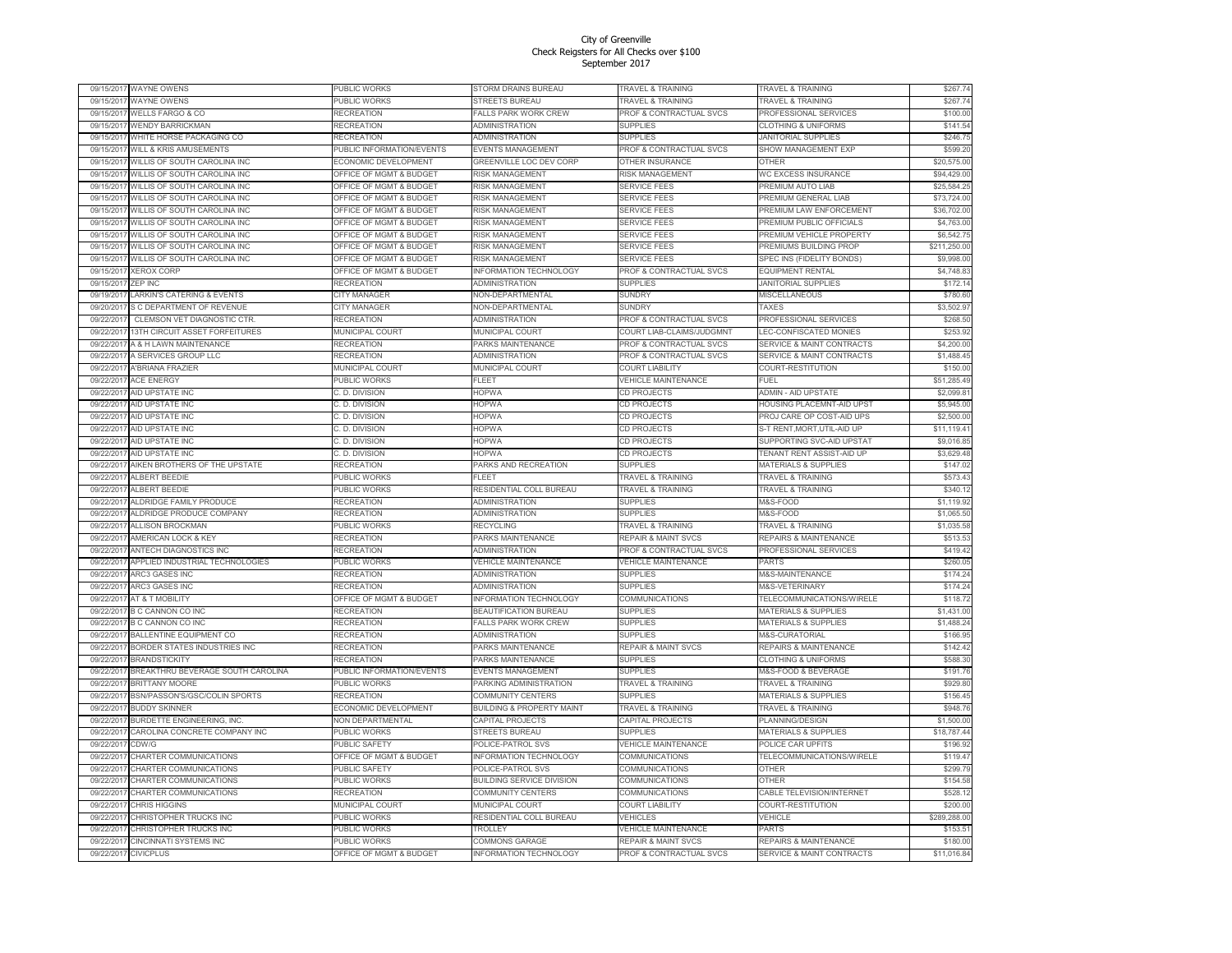City of Greenville
Check Reigsters for All Checks over $100
September 2017

| | | | | | | |
|---|---|---|---|---|---|---|
| 09/15/2017 | WAYNE OWENS | PUBLIC WORKS | STORM DRAINS BUREAU | TRAVEL & TRAINING | TRAVEL & TRAINING | $267.74 |
| 09/15/2017 | WAYNE OWENS | PUBLIC WORKS | STREETS BUREAU | TRAVEL & TRAINING | TRAVEL & TRAINING | $267.74 |
| 09/15/2017 | WELLS FARGO & CO | RECREATION | FALLS PARK WORK CREW | PROF & CONTRACTUAL SVCS | PROFESSIONAL SERVICES | $100.00 |
| 09/15/2017 | WENDY BARRICKMAN | RECREATION | ADMINISTRATION | SUPPLIES | CLOTHING & UNIFORMS | $141.54 |
| 09/15/2017 | WHITE HORSE PACKAGING CO | RECREATION | ADMINISTRATION | SUPPLIES | JANITORIAL SUPPLIES | $246.75 |
| 09/15/2017 | WILL & KRIS AMUSEMENTS | PUBLIC INFORMATION/EVENTS | EVENTS MANAGEMENT | PROF & CONTRACTUAL SVCS | SHOW MANAGEMENT EXP | $599.20 |
| 09/15/2017 | WILLIS OF SOUTH CAROLINA INC | ECONOMIC DEVELOPMENT | GREENVILLE LOC DEV CORP | OTHER INSURANCE | OTHER | $20,575.00 |
| 09/15/2017 | WILLIS OF SOUTH CAROLINA INC | OFFICE OF MGMT & BUDGET | RISK MANAGEMENT | RISK MANAGEMENT | WC EXCESS INSURANCE | $94,429.00 |
| 09/15/2017 | WILLIS OF SOUTH CAROLINA INC | OFFICE OF MGMT & BUDGET | RISK MANAGEMENT | SERVICE FEES | PREMIUM AUTO LIAB | $25,584.25 |
| 09/15/2017 | WILLIS OF SOUTH CAROLINA INC | OFFICE OF MGMT & BUDGET | RISK MANAGEMENT | SERVICE FEES | PREMIUM GENERAL LIAB | $73,724.00 |
| 09/15/2017 | WILLIS OF SOUTH CAROLINA INC | OFFICE OF MGMT & BUDGET | RISK MANAGEMENT | SERVICE FEES | PREMIUM LAW ENFORCEMENT | $36,702.00 |
| 09/15/2017 | WILLIS OF SOUTH CAROLINA INC | OFFICE OF MGMT & BUDGET | RISK MANAGEMENT | SERVICE FEES | PREMIUM PUBLIC OFFICIALS | $4,763.00 |
| 09/15/2017 | WILLIS OF SOUTH CAROLINA INC | OFFICE OF MGMT & BUDGET | RISK MANAGEMENT | SERVICE FEES | PREMIUM VEHICLE PROPERTY | $6,542.75 |
| 09/15/2017 | WILLIS OF SOUTH CAROLINA INC | OFFICE OF MGMT & BUDGET | RISK MANAGEMENT | SERVICE FEES | PREMIUMS BUILDING PROP | $211,250.00 |
| 09/15/2017 | WILLIS OF SOUTH CAROLINA INC | OFFICE OF MGMT & BUDGET | RISK MANAGEMENT | SERVICE FEES | SPEC INS (FIDELITY BONDS) | $9,998.00 |
| 09/15/2017 | XEROX CORP | OFFICE OF MGMT & BUDGET | INFORMATION TECHNOLOGY | PROF & CONTRACTUAL SVCS | EQUIPMENT RENTAL | $4,748.83 |
| 09/15/2017 | ZEP INC | RECREATION | ADMINISTRATION | SUPPLIES | JANITORIAL SUPPLIES | $172.14 |
| 09/19/2017 | LARKIN'S CATERING & EVENTS | CITY MANAGER | NON-DEPARTMENTAL | SUNDRY | MISCELLANEOUS | $780.60 |
| 09/20/2017 | S C DEPARTMENT OF REVENUE | CITY MANAGER | NON-DEPARTMENTAL | SUNDRY | TAXES | $3,502.97 |
| 09/22/2017 | CLEMSON VET DIAGNOSTIC CTR. | RECREATION | ADMINISTRATION | PROF & CONTRACTUAL SVCS | PROFESSIONAL SERVICES | $268.50 |
| 09/22/2017 | 13TH CIRCUIT ASSET FORFEITURES | MUNICIPAL COURT | MUNICIPAL COURT | COURT LIAB-CLAIMS/JUDGMNT | LEC-CONFISCATED MONIES | $253.92 |
| 09/22/2017 | A & H LAWN MAINTENANCE | RECREATION | PARKS MAINTENANCE | PROF & CONTRACTUAL SVCS | SERVICE & MAINT CONTRACTS | $4,200.00 |
| 09/22/2017 | A SERVICES GROUP LLC | RECREATION | ADMINISTRATION | PROF & CONTRACTUAL SVCS | SERVICE & MAINT CONTRACTS | $1,488.45 |
| 09/22/2017 | A'BRIANA FRAZIER | MUNICIPAL COURT | MUNICIPAL COURT | COURT LIABILITY | COURT-RESTITUTION | $150.00 |
| 09/22/2017 | ACE ENERGY | PUBLIC WORKS | FLEET | VEHICLE MAINTENANCE | FUEL | $51,285.49 |
| 09/22/2017 | AID UPSTATE INC | C. D. DIVISION | HOPWA | CD PROJECTS | ADMIN - AID UPSTATE | $2,099.81 |
| 09/22/2017 | AID UPSTATE INC | C. D. DIVISION | HOPWA | CD PROJECTS | HOUSING PLACEMNT-AID UPST | $5,945.00 |
| 09/22/2017 | AID UPSTATE INC | C. D. DIVISION | HOPWA | CD PROJECTS | PROJ CARE OP COST-AID UPS | $2,500.00 |
| 09/22/2017 | AID UPSTATE INC | C. D. DIVISION | HOPWA | CD PROJECTS | S-T RENT,MORT,UTIL-AID UP | $11,119.41 |
| 09/22/2017 | AID UPSTATE INC | C. D. DIVISION | HOPWA | CD PROJECTS | SUPPORTING SVC-AID UPSTAT | $9,016.85 |
| 09/22/2017 | AID UPSTATE INC | C. D. DIVISION | HOPWA | CD PROJECTS | TENANT RENT ASSIST-AID UP | $3,629.48 |
| 09/22/2017 | AIKEN BROTHERS OF THE UPSTATE | RECREATION | PARKS AND RECREATION | SUPPLIES | MATERIALS & SUPPLIES | $147.02 |
| 09/22/2017 | ALBERT BEEDIE | PUBLIC WORKS | FLEET | TRAVEL & TRAINING | TRAVEL & TRAINING | $573.43 |
| 09/22/2017 | ALBERT BEEDIE | PUBLIC WORKS | RESIDENTIAL COLL BUREAU | TRAVEL & TRAINING | TRAVEL & TRAINING | $340.12 |
| 09/22/2017 | ALDRIDGE FAMILY PRODUCE | RECREATION | ADMINISTRATION | SUPPLIES | M&S-FOOD | $1,119.92 |
| 09/22/2017 | ALDRIDGE PRODUCE COMPANY | RECREATION | ADMINISTRATION | SUPPLIES | M&S-FOOD | $1,065.50 |
| 09/22/2017 | ALLISON BROCKMAN | PUBLIC WORKS | RECYCLING | TRAVEL & TRAINING | TRAVEL & TRAINING | $1,035.58 |
| 09/22/2017 | AMERICAN LOCK & KEY | RECREATION | PARKS MAINTENANCE | REPAIR & MAINT SVCS | REPAIRS & MAINTENANCE | $513.53 |
| 09/22/2017 | ANTECH DIAGNOSTICS INC | RECREATION | ADMINISTRATION | PROF & CONTRACTUAL SVCS | PROFESSIONAL SERVICES | $419.42 |
| 09/22/2017 | APPLIED INDUSTRIAL TECHNOLOGIES | PUBLIC WORKS | VEHICLE MAINTENANCE | VEHICLE MAINTENANCE | PARTS | $260.05 |
| 09/22/2017 | ARC3 GASES INC | RECREATION | ADMINISTRATION | SUPPLIES | M&S-MAINTENANCE | $174.24 |
| 09/22/2017 | ARC3 GASES INC | RECREATION | ADMINISTRATION | SUPPLIES | M&S-VETERINARY | $174.24 |
| 09/22/2017 | AT & T MOBILITY | OFFICE OF MGMT & BUDGET | INFORMATION TECHNOLOGY | COMMUNICATIONS | TELECOMMUNICATIONS/WIRELE | $118.72 |
| 09/22/2017 | B C CANNON CO INC | RECREATION | BEAUTIFICATION BUREAU | SUPPLIES | MATERIALS & SUPPLIES | $1,431.00 |
| 09/22/2017 | B C CANNON CO INC | RECREATION | FALLS PARK WORK CREW | SUPPLIES | MATERIALS & SUPPLIES | $1,488.24 |
| 09/22/2017 | BALLENTINE EQUIPMENT CO | RECREATION | ADMINISTRATION | SUPPLIES | M&S-CURATORIAL | $166.95 |
| 09/22/2017 | BORDER STATES INDUSTRIES INC | RECREATION | PARKS MAINTENANCE | REPAIR & MAINT SVCS | REPAIRS & MAINTENANCE | $142.42 |
| 09/22/2017 | BRANDSTICKITY | RECREATION | PARKS MAINTENANCE | SUPPLIES | CLOTHING & UNIFORMS | $588.30 |
| 09/22/2017 | BREAKTHRU BEVERAGE SOUTH CAROLINA | PUBLIC INFORMATION/EVENTS | EVENTS MANAGEMENT | SUPPLIES | M&S-FOOD & BEVERAGE | $191.76 |
| 09/22/2017 | BRITTANY MOORE | PUBLIC WORKS | PARKING ADMINISTRATION | TRAVEL & TRAINING | TRAVEL & TRAINING | $929.80 |
| 09/22/2017 | BSN/PASSON'S/GSC/COLIN SPORTS | RECREATION | COMMUNITY CENTERS | SUPPLIES | MATERIALS & SUPPLIES | $156.45 |
| 09/22/2017 | BUDDY SKINNER | ECONOMIC DEVELOPMENT | BUILDING & PROPERTY MAINT | TRAVEL & TRAINING | TRAVEL & TRAINING | $948.76 |
| 09/22/2017 | BURDETTE ENGINEERING, INC. | NON DEPARTMENTAL | CAPITAL PROJECTS | CAPITAL PROJECTS | PLANNING/DESIGN | $1,500.00 |
| 09/22/2017 | CAROLINA CONCRETE COMPANY INC | PUBLIC WORKS | STREETS BUREAU | SUPPLIES | MATERIALS & SUPPLIES | $18,787.44 |
| 09/22/2017 | CDW/G | PUBLIC SAFETY | POLICE-PATROL SVS | VEHICLE MAINTENANCE | POLICE CAR UPFITS | $196.92 |
| 09/22/2017 | CHARTER COMMUNICATIONS | OFFICE OF MGMT & BUDGET | INFORMATION TECHNOLOGY | COMMUNICATIONS | TELECOMMUNICATIONS/WIRELE | $119.47 |
| 09/22/2017 | CHARTER COMMUNICATIONS | PUBLIC SAFETY | POLICE-PATROL SVS | COMMUNICATIONS | OTHER | $299.79 |
| 09/22/2017 | CHARTER COMMUNICATIONS | PUBLIC WORKS | BUILDING SERVICE DIVISION | COMMUNICATIONS | OTHER | $154.58 |
| 09/22/2017 | CHARTER COMMUNICATIONS | RECREATION | COMMUNITY CENTERS | COMMUNICATIONS | CABLE TELEVISION/INTERNET | $528.12 |
| 09/22/2017 | CHRIS HIGGINS | MUNICIPAL COURT | MUNICIPAL COURT | COURT LIABILITY | COURT-RESTITUTION | $200.00 |
| 09/22/2017 | CHRISTOPHER TRUCKS INC | PUBLIC WORKS | RESIDENTIAL COLL BUREAU | VEHICLES | VEHICLE | $289,288.00 |
| 09/22/2017 | CHRISTOPHER TRUCKS INC | PUBLIC WORKS | TROLLEY | VEHICLE MAINTENANCE | PARTS | $153.51 |
| 09/22/2017 | CINCINNATI SYSTEMS INC | PUBLIC WORKS | COMMONS GARAGE | REPAIR & MAINT SVCS | REPAIRS & MAINTENANCE | $180.00 |
| 09/22/2017 | CIVICPLUS | OFFICE OF MGMT & BUDGET | INFORMATION TECHNOLOGY | PROF & CONTRACTUAL SVCS | SERVICE & MAINT CONTRACTS | $11,016.84 |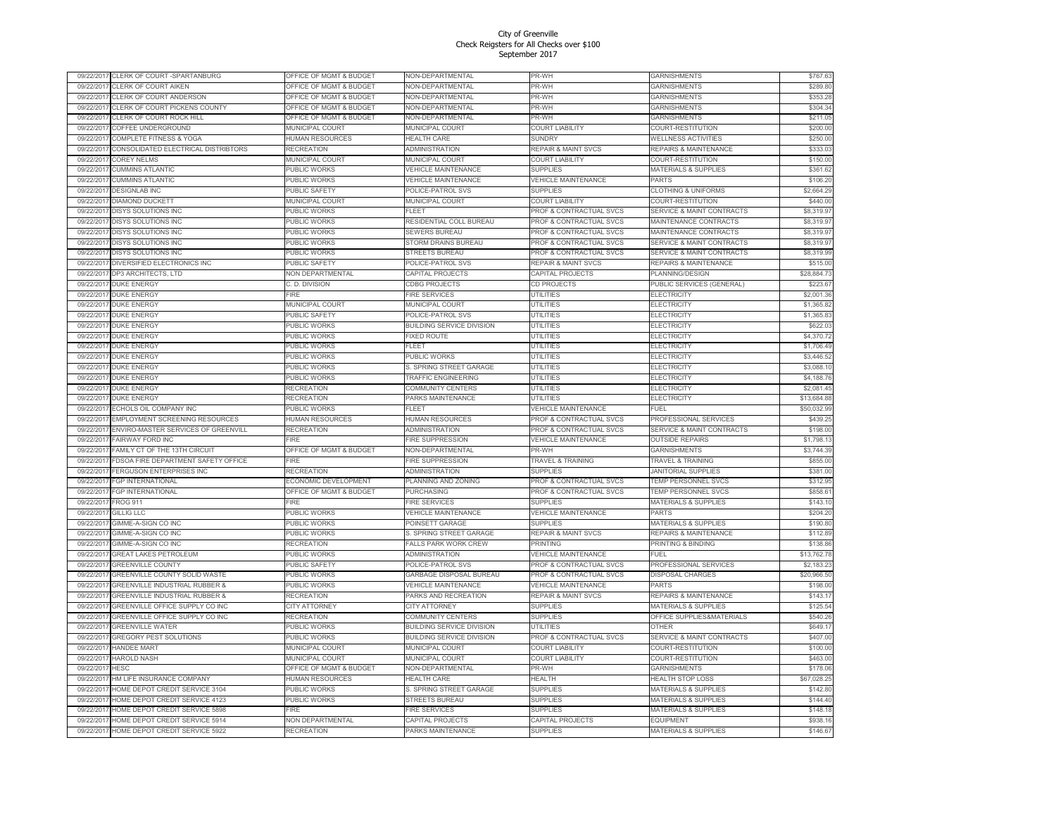# City of Greenville
## Check Reigsters for All Checks over $100
## September 2017

| | | | | | | |
|---|---|---|---|---|---|---|
| 09/22/2017 | CLERK OF COURT -SPARTANBURG | OFFICE OF MGMT & BUDGET | NON-DEPARTMENTAL | PR-WH | GARNISHMENTS | $767.63 |
| 09/22/2017 | CLERK OF COURT AIKEN | OFFICE OF MGMT & BUDGET | NON-DEPARTMENTAL | PR-WH | GARNISHMENTS | $289.80 |
| 09/22/2017 | CLERK OF COURT ANDERSON | OFFICE OF MGMT & BUDGET | NON-DEPARTMENTAL | PR-WH | GARNISHMENTS | $353.28 |
| 09/22/2017 | CLERK OF COURT PICKENS COUNTY | OFFICE OF MGMT & BUDGET | NON-DEPARTMENTAL | PR-WH | GARNISHMENTS | $304.34 |
| 09/22/2017 | CLERK OF COURT ROCK HILL | OFFICE OF MGMT & BUDGET | NON-DEPARTMENTAL | PR-WH | GARNISHMENTS | $211.05 |
| 09/22/2017 | COFFEE UNDERGROUND | MUNICIPAL COURT | MUNICIPAL COURT | COURT LIABILITY | COURT-RESTITUTION | $200.00 |
| 09/22/2017 | COMPLETE FITNESS & YOGA | HUMAN RESOURCES | HEALTH CARE | SUNDRY | WELLNESS ACTIVITIES | $250.00 |
| 09/22/2017 | CONSOLIDATED ELECTRICAL DISTRIBTORS | RECREATION | ADMINISTRATION | REPAIR & MAINT SVCS | REPAIRS & MAINTENANCE | $333.03 |
| 09/22/2017 | COREY NELMS | MUNICIPAL COURT | MUNICIPAL COURT | COURT LIABILITY | COURT-RESTITUTION | $150.00 |
| 09/22/2017 | CUMMINS ATLANTIC | PUBLIC WORKS | VEHICLE MAINTENANCE | SUPPLIES | MATERIALS & SUPPLIES | $361.62 |
| 09/22/2017 | CUMMINS ATLANTIC | PUBLIC WORKS | VEHICLE MAINTENANCE | VEHICLE MAINTENANCE | PARTS | $106.20 |
| 09/22/2017 | DESIGNLAB INC | PUBLIC SAFETY | POLICE-PATROL SVS | SUPPLIES | CLOTHING & UNIFORMS | $2,664.29 |
| 09/22/2017 | DIAMOND DUCKETT | MUNICIPAL COURT | MUNICIPAL COURT | COURT LIABILITY | COURT-RESTITUTION | $440.00 |
| 09/22/2017 | DISYS SOLUTIONS INC | PUBLIC WORKS | FLEET | PROF & CONTRACTUAL SVCS | SERVICE & MAINT CONTRACTS | $8,319.97 |
| 09/22/2017 | DISYS SOLUTIONS INC | PUBLIC WORKS | RESIDENTIAL COLL BUREAU | PROF & CONTRACTUAL SVCS | MAINTENANCE CONTRACTS | $8,319.97 |
| 09/22/2017 | DISYS SOLUTIONS INC | PUBLIC WORKS | SEWERS BUREAU | PROF & CONTRACTUAL SVCS | MAINTENANCE CONTRACTS | $8,319.97 |
| 09/22/2017 | DISYS SOLUTIONS INC | PUBLIC WORKS | STORM DRAINS BUREAU | PROF & CONTRACTUAL SVCS | SERVICE & MAINT CONTRACTS | $8,319.97 |
| 09/22/2017 | DISYS SOLUTIONS INC | PUBLIC WORKS | STREETS BUREAU | PROF & CONTRACTUAL SVCS | SERVICE & MAINT CONTRACTS | $8,319.99 |
| 09/22/2017 | DIVERSIFIED ELECTRONICS INC | PUBLIC SAFETY | POLICE-PATROL SVS | REPAIR & MAINT SVCS | REPAIRS & MAINTENANCE | $515.00 |
| 09/22/2017 | DP3 ARCHITECTS, LTD | NON DEPARTMENTAL | CAPITAL PROJECTS | CAPITAL PROJECTS | PLANNING/DESIGN | $28,884.73 |
| 09/22/2017 | DUKE ENERGY | C. D. DIVISION | CDBG PROJECTS | CD PROJECTS | PUBLIC SERVICES (GENERAL) | $223.67 |
| 09/22/2017 | DUKE ENERGY | FIRE | FIRE SERVICES | UTILITIES | ELECTRICITY | $2,001.36 |
| 09/22/2017 | DUKE ENERGY | MUNICIPAL COURT | MUNICIPAL COURT | UTILITIES | ELECTRICITY | $1,365.82 |
| 09/22/2017 | DUKE ENERGY | PUBLIC SAFETY | POLICE-PATROL SVS | UTILITIES | ELECTRICITY | $1,365.83 |
| 09/22/2017 | DUKE ENERGY | PUBLIC WORKS | BUILDING SERVICE DIVISION | UTILITIES | ELECTRICITY | $622.03 |
| 09/22/2017 | DUKE ENERGY | PUBLIC WORKS | FIXED ROUTE | UTILITIES | ELECTRICITY | $4,370.72 |
| 09/22/2017 | DUKE ENERGY | PUBLIC WORKS | FLEET | UTILITIES | ELECTRICITY | $1,706.49 |
| 09/22/2017 | DUKE ENERGY | PUBLIC WORKS | PUBLIC WORKS | UTILITIES | ELECTRICITY | $3,446.52 |
| 09/22/2017 | DUKE ENERGY | PUBLIC WORKS | S. SPRING STREET GARAGE | UTILITIES | ELECTRICITY | $3,088.10 |
| 09/22/2017 | DUKE ENERGY | PUBLIC WORKS | TRAFFIC ENGINEERING | UTILITIES | ELECTRICITY | $4,188.76 |
| 09/22/2017 | DUKE ENERGY | RECREATION | COMMUNITY CENTERS | UTILITIES | ELECTRICITY | $2,081.45 |
| 09/22/2017 | DUKE ENERGY | RECREATION | PARKS MAINTENANCE | UTILITIES | ELECTRICITY | $13,684.88 |
| 09/22/2017 | ECHOLS OIL COMPANY INC | PUBLIC WORKS | FLEET | VEHICLE MAINTENANCE | FUEL | $50,032.99 |
| 09/22/2017 | EMPLOYMENT SCREENING RESOURCES | HUMAN RESOURCES | HUMAN RESOURCES | PROF & CONTRACTUAL SVCS | PROFESSIONAL SERVICES | $439.25 |
| 09/22/2017 | ENVIRO-MASTER SERVICES OF GREENVILL | RECREATION | ADMINISTRATION | PROF & CONTRACTUAL SVCS | SERVICE & MAINT CONTRACTS | $198.00 |
| 09/22/2017 | FAIRWAY FORD INC | FIRE | FIRE SUPPRESSION | VEHICLE MAINTENANCE | OUTSIDE REPAIRS | $1,798.13 |
| 09/22/2017 | FAMILY CT OF THE 13TH CIRCUIT | OFFICE OF MGMT & BUDGET | NON-DEPARTMENTAL | PR-WH | GARNISHMENTS | $3,744.39 |
| 09/22/2017 | FDSOA FIRE DEPARTMENT SAFETY OFFICE | FIRE | FIRE SUPPRESSION | TRAVEL & TRAINING | TRAVEL & TRAINING | $855.00 |
| 09/22/2017 | FERGUSON ENTERPRISES INC | RECREATION | ADMINISTRATION | SUPPLIES | JANITORIAL SUPPLIES | $381.00 |
| 09/22/2017 | FGP INTERNATIONAL | ECONOMIC DEVELOPMENT | PLANNING AND ZONING | PROF & CONTRACTUAL SVCS | TEMP PERSONNEL SVCS | $312.95 |
| 09/22/2017 | FGP INTERNATIONAL | OFFICE OF MGMT & BUDGET | PURCHASING | PROF & CONTRACTUAL SVCS | TEMP PERSONNEL SVCS | $858.61 |
| 09/22/2017 | FROG 911 | FIRE | FIRE SERVICES | SUPPLIES | MATERIALS & SUPPLIES | $143.10 |
| 09/22/2017 | GILLIG LLC | PUBLIC WORKS | VEHICLE MAINTENANCE | VEHICLE MAINTENANCE | PARTS | $204.20 |
| 09/22/2017 | GIMME-A-SIGN CO INC | PUBLIC WORKS | POINSETT GARAGE | SUPPLIES | MATERIALS & SUPPLIES | $190.80 |
| 09/22/2017 | GIMME-A-SIGN CO INC | PUBLIC WORKS | S. SPRING STREET GARAGE | REPAIR & MAINT SVCS | REPAIRS & MAINTENANCE | $112.89 |
| 09/22/2017 | GIMME-A-SIGN CO INC | RECREATION | FALLS PARK WORK CREW | PRINTING | PRINTING & BINDING | $138.86 |
| 09/22/2017 | GREAT LAKES PETROLEUM | PUBLIC WORKS | ADMINISTRATION | VEHICLE MAINTENANCE | FUEL | $13,762.78 |
| 09/22/2017 | GREENVILLE COUNTY | PUBLIC SAFETY | POLICE-PATROL SVS | PROF & CONTRACTUAL SVCS | PROFESSIONAL SERVICES | $2,183.23 |
| 09/22/2017 | GREENVILLE COUNTY SOLID WASTE | PUBLIC WORKS | GARBAGE DISPOSAL BUREAU | PROF & CONTRACTUAL SVCS | DISPOSAL CHARGES | $20,966.50 |
| 09/22/2017 | GREENVILLE INDUSTRIAL RUBBER & | PUBLIC WORKS | VEHICLE MAINTENANCE | VEHICLE MAINTENANCE | PARTS | $198.00 |
| 09/22/2017 | GREENVILLE INDUSTRIAL RUBBER & | RECREATION | PARKS AND RECREATION | REPAIR & MAINT SVCS | REPAIRS & MAINTENANCE | $143.17 |
| 09/22/2017 | GREENVILLE OFFICE SUPPLY CO INC | CITY ATTORNEY | CITY ATTORNEY | SUPPLIES | MATERIALS & SUPPLIES | $125.54 |
| 09/22/2017 | GREENVILLE OFFICE SUPPLY CO INC | RECREATION | COMMUNITY CENTERS | SUPPLIES | OFFICE SUPPLIES&MATERIALS | $540.26 |
| 09/22/2017 | GREENVILLE WATER | PUBLIC WORKS | BUILDING SERVICE DIVISION | UTILITIES | OTHER | $649.17 |
| 09/22/2017 | GREGORY PEST SOLUTIONS | PUBLIC WORKS | BUILDING SERVICE DIVISION | PROF & CONTRACTUAL SVCS | SERVICE & MAINT CONTRACTS | $407.00 |
| 09/22/2017 | HANDEE MART | MUNICIPAL COURT | MUNICIPAL COURT | COURT LIABILITY | COURT-RESTITUTION | $100.00 |
| 09/22/2017 | HAROLD NASH | MUNICIPAL COURT | MUNICIPAL COURT | COURT LIABILITY | COURT-RESTITUTION | $463.00 |
| 09/22/2017 | HESC | OFFICE OF MGMT & BUDGET | NON-DEPARTMENTAL | PR-WH | GARNISHMENTS | $178.06 |
| 09/22/2017 | HM LIFE INSURANCE COMPANY | HUMAN RESOURCES | HEALTH CARE | HEALTH | HEALTH STOP LOSS | $67,028.25 |
| 09/22/2017 | HOME DEPOT CREDIT SERVICE 3104 | PUBLIC WORKS | S. SPRING STREET GARAGE | SUPPLIES | MATERIALS & SUPPLIES | $142.80 |
| 09/22/2017 | HOME DEPOT CREDIT SERVICE 4123 | PUBLIC WORKS | STREETS BUREAU | SUPPLIES | MATERIALS & SUPPLIES | $144.40 |
| 09/22/2017 | HOME DEPOT CREDIT SERVICE 5898 | FIRE | FIRE SERVICES | SUPPLIES | MATERIALS & SUPPLIES | $148.18 |
| 09/22/2017 | HOME DEPOT CREDIT SERVICE 5914 | NON DEPARTMENTAL | CAPITAL PROJECTS | CAPITAL PROJECTS | EQUIPMENT | $938.16 |
| 09/22/2017 | HOME DEPOT CREDIT SERVICE 5922 | RECREATION | PARKS MAINTENANCE | SUPPLIES | MATERIALS & SUPPLIES | $146.67 |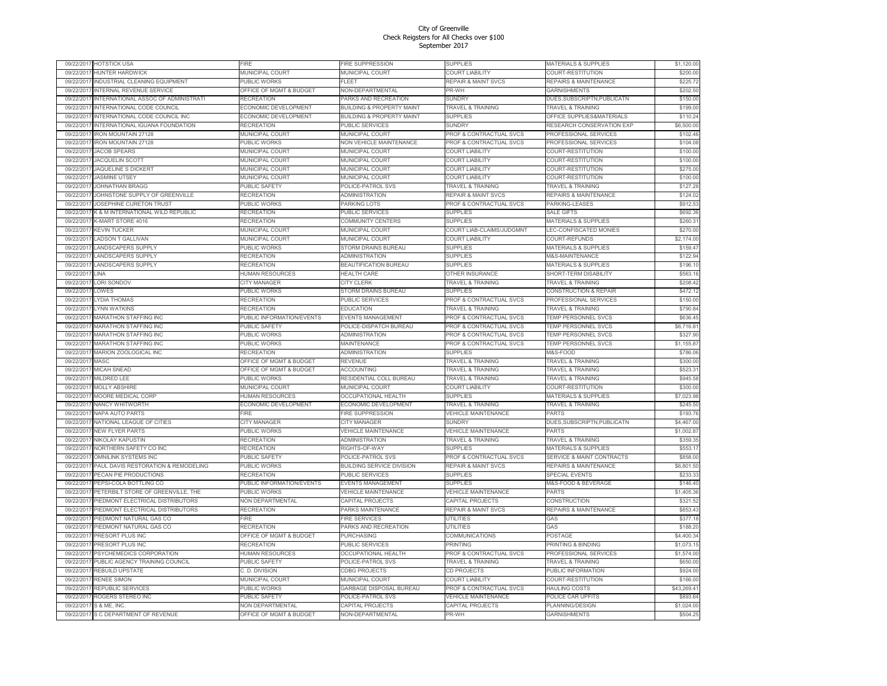# City of Greenville
## Check Reigsters for All Checks over $100
## September 2017

| | | | | | | |
|---|---|---|---|---|---|---|
| 09/22/2017 | HOTSTICK USA | FIRE | FIRE SUPPRESSION | SUPPLIES | MATERIALS & SUPPLIES | $1,120.00 |
| 09/22/2017 | HUNTER HARDWICK | MUNICIPAL COURT | MUNICIPAL COURT | COURT LIABILITY | COURT-RESTITUTION | $200.00 |
| 09/22/2017 | INDUSTRIAL CLEANING EQUIPMENT | PUBLIC WORKS | FLEET | REPAIR & MAINT SVCS | REPAIRS & MAINTENANCE | $225.72 |
| 09/22/2017 | INTERNAL REVENUE SERVICE | OFFICE OF MGMT & BUDGET | NON-DEPARTMENTAL | PR-WH | GARNISHMENTS | $202.50 |
| 09/22/2017 | INTERNATIONAL ASSOC OF ADMINISTRATI | RECREATION | PARKS AND RECREATION | SUNDRY | DUES,SUBSCRIPTN,PUBLICATN | $150.00 |
| 09/22/2017 | INTERNATIONAL CODE COUNCIL | ECONOMIC DEVELOPMENT | BUILDING & PROPERTY MAINT | TRAVEL & TRAINING | TRAVEL & TRAINING | $199.00 |
| 09/22/2017 | INTERNATIONAL CODE COUNCIL INC | ECONOMIC DEVELOPMENT | BUILDING & PROPERTY MAINT | SUPPLIES | OFFICE SUPPLIES&MATERIALS | $110.24 |
| 09/22/2017 | INTERNATIONAL IGUANA FOUNDATION | RECREATION | PUBLIC SERVICES | SUNDRY | RESEARCH CONSERVATION EXP | $6,500.00 |
| 09/22/2017 | IRON MOUNTAIN 27128 | MUNICIPAL COURT | MUNICIPAL COURT | PROF & CONTRACTUAL SVCS | PROFESSIONAL SERVICES | $102.46 |
| 09/22/2017 | IRON MOUNTAIN 27128 | PUBLIC WORKS | NON VEHICLE MAINTENANCE | PROF & CONTRACTUAL SVCS | PROFESSIONAL SERVICES | $104.08 |
| 09/22/2017 | JACOB SPEARS | MUNICIPAL COURT | MUNICIPAL COURT | COURT LIABILITY | COURT-RESTITUTION | $100.00 |
| 09/22/2017 | JACQUELIN SCOTT | MUNICIPAL COURT | MUNICIPAL COURT | COURT LIABILITY | COURT-RESTITUTION | $100.00 |
| 09/22/2017 | JAQUELINE S DICKERT | MUNICIPAL COURT | MUNICIPAL COURT | COURT LIABILITY | COURT-RESTITUTION | $275.00 |
| 09/22/2017 | JASMINE UTSEY | MUNICIPAL COURT | MUNICIPAL COURT | COURT LIABILITY | COURT-RESTITUTION | $100.00 |
| 09/22/2017 | JOHNATHAN BRAGG | PUBLIC SAFETY | POLICE-PATROL SVS | TRAVEL & TRAINING | TRAVEL & TRAINING | $127.28 |
| 09/22/2017 | JOHNSTONE SUPPLY OF GREENVILLE | RECREATION | ADMINISTRATION | REPAIR & MAINT SVCS | REPAIRS & MAINTENANCE | $124.02 |
| 09/22/2017 | JOSEPHINE CURETON TRUST | PUBLIC WORKS | PARKING LOTS | PROF & CONTRACTUAL SVCS | PARKING-LEASES | $912.53 |
| 09/22/2017 | K & M INTERNATIONAL WILD REPUBLIC | RECREATION | PUBLIC SERVICES | SUPPLIES | SALE GIFTS | $692.36 |
| 09/22/2017 | K-MART STORE 4016 | RECREATION | COMMUNITY CENTERS | SUPPLIES | MATERIALS & SUPPLIES | $260.31 |
| 09/22/2017 | KEVIN TUCKER | MUNICIPAL COURT | MUNICIPAL COURT | COURT LIAB-CLAIMS/JUDGMNT | LEC-CONFISCATED MONIES | $270.00 |
| 09/22/2017 | LADSON T GALLIVAN | MUNICIPAL COURT | MUNICIPAL COURT | COURT LIABILITY | COURT-REFUNDS | $2,174.00 |
| 09/22/2017 | LANDSCAPERS SUPPLY | PUBLIC WORKS | STORM DRAINS BUREAU | SUPPLIES | MATERIALS & SUPPLIES | $159.47 |
| 09/22/2017 | LANDSCAPERS SUPPLY | RECREATION | ADMINISTRATION | SUPPLIES | M&S-MAINTENANCE | $122.94 |
| 09/22/2017 | LANDSCAPERS SUPPLY | RECREATION | BEAUTIFICATION BUREAU | SUPPLIES | MATERIALS & SUPPLIES | $196.10 |
| 09/22/2017 | LINA | HUMAN RESOURCES | HEALTH CARE | OTHER INSURANCE | SHORT-TERM DISABILITY | $563.16 |
| 09/22/2017 | LORI SONDOV | CITY MANAGER | CITY CLERK | TRAVEL & TRAINING | TRAVEL & TRAINING | $208.42 |
| 09/22/2017 | LOWES | PUBLIC WORKS | STORM DRAINS BUREAU | SUPPLIES | CONSTRUCTION & REPAIR | $472.12 |
| 09/22/2017 | LYDIA THOMAS | RECREATION | PUBLIC SERVICES | PROF & CONTRACTUAL SVCS | PROFESSIONAL SERVICES | $150.00 |
| 09/22/2017 | LYNN WATKINS | RECREATION | EDUCATION | TRAVEL & TRAINING | TRAVEL & TRAINING | $790.84 |
| 09/22/2017 | MARATHON STAFFING INC | PUBLIC INFORMATION/EVENTS | EVENTS MANAGEMENT | PROF & CONTRACTUAL SVCS | TEMP PERSONNEL SVCS | $636.45 |
| 09/22/2017 | MARATHON STAFFING INC | PUBLIC SAFETY | POLICE-DISPATCH BUREAU | PROF & CONTRACTUAL SVCS | TEMP PERSONNEL SVCS | $6,716.81 |
| 09/22/2017 | MARATHON STAFFING INC | PUBLIC WORKS | ADMINISTRATION | PROF & CONTRACTUAL SVCS | TEMP PERSONNEL SVCS | $327.90 |
| 09/22/2017 | MARATHON STAFFING INC | PUBLIC WORKS | MAINTENANCE | PROF & CONTRACTUAL SVCS | TEMP PERSONNEL SVCS | $1,155.87 |
| 09/22/2017 | MARION ZOOLOGICAL INC | RECREATION | ADMINISTRATION | SUPPLIES | M&S-FOOD | $786.06 |
| 09/22/2017 | MASC | OFFICE OF MGMT & BUDGET | REVENUE | TRAVEL & TRAINING | TRAVEL & TRAINING | $300.00 |
| 09/22/2017 | MICAH SNEAD | OFFICE OF MGMT & BUDGET | ACCOUNTING | TRAVEL & TRAINING | TRAVEL & TRAINING | $523.31 |
| 09/22/2017 | MILDRED LEE | PUBLIC WORKS | RESIDENTIAL COLL BUREAU | TRAVEL & TRAINING | TRAVEL & TRAINING | $945.58 |
| 09/22/2017 | MOLLY ABSHIRE | MUNICIPAL COURT | MUNICIPAL COURT | COURT LIABILITY | COURT-RESTITUTION | $300.00 |
| 09/22/2017 | MOORE MEDICAL CORP | HUMAN RESOURCES | OCCUPATIONAL HEALTH | SUPPLIES | MATERIALS & SUPPLIES | $7,023.98 |
| 09/22/2017 | NANCY WHITWORTH | ECONOMIC DEVELOPMENT | ECONOMIC DEVELOPMENT | TRAVEL & TRAINING | TRAVEL & TRAINING | $245.50 |
| 09/22/2017 | NAPA AUTO PARTS | FIRE | FIRE SUPPRESSION | VEHICLE MAINTENANCE | PARTS | $193.76 |
| 09/22/2017 | NATIONAL LEAGUE OF CITIES | CITY MANAGER | CITY MANAGER | SUNDRY | DUES,SUBSCRIPTN,PUBLICATN | $4,467.00 |
| 09/22/2017 | NEW FLYER PARTS | PUBLIC WORKS | VEHICLE MAINTENANCE | VEHICLE MAINTENANCE | PARTS | $1,002.87 |
| 09/22/2017 | NIKOLAY KAPUSTIN | RECREATION | ADMINISTRATION | TRAVEL & TRAINING | TRAVEL & TRAINING | $359.35 |
| 09/22/2017 | NORTHERN SAFETY CO INC | RECREATION | RIGHTS-OF-WAY | SUPPLIES | MATERIALS & SUPPLIES | $553.17 |
| 09/22/2017 | OMNILINK SYSTEMS INC | PUBLIC SAFETY | POLICE-PATROL SVS | PROF & CONTRACTUAL SVCS | SERVICE & MAINT CONTRACTS | $858.00 |
| 09/22/2017 | PAUL DAVIS RESTORATION & REMODELING | PUBLIC WORKS | BUILDING SERVICE DIVISION | REPAIR & MAINT SVCS | REPAIRS & MAINTENANCE | $6,801.50 |
| 09/22/2017 | PECAN PIE PRODUCTIONS | RECREATION | PUBLIC SERVICES | SUPPLIES | SPECIAL EVENTS | $233.33 |
| 09/22/2017 | PEPSI-COLA BOTTLING CO | PUBLIC INFORMATION/EVENTS | EVENTS MANAGEMENT | SUPPLIES | M&S-FOOD & BEVERAGE | $146.40 |
| 09/22/2017 | PETERBILT STORE OF GREENVILLE, THE | PUBLIC WORKS | VEHICLE MAINTENANCE | VEHICLE MAINTENANCE | PARTS | $1,405.36 |
| 09/22/2017 | PIEDMONT ELECTRICAL DISTRIBUTORS | NON DEPARTMENTAL | CAPITAL PROJECTS | CAPITAL PROJECTS | CONSTRUCTION | $321.52 |
| 09/22/2017 | PIEDMONT ELECTRICAL DISTRIBUTORS | RECREATION | PARKS MAINTENANCE | REPAIR & MAINT SVCS | REPAIRS & MAINTENANCE | $853.43 |
| 09/22/2017 | PIEDMONT NATURAL GAS CO | FIRE | FIRE SERVICES | UTILITIES | GAS | $377.18 |
| 09/22/2017 | PIEDMONT NATURAL GAS CO | RECREATION | PARKS AND RECREATION | UTILITIES | GAS | $188.20 |
| 09/22/2017 | PRESORT PLUS INC | OFFICE OF MGMT & BUDGET | PURCHASING | COMMUNICATIONS | POSTAGE | $4,400.34 |
| 09/22/2017 | PRESORT PLUS INC | RECREATION | PUBLIC SERVICES | PRINTING | PRINTING & BINDING | $1,073.15 |
| 09/22/2017 | PSYCHEMEDICS CORPORATION | HUMAN RESOURCES | OCCUPATIONAL HEALTH | PROF & CONTRACTUAL SVCS | PROFESSIONAL SERVICES | $1,574.00 |
| 09/22/2017 | PUBLIC AGENCY TRAINING COUNCIL | PUBLIC SAFETY | POLICE-PATROL SVS | TRAVEL & TRAINING | TRAVEL & TRAINING | $650.00 |
| 09/22/2017 | REBUILD UPSTATE | C. D. DIVISION | CDBG PROJECTS | CD PROJECTS | PUBLIC INFORMATION | $924.00 |
| 09/22/2017 | RENEE SIMON | MUNICIPAL COURT | MUNICIPAL COURT | COURT LIABILITY | COURT-RESTITUTION | $166.00 |
| 09/22/2017 | REPUBLIC SERVICES | PUBLIC WORKS | GARBAGE DISPOSAL BUREAU | PROF & CONTRACTUAL SVCS | HAULING COSTS | $43,269.41 |
| 09/22/2017 | ROGERS STEREO INC | PUBLIC SAFETY | POLICE-PATROL SVS | VEHICLE MAINTENANCE | POLICE CAR UPFITS | $893.64 |
| 09/22/2017 | S & ME, INC. | NON DEPARTMENTAL | CAPITAL PROJECTS | CAPITAL PROJECTS | PLANNING/DESIGN | $1,024.00 |
| 09/22/2017 | S C DEPARTMENT OF REVENUE | OFFICE OF MGMT & BUDGET | NON-DEPARTMENTAL | PR-WH | GARNISHMENTS | $504.25 |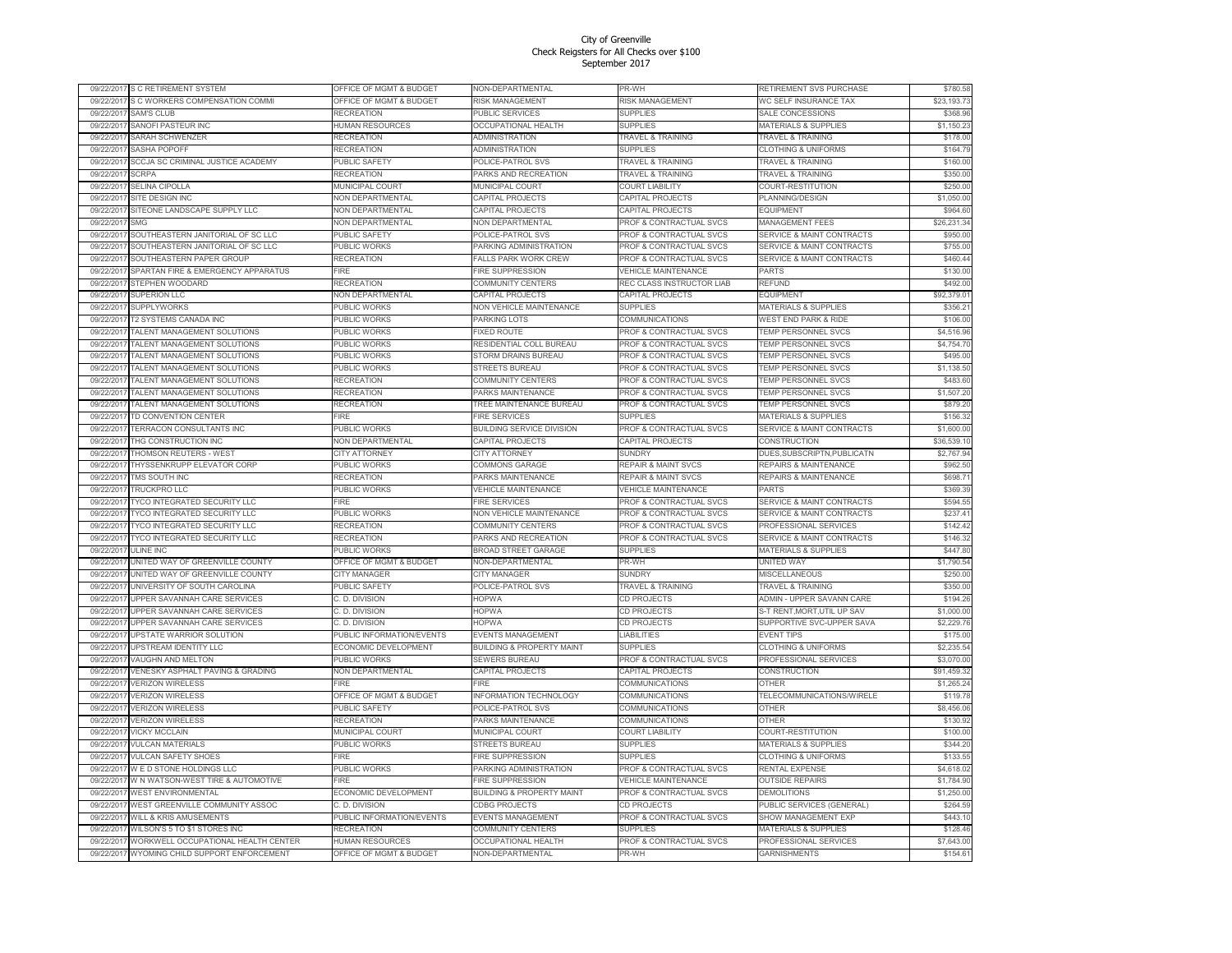# City of Greenville
## Check Reigsters for All Checks over $100
### September 2017

| | | | | | | |
|---|---|---|---|---|---|---|
| 09/22/2017 | S C RETIREMENT SYSTEM | OFFICE OF MGMT & BUDGET | NON-DEPARTMENTAL | PR-WH | RETIREMENT SVS PURCHASE | $780.58 |
| 09/22/2017 | S C WORKERS COMPENSATION COMMI | OFFICE OF MGMT & BUDGET | RISK MANAGEMENT | RISK MANAGEMENT | WC SELF INSURANCE TAX | $23,193.73 |
| 09/22/2017 | SAM'S CLUB | RECREATION | PUBLIC SERVICES | SUPPLIES | SALE CONCESSIONS | $368.96 |
| 09/22/2017 | SANOFI PASTEUR INC | HUMAN RESOURCES | OCCUPATIONAL HEALTH | SUPPLIES | MATERIALS & SUPPLIES | $1,150.23 |
| 09/22/2017 | SARAH SCHWENZER | RECREATION | ADMINISTRATION | TRAVEL & TRAINING | TRAVEL & TRAINING | $178.00 |
| 09/22/2017 | SASHA POPOFF | RECREATION | ADMINISTRATION | SUPPLIES | CLOTHING & UNIFORMS | $164.79 |
| 09/22/2017 | SCCJA SC CRIMINAL JUSTICE ACADEMY | PUBLIC SAFETY | POLICE-PATROL SVS | TRAVEL & TRAINING | TRAVEL & TRAINING | $160.00 |
| 09/22/2017 | SCRPA | RECREATION | PARKS AND RECREATION | TRAVEL & TRAINING | TRAVEL & TRAINING | $350.00 |
| 09/22/2017 | SELINA CIPOLLA | MUNICIPAL COURT | MUNICIPAL COURT | COURT LIABILITY | COURT-RESTITUTION | $250.00 |
| 09/22/2017 | SITE DESIGN INC | NON DEPARTMENTAL | CAPITAL PROJECTS | CAPITAL PROJECTS | PLANNING/DESIGN | $1,050.00 |
| 09/22/2017 | SITEONE LANDSCAPE SUPPLY LLC | NON DEPARTMENTAL | CAPITAL PROJECTS | CAPITAL PROJECTS | EQUIPMENT | $964.60 |
| 09/22/2017 | SMG | NON DEPARTMENTAL | NON DEPARTMENTAL | PROF & CONTRACTUAL SVCS | MANAGEMENT FEES | $26,231.34 |
| 09/22/2017 | SOUTHEASTERN JANITORIAL OF SC LLC | PUBLIC SAFETY | POLICE-PATROL SVS | PROF & CONTRACTUAL SVCS | SERVICE & MAINT CONTRACTS | $950.00 |
| 09/22/2017 | SOUTHEASTERN JANITORIAL OF SC LLC | PUBLIC WORKS | PARKING ADMINISTRATION | PROF & CONTRACTUAL SVCS | SERVICE & MAINT CONTRACTS | $755.00 |
| 09/22/2017 | SOUTHEASTERN PAPER GROUP | RECREATION | FALLS PARK WORK CREW | PROF & CONTRACTUAL SVCS | SERVICE & MAINT CONTRACTS | $460.44 |
| 09/22/2017 | SPARTAN FIRE & EMERGENCY APPARATUS | FIRE | FIRE SUPPRESSION | VEHICLE MAINTENANCE | PARTS | $130.00 |
| 09/22/2017 | STEPHEN WOODARD | RECREATION | COMMUNITY CENTERS | REC CLASS INSTRUCTOR LIAB | REFUND | $492.00 |
| 09/22/2017 | SUPERION LLC | NON DEPARTMENTAL | CAPITAL PROJECTS | CAPITAL PROJECTS | EQUIPMENT | $92,379.01 |
| 09/22/2017 | SUPPLYWORKS | PUBLIC WORKS | NON VEHICLE MAINTENANCE | SUPPLIES | MATERIALS & SUPPLIES | $356.21 |
| 09/22/2017 | T2 SYSTEMS CANADA INC | PUBLIC WORKS | PARKING LOTS | COMMUNICATIONS | WEST END PARK & RIDE | $106.00 |
| 09/22/2017 | TALENT MANAGEMENT SOLUTIONS | PUBLIC WORKS | FIXED ROUTE | PROF & CONTRACTUAL SVCS | TEMP PERSONNEL SVCS | $4,516.96 |
| 09/22/2017 | TALENT MANAGEMENT SOLUTIONS | PUBLIC WORKS | RESIDENTIAL COLL BUREAU | PROF & CONTRACTUAL SVCS | TEMP PERSONNEL SVCS | $4,754.70 |
| 09/22/2017 | TALENT MANAGEMENT SOLUTIONS | PUBLIC WORKS | STORM DRAINS BUREAU | PROF & CONTRACTUAL SVCS | TEMP PERSONNEL SVCS | $495.00 |
| 09/22/2017 | TALENT MANAGEMENT SOLUTIONS | PUBLIC WORKS | STREETS BUREAU | PROF & CONTRACTUAL SVCS | TEMP PERSONNEL SVCS | $1,138.50 |
| 09/22/2017 | TALENT MANAGEMENT SOLUTIONS | RECREATION | COMMUNITY CENTERS | PROF & CONTRACTUAL SVCS | TEMP PERSONNEL SVCS | $483.60 |
| 09/22/2017 | TALENT MANAGEMENT SOLUTIONS | RECREATION | PARKS MAINTENANCE | PROF & CONTRACTUAL SVCS | TEMP PERSONNEL SVCS | $1,507.20 |
| 09/22/2017 | TALENT MANAGEMENT SOLUTIONS | RECREATION | TREE MAINTENANCE BUREAU | PROF & CONTRACTUAL SVCS | TEMP PERSONNEL SVCS | $879.20 |
| 09/22/2017 | TD CONVENTION CENTER | FIRE | FIRE SERVICES | SUPPLIES | MATERIALS & SUPPLIES | $156.32 |
| 09/22/2017 | TERRACON CONSULTANTS INC | PUBLIC WORKS | BUILDING SERVICE DIVISION | PROF & CONTRACTUAL SVCS | SERVICE & MAINT CONTRACTS | $1,600.00 |
| 09/22/2017 | THG CONSTRUCTION INC | NON DEPARTMENTAL | CAPITAL PROJECTS | CAPITAL PROJECTS | CONSTRUCTION | $36,539.10 |
| 09/22/2017 | THOMSON REUTERS - WEST | CITY ATTORNEY | CITY ATTORNEY | SUNDRY | DUES,SUBSCRIPTN,PUBLICATN | $2,767.94 |
| 09/22/2017 | THYSSENKRUPP ELEVATOR CORP | PUBLIC WORKS | COMMONS GARAGE | REPAIR & MAINT SVCS | REPAIRS & MAINTENANCE | $962.50 |
| 09/22/2017 | TMS SOUTH INC | RECREATION | PARKS MAINTENANCE | REPAIR & MAINT SVCS | REPAIRS & MAINTENANCE | $698.71 |
| 09/22/2017 | TRUCKPRO LLC | PUBLIC WORKS | VEHICLE MAINTENANCE | VEHICLE MAINTENANCE | PARTS | $369.39 |
| 09/22/2017 | TYCO INTEGRATED SECURITY LLC | FIRE | FIRE SERVICES | PROF & CONTRACTUAL SVCS | SERVICE & MAINT CONTRACTS | $594.55 |
| 09/22/2017 | TYCO INTEGRATED SECURITY LLC | PUBLIC WORKS | NON VEHICLE MAINTENANCE | PROF & CONTRACTUAL SVCS | SERVICE & MAINT CONTRACTS | $237.41 |
| 09/22/2017 | TYCO INTEGRATED SECURITY LLC | RECREATION | COMMUNITY CENTERS | PROF & CONTRACTUAL SVCS | PROFESSIONAL SERVICES | $142.42 |
| 09/22/2017 | TYCO INTEGRATED SECURITY LLC | RECREATION | PARKS AND RECREATION | PROF & CONTRACTUAL SVCS | SERVICE & MAINT CONTRACTS | $146.32 |
| 09/22/2017 | ULINE INC | PUBLIC WORKS | BROAD STREET GARAGE | SUPPLIES | MATERIALS & SUPPLIES | $447.80 |
| 09/22/2017 | UNITED WAY OF GREENVILLE COUNTY | OFFICE OF MGMT & BUDGET | NON-DEPARTMENTAL | PR-WH | UNITED WAY | $1,790.54 |
| 09/22/2017 | UNITED WAY OF GREENVILLE COUNTY | CITY MANAGER | CITY MANAGER | SUNDRY | MISCELLANEOUS | $250.00 |
| 09/22/2017 | UNIVERSITY OF SOUTH CAROLINA | PUBLIC SAFETY | POLICE-PATROL SVS | TRAVEL & TRAINING | TRAVEL & TRAINING | $350.00 |
| 09/22/2017 | UPPER SAVANNAH CARE SERVICES | C. D. DIVISION | HOPWA | CD PROJECTS | ADMIN - UPPER SAVANN CARE | $194.26 |
| 09/22/2017 | UPPER SAVANNAH CARE SERVICES | C. D. DIVISION | HOPWA | CD PROJECTS | S-T RENT,MORT,UTIL UP SAV | $1,000.00 |
| 09/22/2017 | UPPER SAVANNAH CARE SERVICES | C. D. DIVISION | HOPWA | CD PROJECTS | SUPPORTIVE SVC-UPPER SAVA | $2,229.76 |
| 09/22/2017 | UPSTATE WARRIOR SOLUTION | PUBLIC INFORMATION/EVENTS | EVENTS MANAGEMENT | LIABILITIES | EVENT TIPS | $175.00 |
| 09/22/2017 | UPSTREAM IDENTITY LLC | ECONOMIC DEVELOPMENT | BUILDING & PROPERTY MAINT | SUPPLIES | CLOTHING & UNIFORMS | $2,235.54 |
| 09/22/2017 | VAUGHN AND MELTON | PUBLIC WORKS | SEWERS BUREAU | PROF & CONTRACTUAL SVCS | PROFESSIONAL SERVICES | $3,070.00 |
| 09/22/2017 | VENESKY ASPHALT PAVING & GRADING | NON DEPARTMENTAL | CAPITAL PROJECTS | CAPITAL PROJECTS | CONSTRUCTION | $91,459.32 |
| 09/22/2017 | VERIZON WIRELESS | FIRE | FIRE | COMMUNICATIONS | OTHER | $1,265.24 |
| 09/22/2017 | VERIZON WIRELESS | OFFICE OF MGMT & BUDGET | INFORMATION TECHNOLOGY | COMMUNICATIONS | TELECOMMUNICATIONS/WIRELE | $119.78 |
| 09/22/2017 | VERIZON WIRELESS | PUBLIC SAFETY | POLICE-PATROL SVS | COMMUNICATIONS | OTHER | $8,456.06 |
| 09/22/2017 | VERIZON WIRELESS | RECREATION | PARKS MAINTENANCE | COMMUNICATIONS | OTHER | $130.92 |
| 09/22/2017 | VICKY MCCLAIN | MUNICIPAL COURT | MUNICIPAL COURT | COURT LIABILITY | COURT-RESTITUTION | $100.00 |
| 09/22/2017 | VULCAN MATERIALS | PUBLIC WORKS | STREETS BUREAU | SUPPLIES | MATERIALS & SUPPLIES | $344.20 |
| 09/22/2017 | VULCAN SAFETY SHOES | FIRE | FIRE SUPPRESSION | SUPPLIES | CLOTHING & UNIFORMS | $133.55 |
| 09/22/2017 | W E D STONE HOLDINGS LLC | PUBLIC WORKS | PARKING ADMINISTRATION | PROF & CONTRACTUAL SVCS | RENTAL EXPENSE | $4,618.02 |
| 09/22/2017 | W N WATSON-WEST TIRE & AUTOMOTIVE | FIRE | FIRE SUPPRESSION | VEHICLE MAINTENANCE | OUTSIDE REPAIRS | $1,784.90 |
| 09/22/2017 | WEST ENVIRONMENTAL | ECONOMIC DEVELOPMENT | BUILDING & PROPERTY MAINT | PROF & CONTRACTUAL SVCS | DEMOLITIONS | $1,250.00 |
| 09/22/2017 | WEST GREENVILLE COMMUNITY ASSOC | C. D. DIVISION | CDBG PROJECTS | CD PROJECTS | PUBLIC SERVICES (GENERAL) | $264.59 |
| 09/22/2017 | WILL & KRIS AMUSEMENTS | PUBLIC INFORMATION/EVENTS | EVENTS MANAGEMENT | PROF & CONTRACTUAL SVCS | SHOW MANAGEMENT EXP | $443.10 |
| 09/22/2017 | WILSON'S 5 TO $1 STORES INC | RECREATION | COMMUNITY CENTERS | SUPPLIES | MATERIALS & SUPPLIES | $128.46 |
| 09/22/2017 | WORKWELL OCCUPATIONAL HEALTH CENTER | HUMAN RESOURCES | OCCUPATIONAL HEALTH | PROF & CONTRACTUAL SVCS | PROFESSIONAL SERVICES | $7,643.00 |
| 09/22/2017 | WYOMING CHILD SUPPORT ENFORCEMENT | OFFICE OF MGMT & BUDGET | NON-DEPARTMENTAL | PR-WH | GARNISHMENTS | $154.61 |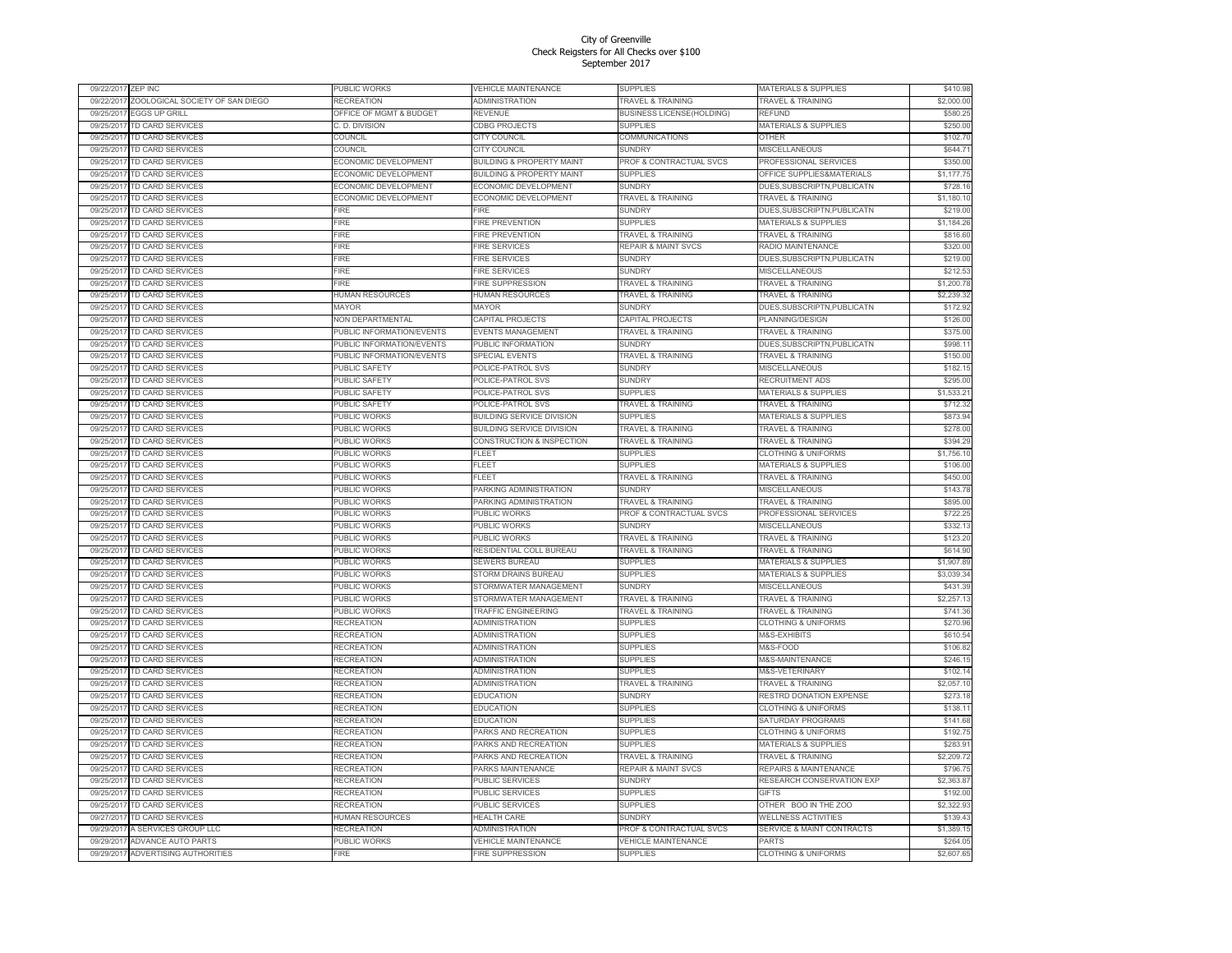City of Greenville
Check Reigsters for All Checks over $100
September 2017

| | | | | | | |
|---|---|---|---|---|---|---|
| 09/22/2017 | ZEP INC | PUBLIC WORKS | VEHICLE MAINTENANCE | SUPPLIES | MATERIALS & SUPPLIES | $410.98 |
| 09/22/2017 | ZOOLOGICAL SOCIETY OF SAN DIEGO | RECREATION | ADMINISTRATION | TRAVEL & TRAINING | TRAVEL & TRAINING | $2,000.00 |
| 09/25/2017 | EGGS UP GRILL | OFFICE OF MGMT & BUDGET | REVENUE | BUSINESS LICENSE(HOLDING) | REFUND | $580.25 |
| 09/25/2017 | TD CARD SERVICES | C. D. DIVISION | CDBG PROJECTS | SUPPLIES | MATERIALS & SUPPLIES | $250.00 |
| 09/25/2017 | TD CARD SERVICES | COUNCIL | CITY COUNCIL | COMMUNICATIONS | OTHER | $102.70 |
| 09/25/2017 | TD CARD SERVICES | COUNCIL | CITY COUNCIL | SUNDRY | MISCELLANEOUS | $644.71 |
| 09/25/2017 | TD CARD SERVICES | ECONOMIC DEVELOPMENT | BUILDING & PROPERTY MAINT | PROF & CONTRACTUAL SVCS | PROFESSIONAL SERVICES | $350.00 |
| 09/25/2017 | TD CARD SERVICES | ECONOMIC DEVELOPMENT | BUILDING & PROPERTY MAINT | SUPPLIES | OFFICE SUPPLIES&MATERIALS | $1,177.75 |
| 09/25/2017 | TD CARD SERVICES | ECONOMIC DEVELOPMENT | ECONOMIC DEVELOPMENT | SUNDRY | DUES,SUBSCRIPTN,PUBLICATN | $728.16 |
| 09/25/2017 | TD CARD SERVICES | ECONOMIC DEVELOPMENT | ECONOMIC DEVELOPMENT | TRAVEL & TRAINING | TRAVEL & TRAINING | $1,180.10 |
| 09/25/2017 | TD CARD SERVICES | FIRE | FIRE | SUNDRY | DUES,SUBSCRIPTN,PUBLICATN | $219.00 |
| 09/25/2017 | TD CARD SERVICES | FIRE | FIRE PREVENTION | SUPPLIES | MATERIALS & SUPPLIES | $1,184.26 |
| 09/25/2017 | TD CARD SERVICES | FIRE | FIRE PREVENTION | TRAVEL & TRAINING | TRAVEL & TRAINING | $816.60 |
| 09/25/2017 | TD CARD SERVICES | FIRE | FIRE SERVICES | REPAIR & MAINT SVCS | RADIO MAINTENANCE | $320.00 |
| 09/25/2017 | TD CARD SERVICES | FIRE | FIRE SERVICES | SUNDRY | DUES,SUBSCRIPTN,PUBLICATN | $219.00 |
| 09/25/2017 | TD CARD SERVICES | FIRE | FIRE SERVICES | SUNDRY | MISCELLANEOUS | $212.53 |
| 09/25/2017 | TD CARD SERVICES | FIRE | FIRE SUPPRESSION | TRAVEL & TRAINING | TRAVEL & TRAINING | $1,200.78 |
| 09/25/2017 | TD CARD SERVICES | HUMAN RESOURCES | HUMAN RESOURCES | TRAVEL & TRAINING | TRAVEL & TRAINING | $2,239.32 |
| 09/25/2017 | TD CARD SERVICES | MAYOR | MAYOR | SUNDRY | DUES,SUBSCRIPTN,PUBLICATN | $172.92 |
| 09/25/2017 | TD CARD SERVICES | NON DEPARTMENTAL | CAPITAL PROJECTS | CAPITAL PROJECTS | PLANNING/DESIGN | $126.00 |
| 09/25/2017 | TD CARD SERVICES | PUBLIC INFORMATION/EVENTS | EVENTS MANAGEMENT | TRAVEL & TRAINING | TRAVEL & TRAINING | $375.00 |
| 09/25/2017 | TD CARD SERVICES | PUBLIC INFORMATION/EVENTS | PUBLIC INFORMATION | SUNDRY | DUES,SUBSCRIPTN,PUBLICATN | $998.11 |
| 09/25/2017 | TD CARD SERVICES | PUBLIC INFORMATION/EVENTS | SPECIAL EVENTS | TRAVEL & TRAINING | TRAVEL & TRAINING | $150.00 |
| 09/25/2017 | TD CARD SERVICES | PUBLIC SAFETY | POLICE-PATROL SVS | SUNDRY | MISCELLANEOUS | $182.15 |
| 09/25/2017 | TD CARD SERVICES | PUBLIC SAFETY | POLICE-PATROL SVS | SUNDRY | RECRUITMENT ADS | $295.00 |
| 09/25/2017 | TD CARD SERVICES | PUBLIC SAFETY | POLICE-PATROL SVS | SUPPLIES | MATERIALS & SUPPLIES | $1,533.21 |
| 09/25/2017 | TD CARD SERVICES | PUBLIC SAFETY | POLICE-PATROL SVS | TRAVEL & TRAINING | TRAVEL & TRAINING | $712.32 |
| 09/25/2017 | TD CARD SERVICES | PUBLIC WORKS | BUILDING SERVICE DIVISION | SUPPLIES | MATERIALS & SUPPLIES | $873.94 |
| 09/25/2017 | TD CARD SERVICES | PUBLIC WORKS | BUILDING SERVICE DIVISION | TRAVEL & TRAINING | TRAVEL & TRAINING | $278.00 |
| 09/25/2017 | TD CARD SERVICES | PUBLIC WORKS | CONSTRUCTION & INSPECTION | TRAVEL & TRAINING | TRAVEL & TRAINING | $394.29 |
| 09/25/2017 | TD CARD SERVICES | PUBLIC WORKS | FLEET | SUPPLIES | CLOTHING & UNIFORMS | $1,756.10 |
| 09/25/2017 | TD CARD SERVICES | PUBLIC WORKS | FLEET | SUPPLIES | MATERIALS & SUPPLIES | $106.00 |
| 09/25/2017 | TD CARD SERVICES | PUBLIC WORKS | FLEET | TRAVEL & TRAINING | TRAVEL & TRAINING | $450.00 |
| 09/25/2017 | TD CARD SERVICES | PUBLIC WORKS | PARKING ADMINISTRATION | SUNDRY | MISCELLANEOUS | $143.78 |
| 09/25/2017 | TD CARD SERVICES | PUBLIC WORKS | PARKING ADMINISTRATION | TRAVEL & TRAINING | TRAVEL & TRAINING | $895.00 |
| 09/25/2017 | TD CARD SERVICES | PUBLIC WORKS | PUBLIC WORKS | PROF & CONTRACTUAL SVCS | PROFESSIONAL SERVICES | $722.25 |
| 09/25/2017 | TD CARD SERVICES | PUBLIC WORKS | PUBLIC WORKS | SUNDRY | MISCELLANEOUS | $332.13 |
| 09/25/2017 | TD CARD SERVICES | PUBLIC WORKS | PUBLIC WORKS | TRAVEL & TRAINING | TRAVEL & TRAINING | $123.20 |
| 09/25/2017 | TD CARD SERVICES | PUBLIC WORKS | RESIDENTIAL COLL BUREAU | TRAVEL & TRAINING | TRAVEL & TRAINING | $614.90 |
| 09/25/2017 | TD CARD SERVICES | PUBLIC WORKS | SEWERS BUREAU | SUPPLIES | MATERIALS & SUPPLIES | $1,907.89 |
| 09/25/2017 | TD CARD SERVICES | PUBLIC WORKS | STORM DRAINS BUREAU | SUPPLIES | MATERIALS & SUPPLIES | $3,039.34 |
| 09/25/2017 | TD CARD SERVICES | PUBLIC WORKS | STORMWATER MANAGEMENT | SUNDRY | MISCELLANEOUS | $431.39 |
| 09/25/2017 | TD CARD SERVICES | PUBLIC WORKS | STORMWATER MANAGEMENT | TRAVEL & TRAINING | TRAVEL & TRAINING | $2,257.13 |
| 09/25/2017 | TD CARD SERVICES | PUBLIC WORKS | TRAFFIC ENGINEERING | TRAVEL & TRAINING | TRAVEL & TRAINING | $741.36 |
| 09/25/2017 | TD CARD SERVICES | RECREATION | ADMINISTRATION | SUPPLIES | CLOTHING & UNIFORMS | $270.96 |
| 09/25/2017 | TD CARD SERVICES | RECREATION | ADMINISTRATION | SUPPLIES | M&S-EXHIBITS | $610.54 |
| 09/25/2017 | TD CARD SERVICES | RECREATION | ADMINISTRATION | SUPPLIES | M&S-FOOD | $106.82 |
| 09/25/2017 | TD CARD SERVICES | RECREATION | ADMINISTRATION | SUPPLIES | M&S-MAINTENANCE | $246.15 |
| 09/25/2017 | TD CARD SERVICES | RECREATION | ADMINISTRATION | SUPPLIES | M&S-VETERINARY | $102.14 |
| 09/25/2017 | TD CARD SERVICES | RECREATION | ADMINISTRATION | TRAVEL & TRAINING | TRAVEL & TRAINING | $2,057.10 |
| 09/25/2017 | TD CARD SERVICES | RECREATION | EDUCATION | SUNDRY | RESTRD DONATION EXPENSE | $273.18 |
| 09/25/2017 | TD CARD SERVICES | RECREATION | EDUCATION | SUPPLIES | CLOTHING & UNIFORMS | $138.11 |
| 09/25/2017 | TD CARD SERVICES | RECREATION | EDUCATION | SUPPLIES | SATURDAY PROGRAMS | $141.68 |
| 09/25/2017 | TD CARD SERVICES | RECREATION | PARKS AND RECREATION | SUPPLIES | CLOTHING & UNIFORMS | $192.75 |
| 09/25/2017 | TD CARD SERVICES | RECREATION | PARKS AND RECREATION | SUPPLIES | MATERIALS & SUPPLIES | $283.91 |
| 09/25/2017 | TD CARD SERVICES | RECREATION | PARKS AND RECREATION | TRAVEL & TRAINING | TRAVEL & TRAINING | $2,209.72 |
| 09/25/2017 | TD CARD SERVICES | RECREATION | PARKS MAINTENANCE | REPAIR & MAINT SVCS | REPAIRS & MAINTENANCE | $796.75 |
| 09/25/2017 | TD CARD SERVICES | RECREATION | PUBLIC SERVICES | SUNDRY | RESEARCH CONSERVATION EXP | $2,363.87 |
| 09/25/2017 | TD CARD SERVICES | RECREATION | PUBLIC SERVICES | SUPPLIES | GIFTS | $192.00 |
| 09/25/2017 | TD CARD SERVICES | RECREATION | PUBLIC SERVICES | SUPPLIES | OTHER BOO IN THE ZOO | $2,322.93 |
| 09/27/2017 | TD CARD SERVICES | HUMAN RESOURCES | HEALTH CARE | SUNDRY | WELLNESS ACTIVITIES | $139.43 |
| 09/29/2017 | A SERVICES GROUP LLC | RECREATION | ADMINISTRATION | PROF & CONTRACTUAL SVCS | SERVICE & MAINT CONTRACTS | $1,389.15 |
| 09/29/2017 | ADVANCE AUTO PARTS | PUBLIC WORKS | VEHICLE MAINTENANCE | VEHICLE MAINTENANCE | PARTS | $264.05 |
| 09/29/2017 | ADVERTISING AUTHORITIES | FIRE | FIRE SUPPRESSION | SUPPLIES | CLOTHING & UNIFORMS | $2,607.65 |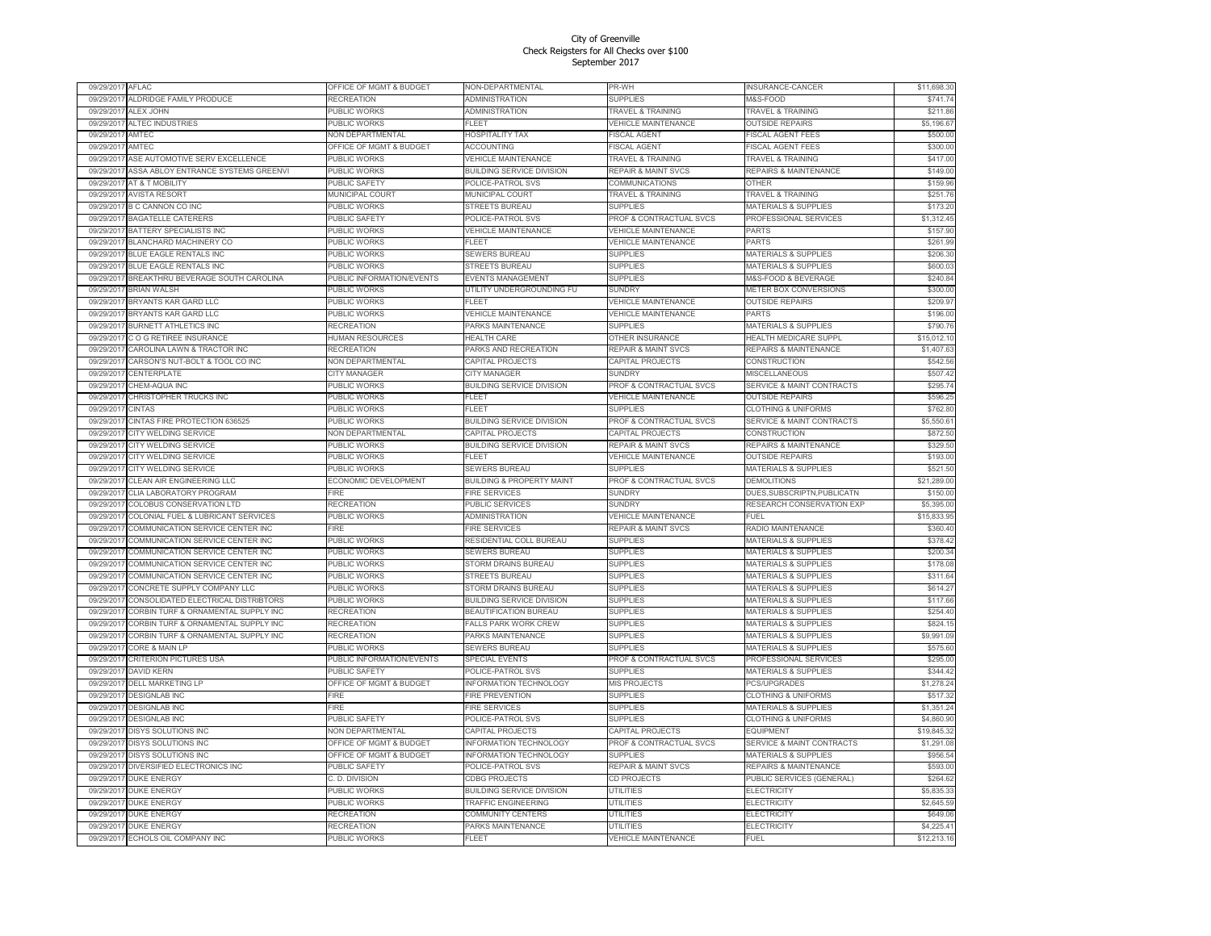# City of Greenville
## Check Reigsters for All Checks over $100
## September 2017

| | | | | | | |
|---|---|---|---|---|---|---|
| 09/29/2017 | AFLAC | OFFICE OF MGMT & BUDGET | NON-DEPARTMENTAL | PR-WH | INSURANCE-CANCER | $11,698.30 |
| 09/29/2017 | ALDRIDGE FAMILY PRODUCE | RECREATION | ADMINISTRATION | SUPPLIES | M&S-FOOD | $741.74 |
| 09/29/2017 | ALEX JOHN | PUBLIC WORKS | ADMINISTRATION | TRAVEL & TRAINING | TRAVEL & TRAINING | $211.86 |
| 09/29/2017 | ALTEC INDUSTRIES | PUBLIC WORKS | FLEET | VEHICLE MAINTENANCE | OUTSIDE REPAIRS | $5,196.67 |
| 09/29/2017 | AMTEC | NON DEPARTMENTAL | HOSPITALITY TAX | FISCAL AGENT | FISCAL AGENT FEES | $500.00 |
| 09/29/2017 | AMTEC | OFFICE OF MGMT & BUDGET | ACCOUNTING | FISCAL AGENT | FISCAL AGENT FEES | $300.00 |
| 09/29/2017 | ASE AUTOMOTIVE SERV EXCELLENCE | PUBLIC WORKS | VEHICLE MAINTENANCE | TRAVEL & TRAINING | TRAVEL & TRAINING | $417.00 |
| 09/29/2017 | ASSA ABLOY ENTRANCE SYSTEMS GREENVI | PUBLIC WORKS | BUILDING SERVICE DIVISION | REPAIR & MAINT SVCS | REPAIRS & MAINTENANCE | $149.00 |
| 09/29/2017 | AT & T MOBILITY | PUBLIC SAFETY | POLICE-PATROL SVS | COMMUNICATIONS | OTHER | $159.96 |
| 09/29/2017 | AVISTA RESORT | MUNICIPAL COURT | MUNICIPAL COURT | TRAVEL & TRAINING | TRAVEL & TRAINING | $251.76 |
| 09/29/2017 | B C CANNON CO INC | PUBLIC WORKS | STREETS BUREAU | SUPPLIES | MATERIALS & SUPPLIES | $173.20 |
| 09/29/2017 | BAGATELLE CATERERS | PUBLIC SAFETY | POLICE-PATROL SVS | PROF & CONTRACTUAL SVCS | PROFESSIONAL SERVICES | $1,312.45 |
| 09/29/2017 | BATTERY SPECIALISTS INC | PUBLIC WORKS | VEHICLE MAINTENANCE | VEHICLE MAINTENANCE | PARTS | $157.90 |
| 09/29/2017 | BLANCHARD MACHINERY CO | PUBLIC WORKS | FLEET | VEHICLE MAINTENANCE | PARTS | $261.99 |
| 09/29/2017 | BLUE EAGLE RENTALS INC | PUBLIC WORKS | SEWERS BUREAU | SUPPLIES | MATERIALS & SUPPLIES | $206.30 |
| 09/29/2017 | BLUE EAGLE RENTALS INC | PUBLIC WORKS | STREETS BUREAU | SUPPLIES | MATERIALS & SUPPLIES | $600.03 |
| 09/29/2017 | BREAKTHRU BEVERAGE SOUTH CAROLINA | PUBLIC INFORMATION/EVENTS | EVENTS MANAGEMENT | SUPPLIES | M&S-FOOD & BEVERAGE | $240.84 |
| 09/29/2017 | BRIAN WALSH | PUBLIC WORKS | UTILITY UNDERGROUNDING FU | SUNDRY | METER BOX CONVERSIONS | $300.00 |
| 09/29/2017 | BRYANTS KAR GARD LLC | PUBLIC WORKS | FLEET | VEHICLE MAINTENANCE | OUTSIDE REPAIRS | $209.97 |
| 09/29/2017 | BRYANTS KAR GARD LLC | PUBLIC WORKS | VEHICLE MAINTENANCE | VEHICLE MAINTENANCE | PARTS | $196.00 |
| 09/29/2017 | BURNETT ATHLETICS INC | RECREATION | PARKS MAINTENANCE | SUPPLIES | MATERIALS & SUPPLIES | $790.76 |
| 09/29/2017 | C O G RETIREE INSURANCE | HUMAN RESOURCES | HEALTH CARE | OTHER INSURANCE | HEALTH MEDICARE SUPPL | $15,012.10 |
| 09/29/2017 | CAROLINA LAWN & TRACTOR INC | RECREATION | PARKS AND RECREATION | REPAIR & MAINT SVCS | REPAIRS & MAINTENANCE | $1,407.63 |
| 09/29/2017 | CARSON'S NUT-BOLT & TOOL CO INC | NON DEPARTMENTAL | CAPITAL PROJECTS | CAPITAL PROJECTS | CONSTRUCTION | $542.56 |
| 09/29/2017 | CENTERPLATE | CITY MANAGER | CITY MANAGER | SUNDRY | MISCELLANEOUS | $507.42 |
| 09/29/2017 | CHEM-AQUA INC | PUBLIC WORKS | BUILDING SERVICE DIVISION | PROF & CONTRACTUAL SVCS | SERVICE & MAINT CONTRACTS | $295.74 |
| 09/29/2017 | CHRISTOPHER TRUCKS INC | PUBLIC WORKS | FLEET | VEHICLE MAINTENANCE | OUTSIDE REPAIRS | $596.25 |
| 09/29/2017 | CINTAS | PUBLIC WORKS | FLEET | SUPPLIES | CLOTHING & UNIFORMS | $762.80 |
| 09/29/2017 | CINTAS FIRE PROTECTION 636525 | PUBLIC WORKS | BUILDING SERVICE DIVISION | PROF & CONTRACTUAL SVCS | SERVICE & MAINT CONTRACTS | $5,550.61 |
| 09/29/2017 | CITY WELDING SERVICE | NON DEPARTMENTAL | CAPITAL PROJECTS | CAPITAL PROJECTS | CONSTRUCTION | $872.50 |
| 09/29/2017 | CITY WELDING SERVICE | PUBLIC WORKS | BUILDING SERVICE DIVISION | REPAIR & MAINT SVCS | REPAIRS & MAINTENANCE | $329.50 |
| 09/29/2017 | CITY WELDING SERVICE | PUBLIC WORKS | FLEET | VEHICLE MAINTENANCE | OUTSIDE REPAIRS | $193.00 |
| 09/29/2017 | CITY WELDING SERVICE | PUBLIC WORKS | SEWERS BUREAU | SUPPLIES | MATERIALS & SUPPLIES | $521.50 |
| 09/29/2017 | CLEAN AIR ENGINEERING LLC | ECONOMIC DEVELOPMENT | BUILDING & PROPERTY MAINT | PROF & CONTRACTUAL SVCS | DEMOLITIONS | $21,289.00 |
| 09/29/2017 | CLIA LABORATORY PROGRAM | FIRE | FIRE SERVICES | SUNDRY | DUES,SUBSCRIPTN,PUBLICATN | $150.00 |
| 09/29/2017 | COLOBUS CONSERVATION LTD | RECREATION | PUBLIC SERVICES | SUNDRY | RESEARCH CONSERVATION EXP | $5,395.00 |
| 09/29/2017 | COLONIAL FUEL & LUBRICANT SERVICES | PUBLIC WORKS | ADMINISTRATION | VEHICLE MAINTENANCE | FUEL | $15,833.95 |
| 09/29/2017 | COMMUNICATION SERVICE CENTER INC | FIRE | FIRE SERVICES | REPAIR & MAINT SVCS | RADIO MAINTENANCE | $360.40 |
| 09/29/2017 | COMMUNICATION SERVICE CENTER INC | PUBLIC WORKS | RESIDENTIAL COLL BUREAU | SUPPLIES | MATERIALS & SUPPLIES | $378.42 |
| 09/29/2017 | COMMUNICATION SERVICE CENTER INC | PUBLIC WORKS | SEWERS BUREAU | SUPPLIES | MATERIALS & SUPPLIES | $200.34 |
| 09/29/2017 | COMMUNICATION SERVICE CENTER INC | PUBLIC WORKS | STORM DRAINS BUREAU | SUPPLIES | MATERIALS & SUPPLIES | $178.08 |
| 09/29/2017 | COMMUNICATION SERVICE CENTER INC | PUBLIC WORKS | STREETS BUREAU | SUPPLIES | MATERIALS & SUPPLIES | $311.64 |
| 09/29/2017 | CONCRETE SUPPLY COMPANY LLC | PUBLIC WORKS | STORM DRAINS BUREAU | SUPPLIES | MATERIALS & SUPPLIES | $614.27 |
| 09/29/2017 | CONSOLIDATED ELECTRICAL DISTRIBTORS | PUBLIC WORKS | BUILDING SERVICE DIVISION | SUPPLIES | MATERIALS & SUPPLIES | $117.66 |
| 09/29/2017 | CORBIN TURF & ORNAMENTAL SUPPLY INC | RECREATION | BEAUTIFICATION BUREAU | SUPPLIES | MATERIALS & SUPPLIES | $254.40 |
| 09/29/2017 | CORBIN TURF & ORNAMENTAL SUPPLY INC | RECREATION | FALLS PARK WORK CREW | SUPPLIES | MATERIALS & SUPPLIES | $824.15 |
| 09/29/2017 | CORBIN TURF & ORNAMENTAL SUPPLY INC | RECREATION | PARKS MAINTENANCE | SUPPLIES | MATERIALS & SUPPLIES | $9,991.09 |
| 09/29/2017 | CORE & MAIN LP | PUBLIC WORKS | SEWERS BUREAU | SUPPLIES | MATERIALS & SUPPLIES | $575.60 |
| 09/29/2017 | CRITERION PICTURES USA | PUBLIC INFORMATION/EVENTS | SPECIAL EVENTS | PROF & CONTRACTUAL SVCS | PROFESSIONAL SERVICES | $295.00 |
| 09/29/2017 | DAVID KERN | PUBLIC SAFETY | POLICE-PATROL SVS | SUPPLIES | MATERIALS & SUPPLIES | $344.42 |
| 09/29/2017 | DELL MARKETING LP | OFFICE OF MGMT & BUDGET | INFORMATION TECHNOLOGY | MIS PROJECTS | PCS/UPGRADES | $1,278.24 |
| 09/29/2017 | DESIGNLAB INC | FIRE | FIRE PREVENTION | SUPPLIES | CLOTHING & UNIFORMS | $517.32 |
| 09/29/2017 | DESIGNLAB INC | FIRE | FIRE SERVICES | SUPPLIES | MATERIALS & SUPPLIES | $1,351.24 |
| 09/29/2017 | DESIGNLAB INC | PUBLIC SAFETY | POLICE-PATROL SVS | SUPPLIES | CLOTHING & UNIFORMS | $4,860.90 |
| 09/29/2017 | DISYS SOLUTIONS INC | NON DEPARTMENTAL | CAPITAL PROJECTS | CAPITAL PROJECTS | EQUIPMENT | $19,845.32 |
| 09/29/2017 | DISYS SOLUTIONS INC | OFFICE OF MGMT & BUDGET | INFORMATION TECHNOLOGY | PROF & CONTRACTUAL SVCS | SERVICE & MAINT CONTRACTS | $1,291.08 |
| 09/29/2017 | DISYS SOLUTIONS INC | OFFICE OF MGMT & BUDGET | INFORMATION TECHNOLOGY | SUPPLIES | MATERIALS & SUPPLIES | $956.54 |
| 09/29/2017 | DIVERSIFIED ELECTRONICS INC | PUBLIC SAFETY | POLICE-PATROL SVS | REPAIR & MAINT SVCS | REPAIRS & MAINTENANCE | $593.00 |
| 09/29/2017 | DUKE ENERGY | C. D. DIVISION | CDBG PROJECTS | CD PROJECTS | PUBLIC SERVICES (GENERAL) | $264.62 |
| 09/29/2017 | DUKE ENERGY | PUBLIC WORKS | BUILDING SERVICE DIVISION | UTILITIES | ELECTRICITY | $5,835.33 |
| 09/29/2017 | DUKE ENERGY | PUBLIC WORKS | TRAFFIC ENGINEERING | UTILITIES | ELECTRICITY | $2,645.59 |
| 09/29/2017 | DUKE ENERGY | RECREATION | COMMUNITY CENTERS | UTILITIES | ELECTRICITY | $649.06 |
| 09/29/2017 | DUKE ENERGY | RECREATION | PARKS MAINTENANCE | UTILITIES | ELECTRICITY | $4,225.41 |
| 09/29/2017 | ECHOLS OIL COMPANY INC | PUBLIC WORKS | FLEET | VEHICLE MAINTENANCE | FUEL | $12,213.16 |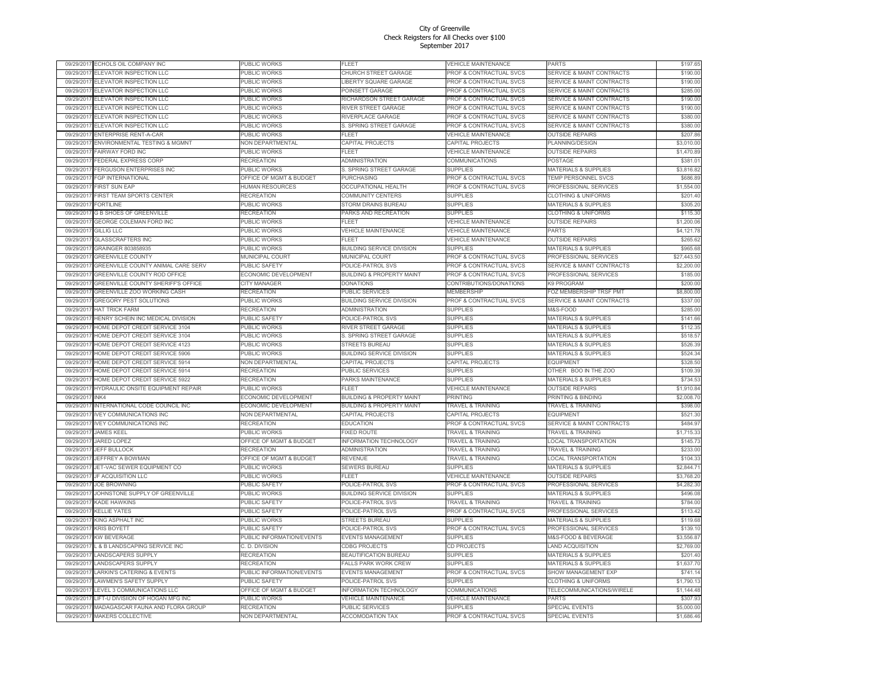# City of Greenville
## Check Reigsters for All Checks over $100
## September 2017

| | | | | | | |
|---|---|---|---|---|---|---|
| 09/29/2017 | ECHOLS OIL COMPANY INC | PUBLIC WORKS | FLEET | VEHICLE MAINTENANCE | PARTS | $197.65 |
| 09/29/2017 | ELEVATOR INSPECTION LLC | PUBLIC WORKS | CHURCH STREET GARAGE | PROF & CONTRACTUAL SVCS | SERVICE & MAINT CONTRACTS | $190.00 |
| 09/29/2017 | ELEVATOR INSPECTION LLC | PUBLIC WORKS | LIBERTY SQUARE GARAGE | PROF & CONTRACTUAL SVCS | SERVICE & MAINT CONTRACTS | $190.00 |
| 09/29/2017 | ELEVATOR INSPECTION LLC | PUBLIC WORKS | POINSETT GARAGE | PROF & CONTRACTUAL SVCS | SERVICE & MAINT CONTRACTS | $285.00 |
| 09/29/2017 | ELEVATOR INSPECTION LLC | PUBLIC WORKS | RICHARDSON STREET GARAGE | PROF & CONTRACTUAL SVCS | SERVICE & MAINT CONTRACTS | $190.00 |
| 09/29/2017 | ELEVATOR INSPECTION LLC | PUBLIC WORKS | RIVER STREET GARAGE | PROF & CONTRACTUAL SVCS | SERVICE & MAINT CONTRACTS | $190.00 |
| 09/29/2017 | ELEVATOR INSPECTION LLC | PUBLIC WORKS | RIVERPLACE GARAGE | PROF & CONTRACTUAL SVCS | SERVICE & MAINT CONTRACTS | $380.00 |
| 09/29/2017 | ELEVATOR INSPECTION LLC | PUBLIC WORKS | S. SPRING STREET GARAGE | PROF & CONTRACTUAL SVCS | SERVICE & MAINT CONTRACTS | $380.00 |
| 09/29/2017 | ENTERPRISE RENT-A-CAR | PUBLIC WORKS | FLEET | VEHICLE MAINTENANCE | OUTSIDE REPAIRS | $207.86 |
| 09/29/2017 | ENVIRONMENTAL TESTING & MGMNT | NON DEPARTMENTAL | CAPITAL PROJECTS | CAPITAL PROJECTS | PLANNING/DESIGN | $3,010.00 |
| 09/29/2017 | FAIRWAY FORD INC | PUBLIC WORKS | FLEET | VEHICLE MAINTENANCE | OUTSIDE REPAIRS | $1,470.89 |
| 09/29/2017 | FEDERAL EXPRESS CORP | RECREATION | ADMINISTRATION | COMMUNICATIONS | POSTAGE | $381.01 |
| 09/29/2017 | FERGUSON ENTERPRISES INC | PUBLIC WORKS | S. SPRING STREET GARAGE | SUPPLIES | MATERIALS & SUPPLIES | $3,816.82 |
| 09/29/2017 | FGP INTERNATIONAL | OFFICE OF MGMT & BUDGET | PURCHASING | PROF & CONTRACTUAL SVCS | TEMP PERSONNEL SVCS | $686.89 |
| 09/29/2017 | FIRST SUN EAP | HUMAN RESOURCES | OCCUPATIONAL HEALTH | PROF & CONTRACTUAL SVCS | PROFESSIONAL SERVICES | $1,554.00 |
| 09/29/2017 | FIRST TEAM SPORTS CENTER | RECREATION | COMMUNITY CENTERS | SUPPLIES | CLOTHING & UNIFORMS | $201.40 |
| 09/29/2017 | FORTILINE | PUBLIC WORKS | STORM DRAINS BUREAU | SUPPLIES | MATERIALS & SUPPLIES | $305.20 |
| 09/29/2017 | G B SHOES OF GREENVILLE | RECREATION | PARKS AND RECREATION | SUPPLIES | CLOTHING & UNIFORMS | $115.30 |
| 09/29/2017 | GEORGE COLEMAN FORD INC | PUBLIC WORKS | FLEET | VEHICLE MAINTENANCE | OUTSIDE REPAIRS | $1,200.06 |
| 09/29/2017 | GILLIG LLC | PUBLIC WORKS | VEHICLE MAINTENANCE | VEHICLE MAINTENANCE | PARTS | $4,121.78 |
| 09/29/2017 | GLASSCRAFTERS INC | PUBLIC WORKS | FLEET | VEHICLE MAINTENANCE | OUTSIDE REPAIRS | $265.62 |
| 09/29/2017 | GRAINGER 803858935 | PUBLIC WORKS | BUILDING SERVICE DIVISION | SUPPLIES | MATERIALS & SUPPLIES | $965.68 |
| 09/29/2017 | GREENVILLE COUNTY | MUNICIPAL COURT | MUNICIPAL COURT | PROF & CONTRACTUAL SVCS | PROFESSIONAL SERVICES | $27,443.50 |
| 09/29/2017 | GREENVILLE COUNTY ANIMAL CARE SERV | PUBLIC SAFETY | POLICE-PATROL SVS | PROF & CONTRACTUAL SVCS | SERVICE & MAINT CONTRACTS | $2,200.00 |
| 09/29/2017 | GREENVILLE COUNTY ROD OFFICE | ECONOMIC DEVELOPMENT | BUILDING & PROPERTY MAINT | PROF & CONTRACTUAL SVCS | PROFESSIONAL SERVICES | $185.00 |
| 09/29/2017 | GREENVILLE COUNTY SHERIFF'S OFFICE | CITY MANAGER | DONATIONS | CONTRIBUTIONS/DONATIONS | K9 PROGRAM | $200.00 |
| 09/29/2017 | GREENVILLE ZOO WORKING CASH | RECREATION | PUBLIC SERVICES | MEMBERSHIP | FOZ MEMBERSHIP TRSF PMT | $8,800.00 |
| 09/29/2017 | GREGORY PEST SOLUTIONS | PUBLIC WORKS | BUILDING SERVICE DIVISION | PROF & CONTRACTUAL SVCS | SERVICE & MAINT CONTRACTS | $337.00 |
| 09/29/2017 | HAT TRICK FARM | RECREATION | ADMINISTRATION | SUPPLIES | M&S-FOOD | $285.00 |
| 09/29/2017 | HENRY SCHEIN INC MEDICAL DIVISION | PUBLIC SAFETY | POLICE-PATROL SVS | SUPPLIES | MATERIALS & SUPPLIES | $141.66 |
| 09/29/2017 | HOME DEPOT CREDIT SERVICE 3104 | PUBLIC WORKS | RIVER STREET GARAGE | SUPPLIES | MATERIALS & SUPPLIES | $112.35 |
| 09/29/2017 | HOME DEPOT CREDIT SERVICE 3104 | PUBLIC WORKS | S. SPRING STREET GARAGE | SUPPLIES | MATERIALS & SUPPLIES | $518.57 |
| 09/29/2017 | HOME DEPOT CREDIT SERVICE 4123 | PUBLIC WORKS | STREETS BUREAU | SUPPLIES | MATERIALS & SUPPLIES | $526.39 |
| 09/29/2017 | HOME DEPOT CREDIT SERVICE 5906 | PUBLIC WORKS | BUILDING SERVICE DIVISION | SUPPLIES | MATERIALS & SUPPLIES | $524.34 |
| 09/29/2017 | HOME DEPOT CREDIT SERVICE 5914 | NON DEPARTMENTAL | CAPITAL PROJECTS | CAPITAL PROJECTS | EQUIPMENT | $328.50 |
| 09/29/2017 | HOME DEPOT CREDIT SERVICE 5914 | RECREATION | PUBLIC SERVICES | SUPPLIES | OTHER BOO IN THE ZOO | $109.39 |
| 09/29/2017 | HOME DEPOT CREDIT SERVICE 5922 | RECREATION | PARKS MAINTENANCE | SUPPLIES | MATERIALS & SUPPLIES | $734.53 |
| 09/29/2017 | HYDRAULIC ONSITE EQUIPMENT REPAIR | PUBLIC WORKS | FLEET | VEHICLE MAINTENANCE | OUTSIDE REPAIRS | $1,910.84 |
| 09/29/2017 | INK4 | ECONOMIC DEVELOPMENT | BUILDING & PROPERTY MAINT | PRINTING | PRINTING & BINDING | $2,008.70 |
| 09/29/2017 | INTERNATIONAL CODE COUNCIL INC | ECONOMIC DEVELOPMENT | BUILDING & PROPERTY MAINT | TRAVEL & TRAINING | TRAVEL & TRAINING | $398.00 |
| 09/29/2017 | IVEY COMMUNICATIONS INC | NON DEPARTMENTAL | CAPITAL PROJECTS | CAPITAL PROJECTS | EQUIPMENT | $521.30 |
| 09/29/2017 | IVEY COMMUNICATIONS INC | RECREATION | EDUCATION | PROF & CONTRACTUAL SVCS | SERVICE & MAINT CONTRACTS | $484.97 |
| 09/29/2017 | JAMES KEEL | PUBLIC WORKS | FIXED ROUTE | TRAVEL & TRAINING | TRAVEL & TRAINING | $1,715.33 |
| 09/29/2017 | JARED LOPEZ | OFFICE OF MGMT & BUDGET | INFORMATION TECHNOLOGY | TRAVEL & TRAINING | LOCAL TRANSPORTATION | $145.73 |
| 09/29/2017 | JEFF BULLOCK | RECREATION | ADMINISTRATION | TRAVEL & TRAINING | TRAVEL & TRAINING | $233.00 |
| 09/29/2017 | JEFFREY A BOWMAN | OFFICE OF MGMT & BUDGET | REVENUE | TRAVEL & TRAINING | LOCAL TRANSPORTATION | $104.33 |
| 09/29/2017 | JET-VAC SEWER EQUIPMENT CO | PUBLIC WORKS | SEWERS BUREAU | SUPPLIES | MATERIALS & SUPPLIES | $2,844.71 |
| 09/29/2017 | JF ACQUISITION LLC | PUBLIC WORKS | FLEET | VEHICLE MAINTENANCE | OUTSIDE REPAIRS | $3,768.20 |
| 09/29/2017 | JOE BROWNING | PUBLIC SAFETY | POLICE-PATROL SVS | PROF & CONTRACTUAL SVCS | PROFESSIONAL SERVICES | $4,282.30 |
| 09/29/2017 | JOHNSTONE SUPPLY OF GREENVILLE | PUBLIC WORKS | BUILDING SERVICE DIVISION | SUPPLIES | MATERIALS & SUPPLIES | $496.08 |
| 09/29/2017 | KADE HAWKINS | PUBLIC SAFETY | POLICE-PATROL SVS | TRAVEL & TRAINING | TRAVEL & TRAINING | $784.00 |
| 09/29/2017 | KELLIE YATES | PUBLIC SAFETY | POLICE-PATROL SVS | PROF & CONTRACTUAL SVCS | PROFESSIONAL SERVICES | $113.42 |
| 09/29/2017 | KING ASPHALT INC | PUBLIC WORKS | STREETS BUREAU | SUPPLIES | MATERIALS & SUPPLIES | $119.68 |
| 09/29/2017 | KRIS BOYETT | PUBLIC SAFETY | POLICE-PATROL SVS | PROF & CONTRACTUAL SVCS | PROFESSIONAL SERVICES | $139.10 |
| 09/29/2017 | KW BEVERAGE | PUBLIC INFORMATION/EVENTS | EVENTS MANAGEMENT | SUPPLIES | M&S-FOOD & BEVERAGE | $3,556.87 |
| 09/29/2017 | L & B LANDSCAPING SERVICE INC | C. D. DIVISION | CDBG PROJECTS | CD PROJECTS | LAND ACQUISITION | $2,769.00 |
| 09/29/2017 | LANDSCAPERS SUPPLY | RECREATION | BEAUTIFICATION BUREAU | SUPPLIES | MATERIALS & SUPPLIES | $201.40 |
| 09/29/2017 | LANDSCAPERS SUPPLY | RECREATION | FALLS PARK WORK CREW | SUPPLIES | MATERIALS & SUPPLIES | $1,637.70 |
| 09/29/2017 | LARKIN'S CATERING & EVENTS | PUBLIC INFORMATION/EVENTS | EVENTS MANAGEMENT | PROF & CONTRACTUAL SVCS | SHOW MANAGEMENT EXP | $741.14 |
| 09/29/2017 | LAWMEN'S SAFETY SUPPLY | PUBLIC SAFETY | POLICE-PATROL SVS | SUPPLIES | CLOTHING & UNIFORMS | $1,790.13 |
| 09/29/2017 | LEVEL 3 COMMUNICATIONS LLC | OFFICE OF MGMT & BUDGET | INFORMATION TECHNOLOGY | COMMUNICATIONS | TELECOMMUNICATIONS/WIRELE | $1,144.48 |
| 09/29/2017 | LIFT-U DIVISIION OF HOGAN MFG INC | PUBLIC WORKS | VEHICLE MAINTENANCE | VEHICLE MAINTENANCE | PARTS | $307.93 |
| 09/29/2017 | MADAGASCAR FAUNA AND FLORA GROUP | RECREATION | PUBLIC SERVICES | SUPPLIES | SPECIAL EVENTS | $5,000.00 |
| 09/29/2017 | MAKERS COLLECTIVE | NON DEPARTMENTAL | ACCOMODATION TAX | PROF & CONTRACTUAL SVCS | SPECIAL EVENTS | $1,686.46 |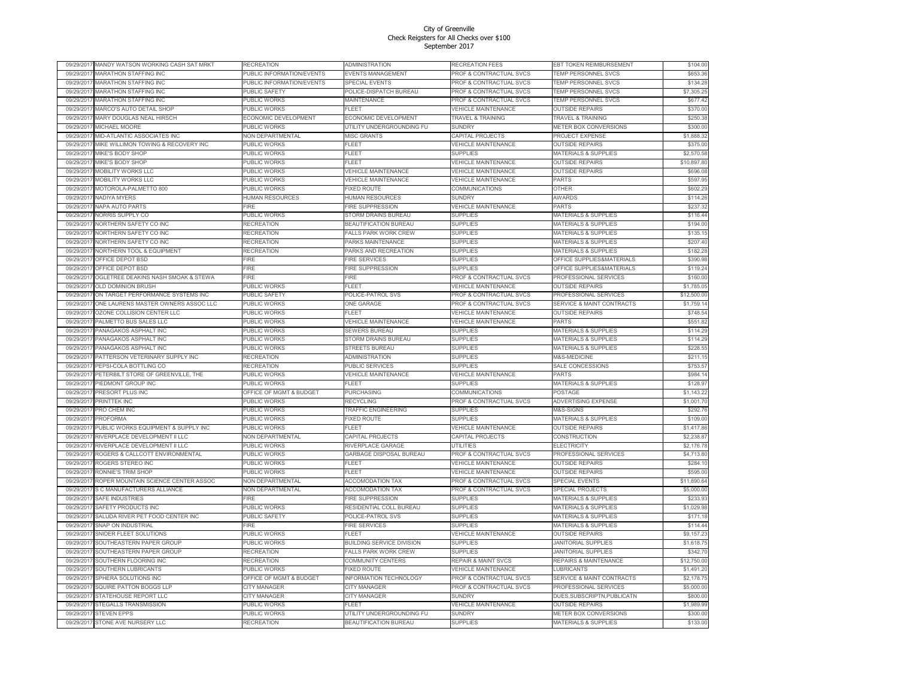# City of Greenville
## Check Reigsters for All Checks over $100
### September 2017

| | | | | | | |
|---|---|---|---|---|---|---|
| 09/29/2017 | MANDY WATSON WORKING CASH SAT MRKT | RECREATION | ADMINISTRATION | RECREATION FEES | EBT TOKEN REIMBURSEMENT | $104.00 |
| 09/29/2017 | MARATHON STAFFING INC | PUBLIC INFORMATION/EVENTS | EVENTS MANAGEMENT | PROF & CONTRACTUAL SVCS | TEMP PERSONNEL SVCS | $653.36 |
| 09/29/2017 | MARATHON STAFFING INC | PUBLIC INFORMATION/EVENTS | SPECIAL EVENTS | PROF & CONTRACTUAL SVCS | TEMP PERSONNEL SVCS | $134.28 |
| 09/29/2017 | MARATHON STAFFING INC | PUBLIC SAFETY | POLICE-DISPATCH BUREAU | PROF & CONTRACTUAL SVCS | TEMP PERSONNEL SVCS | $7,305.25 |
| 09/29/2017 | MARATHON STAFFING INC | PUBLIC WORKS | MAINTENANCE | PROF & CONTRACTUAL SVCS | TEMP PERSONNEL SVCS | $677.42 |
| 09/29/2017 | MARCO'S AUTO DETAIL SHOP | PUBLIC WORKS | FLEET | VEHICLE MAINTENANCE | OUTSIDE REPAIRS | $370.00 |
| 09/29/2017 | MARY DOUGLAS NEAL HIRSCH | ECONOMIC DEVELOPMENT | ECONOMIC DEVELOPMENT | TRAVEL & TRAINING | TRAVEL & TRAINING | $250.38 |
| 09/29/2017 | MICHAEL MOORE | PUBLIC WORKS | UTILITY UNDERGROUNDING FU | SUNDRY | METER BOX CONVERSIONS | $300.00 |
| 09/29/2017 | MID-ATLANTIC ASSOCIATES INC | NON DEPARTMENTAL | MISC GRANTS | CAPITAL PROJECTS | PROJECT EXPENSE | $1,888.32 |
| 09/29/2017 | MIKE WILLIMON TOWING & RECOVERY INC | PUBLIC WORKS | FLEET | VEHICLE MAINTENANCE | OUTSIDE REPAIRS | $375.00 |
| 09/29/2017 | MIKE'S BODY SHOP | PUBLIC WORKS | FLEET | SUPPLIES | MATERIALS & SUPPLIES | $2,570.58 |
| 09/29/2017 | MIKE'S BODY SHOP | PUBLIC WORKS | FLEET | VEHICLE MAINTENANCE | OUTSIDE REPAIRS | $10,897.80 |
| 09/29/2017 | MOBILITY WORKS LLC | PUBLIC WORKS | VEHICLE MAINTENANCE | VEHICLE MAINTENANCE | OUTSIDE REPAIRS | $696.08 |
| 09/29/2017 | MOBILITY WORKS LLC | PUBLIC WORKS | VEHICLE MAINTENANCE | VEHICLE MAINTENANCE | PARTS | $597.95 |
| 09/29/2017 | MOTOROLA-PALMETTO 800 | PUBLIC WORKS | FIXED ROUTE | COMMUNICATIONS | OTHER | $602.29 |
| 09/29/2017 | NADIYA MYERS | HUMAN RESOURCES | HUMAN RESOURCES | SUNDRY | AWARDS | $114.26 |
| 09/29/2017 | NAPA AUTO PARTS | FIRE | FIRE SUPPRESSION | VEHICLE MAINTENANCE | PARTS | $237.32 |
| 09/29/2017 | NORRIS SUPPLY CO | PUBLIC WORKS | STORM DRAINS BUREAU | SUPPLIES | MATERIALS & SUPPLIES | $116.44 |
| 09/29/2017 | NORTHERN SAFETY CO INC | RECREATION | BEAUTIFICATION BUREAU | SUPPLIES | MATERIALS & SUPPLIES | $194.00 |
| 09/29/2017 | NORTHERN SAFETY CO INC | RECREATION | FALLS PARK WORK CREW | SUPPLIES | MATERIALS & SUPPLIES | $135.15 |
| 09/29/2017 | NORTHERN SAFETY CO INC | RECREATION | PARKS MAINTENANCE | SUPPLIES | MATERIALS & SUPPLIES | $207.40 |
| 09/29/2017 | NORTHERN TOOL & EQUIPMENT | RECREATION | PARKS AND RECREATION | SUPPLIES | MATERIALS & SUPPLIES | $182.28 |
| 09/29/2017 | OFFICE DEPOT BSD | FIRE | FIRE SERVICES | SUPPLIES | OFFICE SUPPLIES&MATERIALS | $390.98 |
| 09/29/2017 | OFFICE DEPOT BSD | FIRE | FIRE SUPPRESSION | SUPPLIES | OFFICE SUPPLIES&MATERIALS | $119.24 |
| 09/29/2017 | OGLETREE DEAKINS NASH SMOAK & STEWA | FIRE | FIRE | PROF & CONTRACTUAL SVCS | PROFESSIONAL SERVICES | $160.00 |
| 09/29/2017 | OLD DOMINION BRUSH | PUBLIC WORKS | FLEET | VEHICLE MAINTENANCE | OUTSIDE REPAIRS | $1,785.05 |
| 09/29/2017 | ON TARGET PERFORMANCE SYSTEMS INC | PUBLIC SAFETY | POLICE-PATROL SVS | PROF & CONTRACTUAL SVCS | PROFESSIONAL SERVICES | $12,500.00 |
| 09/29/2017 | ONE LAURENS MASTER OWNERS ASSOC LLC | PUBLIC WORKS | ONE GARAGE | PROF & CONTRACTUAL SVCS | SERVICE & MAINT CONTRACTS | $1,759.14 |
| 09/29/2017 | OZONE COLLISION CENTER LLC | PUBLIC WORKS | FLEET | VEHICLE MAINTENANCE | OUTSIDE REPAIRS | $748.54 |
| 09/29/2017 | PALMETTO BUS SALES LLC | PUBLIC WORKS | VEHICLE MAINTENANCE | VEHICLE MAINTENANCE | PARTS | $551.82 |
| 09/29/2017 | PANAGAKOS ASPHALT INC | PUBLIC WORKS | SEWERS BUREAU | SUPPLIES | MATERIALS & SUPPLIES | $114.29 |
| 09/29/2017 | PANAGAKOS ASPHALT INC | PUBLIC WORKS | STORM DRAINS BUREAU | SUPPLIES | MATERIALS & SUPPLIES | $114.29 |
| 09/29/2017 | PANAGAKOS ASPHALT INC | PUBLIC WORKS | STREETS BUREAU | SUPPLIES | MATERIALS & SUPPLIES | $228.55 |
| 09/29/2017 | PATTERSON VETERINARY SUPPLY INC | RECREATION | ADMINISTRATION | SUPPLIES | M&S-MEDICINE | $211.15 |
| 09/29/2017 | PEPSI-COLA BOTTLING CO | RECREATION | PUBLIC SERVICES | SUPPLIES | SALE CONCESSIONS | $753.57 |
| 09/29/2017 | PETERBILT STORE OF GREENVILLE, THE | PUBLIC WORKS | VEHICLE MAINTENANCE | VEHICLE MAINTENANCE | PARTS | $984.14 |
| 09/29/2017 | PIEDMONT GROUP INC | PUBLIC WORKS | FLEET | SUPPLIES | MATERIALS & SUPPLIES | $128.97 |
| 09/29/2017 | PRESORT PLUS INC | OFFICE OF MGMT & BUDGET | PURCHASING | COMMUNICATIONS | POSTAGE | $1,143.22 |
| 09/29/2017 | PRINTTEK INC | PUBLIC WORKS | RECYCLING | PROF & CONTRACTUAL SVCS | ADVERTISING EXPENSE | $1,001.70 |
| 09/29/2017 | PRO CHEM INC | PUBLIC WORKS | TRAFFIC ENGINEERING | SUPPLIES | M&S-SIGNS | $292.76 |
| 09/29/2017 | PROFORMA | PUBLIC WORKS | FIXED ROUTE | SUPPLIES | MATERIALS & SUPPLIES | $109.00 |
| 09/29/2017 | PUBLIC WORKS EQUIPMENT & SUPPLY INC | PUBLIC WORKS | FLEET | VEHICLE MAINTENANCE | OUTSIDE REPAIRS | $1,417.86 |
| 09/29/2017 | RIVERPLACE DEVELOPMENT II LLC | NON DEPARTMENTAL | CAPITAL PROJECTS | CAPITAL PROJECTS | CONSTRUCTION | $2,238.87 |
| 09/29/2017 | RIVERPLACE DEVELOPMENT II LLC | PUBLIC WORKS | RIVERPLACE GARAGE | UTILITIES | ELECTRICITY | $2,176.78 |
| 09/29/2017 | ROGERS & CALLCOTT ENVIRONMENTAL | PUBLIC WORKS | GARBAGE DISPOSAL BUREAU | PROF & CONTRACTUAL SVCS | PROFESSIONAL SERVICES | $4,713.80 |
| 09/29/2017 | ROGERS STEREO INC | PUBLIC WORKS | FLEET | VEHICLE MAINTENANCE | OUTSIDE REPAIRS | $284.10 |
| 09/29/2017 | RONNIE'S TRIM SHOP | PUBLIC WORKS | FLEET | VEHICLE MAINTENANCE | OUTSIDE REPAIRS | $595.00 |
| 09/29/2017 | ROPER MOUNTAIN SCIENCE CENTER ASSOC | NON DEPARTMENTAL | ACCOMODATION TAX | PROF & CONTRACTUAL SVCS | SPECIAL EVENTS | $11,890.64 |
| 09/29/2017 | S C MANUFACTURERS ALLIANCE | NON DEPARTMENTAL | ACCOMODATION TAX | PROF & CONTRACTUAL SVCS | SPECIAL PROJECTS | $5,000.00 |
| 09/29/2017 | SAFE INDUSTRIES | FIRE | FIRE SUPPRESSION | SUPPLIES | MATERIALS & SUPPLIES | $233.93 |
| 09/29/2017 | SAFETY PRODUCTS INC | PUBLIC WORKS | RESIDENTIAL COLL BUREAU | SUPPLIES | MATERIALS & SUPPLIES | $1,029.98 |
| 09/29/2017 | SALUDA RIVER PET FOOD CENTER INC | PUBLIC SAFETY | POLICE-PATROL SVS | SUPPLIES | MATERIALS & SUPPLIES | $171.18 |
| 09/29/2017 | SNAP ON INDUSTRIAL | FIRE | FIRE SERVICES | SUPPLIES | MATERIALS & SUPPLIES | $114.44 |
| 09/29/2017 | SNIDER FLEET SOLUTIONS | PUBLIC WORKS | FLEET | VEHICLE MAINTENANCE | OUTSIDE REPAIRS | $9,157.23 |
| 09/29/2017 | SOUTHEASTERN PAPER GROUP | PUBLIC WORKS | BUILDING SERVICE DIVISION | SUPPLIES | JANITORIAL SUPPLIES | $1,618.75 |
| 09/29/2017 | SOUTHEASTERN PAPER GROUP | RECREATION | FALLS PARK WORK CREW | SUPPLIES | JANITORIAL SUPPLIES | $342.70 |
| 09/29/2017 | SOUTHERN FLOORING INC | RECREATION | COMMUNITY CENTERS | REPAIR & MAINT SVCS | REPAIRS & MAINTENANCE | $12,750.00 |
| 09/29/2017 | SOUTHERN LUBRICANTS | PUBLIC WORKS | FIXED ROUTE | VEHICLE MAINTENANCE | LUBRICANTS | $1,491.20 |
| 09/29/2017 | SPHERA SOLUTIONS INC | OFFICE OF MGMT & BUDGET | INFORMATION TECHNOLOGY | PROF & CONTRACTUAL SVCS | SERVICE & MAINT CONTRACTS | $2,178.75 |
| 09/29/2017 | SQUIRE PATTON BOGGS LLP | CITY MANAGER | CITY MANAGER | PROF & CONTRACTUAL SVCS | PROFESSIONAL SERVICES | $5,000.00 |
| 09/29/2017 | STATEHOUSE REPORT LLC | CITY MANAGER | CITY MANAGER | SUNDRY | DUES,SUBSCRIPTN,PUBLICATN | $800.00 |
| 09/29/2017 | STEGALLS TRANSMISSION | PUBLIC WORKS | FLEET | VEHICLE MAINTENANCE | OUTSIDE REPAIRS | $1,989.99 |
| 09/29/2017 | STEVEN EPPS | PUBLIC WORKS | UTILITY UNDERGROUNDING FU | SUNDRY | METER BOX CONVERSIONS | $300.00 |
| 09/29/2017 | STONE AVE NURSERY LLC | RECREATION | BEAUTIFICATION BUREAU | SUPPLIES | MATERIALS & SUPPLIES | $133.00 |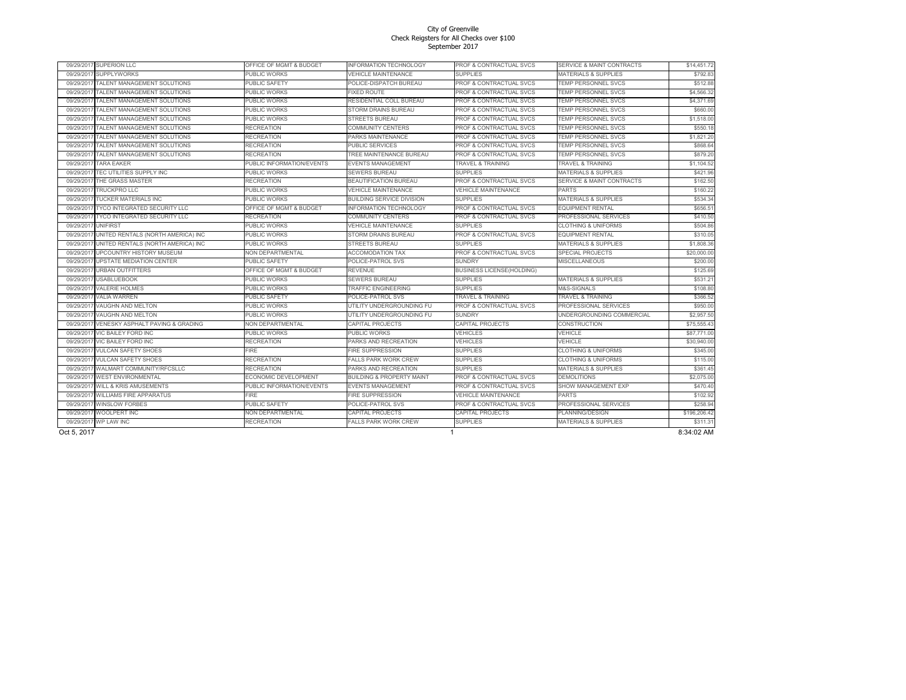City of Greenville
Check Reigsters for All Checks over $100
September 2017

| | | | | | | |
|---|---|---|---|---|---|---|
| 09/29/2017 | SUPERION LLC | OFFICE OF MGMT & BUDGET | INFORMATION TECHNOLOGY | PROF & CONTRACTUAL SVCS | SERVICE & MAINT CONTRACTS | $14,451.72 |
| 09/29/2017 | SUPPLYWORKS | PUBLIC WORKS | VEHICLE MAINTENANCE | SUPPLIES | MATERIALS & SUPPLIES | $792.83 |
| 09/29/2017 | TALENT MANAGEMENT SOLUTIONS | PUBLIC SAFETY | POLICE-DISPATCH BUREAU | PROF & CONTRACTUAL SVCS | TEMP PERSONNEL SVCS | $512.88 |
| 09/29/2017 | TALENT MANAGEMENT SOLUTIONS | PUBLIC WORKS | FIXED ROUTE | PROF & CONTRACTUAL SVCS | TEMP PERSONNEL SVCS | $4,566.32 |
| 09/29/2017 | TALENT MANAGEMENT SOLUTIONS | PUBLIC WORKS | RESIDENTIAL COLL BUREAU | PROF & CONTRACTUAL SVCS | TEMP PERSONNEL SVCS | $4,371.69 |
| 09/29/2017 | TALENT MANAGEMENT SOLUTIONS | PUBLIC WORKS | STORM DRAINS BUREAU | PROF & CONTRACTUAL SVCS | TEMP PERSONNEL SVCS | $660.00 |
| 09/29/2017 | TALENT MANAGEMENT SOLUTIONS | PUBLIC WORKS | STREETS BUREAU | PROF & CONTRACTUAL SVCS | TEMP PERSONNEL SVCS | $1,518.00 |
| 09/29/2017 | TALENT MANAGEMENT SOLUTIONS | RECREATION | COMMUNITY CENTERS | PROF & CONTRACTUAL SVCS | TEMP PERSONNEL SVCS | $550.18 |
| 09/29/2017 | TALENT MANAGEMENT SOLUTIONS | RECREATION | PARKS MAINTENANCE | PROF & CONTRACTUAL SVCS | TEMP PERSONNEL SVCS | $1,821.20 |
| 09/29/2017 | TALENT MANAGEMENT SOLUTIONS | RECREATION | PUBLIC SERVICES | PROF & CONTRACTUAL SVCS | TEMP PERSONNEL SVCS | $868.64 |
| 09/29/2017 | TALENT MANAGEMENT SOLUTIONS | RECREATION | TREE MAINTENANCE BUREAU | PROF & CONTRACTUAL SVCS | TEMP PERSONNEL SVCS | $879.20 |
| 09/29/2017 | TARA EAKER | PUBLIC INFORMATION/EVENTS | EVENTS MANAGEMENT | TRAVEL & TRAINING | TRAVEL & TRAINING | $1,104.52 |
| 09/29/2017 | TEC UTILITIES SUPPLY INC | PUBLIC WORKS | SEWERS BUREAU | SUPPLIES | MATERIALS & SUPPLIES | $421.96 |
| 09/29/2017 | THE GRASS MASTER | RECREATION | BEAUTIFICATION BUREAU | PROF & CONTRACTUAL SVCS | SERVICE & MAINT CONTRACTS | $162.50 |
| 09/29/2017 | TRUCKPRO LLC | PUBLIC WORKS | VEHICLE MAINTENANCE | VEHICLE MAINTENANCE | PARTS | $160.22 |
| 09/29/2017 | TUCKER MATERIALS INC | PUBLIC WORKS | BUILDING SERVICE DIVISION | SUPPLIES | MATERIALS & SUPPLIES | $534.34 |
| 09/29/2017 | TYCO INTEGRATED SECURITY LLC | OFFICE OF MGMT & BUDGET | INFORMATION TECHNOLOGY | PROF & CONTRACTUAL SVCS | EQUIPMENT RENTAL | $656.51 |
| 09/29/2017 | TYCO INTEGRATED SECURITY LLC | RECREATION | COMMUNITY CENTERS | PROF & CONTRACTUAL SVCS | PROFESSIONAL SERVICES | $410.50 |
| 09/29/2017 | UNIFIRST | PUBLIC WORKS | VEHICLE MAINTENANCE | SUPPLIES | CLOTHING & UNIFORMS | $504.86 |
| 09/29/2017 | UNITED RENTALS (NORTH AMERICA) INC | PUBLIC WORKS | STORM DRAINS BUREAU | PROF & CONTRACTUAL SVCS | EQUIPMENT RENTAL | $310.05 |
| 09/29/2017 | UNITED RENTALS (NORTH AMERICA) INC | PUBLIC WORKS | STREETS BUREAU | SUPPLIES | MATERIALS & SUPPLIES | $1,808.36 |
| 09/29/2017 | UPCOUNTRY HISTORY MUSEUM | NON DEPARTMENTAL | ACCOMODATION TAX | PROF & CONTRACTUAL SVCS | SPECIAL PROJECTS | $20,000.00 |
| 09/29/2017 | UPSTATE MEDIATION CENTER | PUBLIC SAFETY | POLICE-PATROL SVS | SUNDRY | MISCELLANEOUS | $200.00 |
| 09/29/2017 | URBAN OUTFITTERS | OFFICE OF MGMT & BUDGET | REVENUE | BUSINESS LICENSE(HOLDING) | | $125.69 |
| 09/29/2017 | USABLUEBOOK | PUBLIC WORKS | SEWERS BUREAU | SUPPLIES | MATERIALS & SUPPLIES | $531.21 |
| 09/29/2017 | VALERIE HOLMES | PUBLIC WORKS | TRAFFIC ENGINEERING | SUPPLIES | M&S-SIGNALS | $108.80 |
| 09/29/2017 | VALIA WARREN | PUBLIC SAFETY | POLICE-PATROL SVS | TRAVEL & TRAINING | TRAVEL & TRAINING | $366.52 |
| 09/29/2017 | VAUGHN AND MELTON | PUBLIC WORKS | UTILITY UNDERGROUNDING FU | PROF & CONTRACTUAL SVCS | PROFESSIONAL SERVICES | $950.00 |
| 09/29/2017 | VAUGHN AND MELTON | PUBLIC WORKS | UTILITY UNDERGROUNDING FU | SUNDRY | UNDERGROUNDING COMMERCIAL | $2,957.50 |
| 09/29/2017 | VENESKY ASPHALT PAVING & GRADING | NON DEPARTMENTAL | CAPITAL PROJECTS | CAPITAL PROJECTS | CONSTRUCTION | $75,555.43 |
| 09/29/2017 | VIC BAILEY FORD INC | PUBLIC WORKS | PUBLIC WORKS | VEHICLES | VEHICLE | $87,771.00 |
| 09/29/2017 | VIC BAILEY FORD INC | RECREATION | PARKS AND RECREATION | VEHICLES | VEHICLE | $30,940.00 |
| 09/29/2017 | VULCAN SAFETY SHOES | FIRE | FIRE SUPPRESSION | SUPPLIES | CLOTHING & UNIFORMS | $345.00 |
| 09/29/2017 | VULCAN SAFETY SHOES | RECREATION | FALLS PARK WORK CREW | SUPPLIES | CLOTHING & UNIFORMS | $115.00 |
| 09/29/2017 | WALMART COMMUNITY/RFCSLLC | RECREATION | PARKS AND RECREATION | SUPPLIES | MATERIALS & SUPPLIES | $361.45 |
| 09/29/2017 | WEST ENVIRONMENTAL | ECONOMIC DEVELOPMENT | BUILDING & PROPERTY MAINT | PROF & CONTRACTUAL SVCS | DEMOLITIONS | $2,075.00 |
| 09/29/2017 | WILL & KRIS AMUSEMENTS | PUBLIC INFORMATION/EVENTS | EVENTS MANAGEMENT | PROF & CONTRACTUAL SVCS | SHOW MANAGEMENT EXP | $470.40 |
| 09/29/2017 | WILLIAMS FIRE APPARATUS | FIRE | FIRE SUPPRESSION | VEHICLE MAINTENANCE | PARTS | $102.92 |
| 09/29/2017 | WINSLOW FORBES | PUBLIC SAFETY | POLICE-PATROL SVS | PROF & CONTRACTUAL SVCS | PROFESSIONAL SERVICES | $258.94 |
| 09/29/2017 | WOOLPERT INC | NON DEPARTMENTAL | CAPITAL PROJECTS | CAPITAL PROJECTS | PLANNING/DESIGN | $196,206.42 |
| 09/29/2017 | WP LAW INC | RECREATION | FALLS PARK WORK CREW | SUPPLIES | MATERIALS & SUPPLIES | $311.31 |